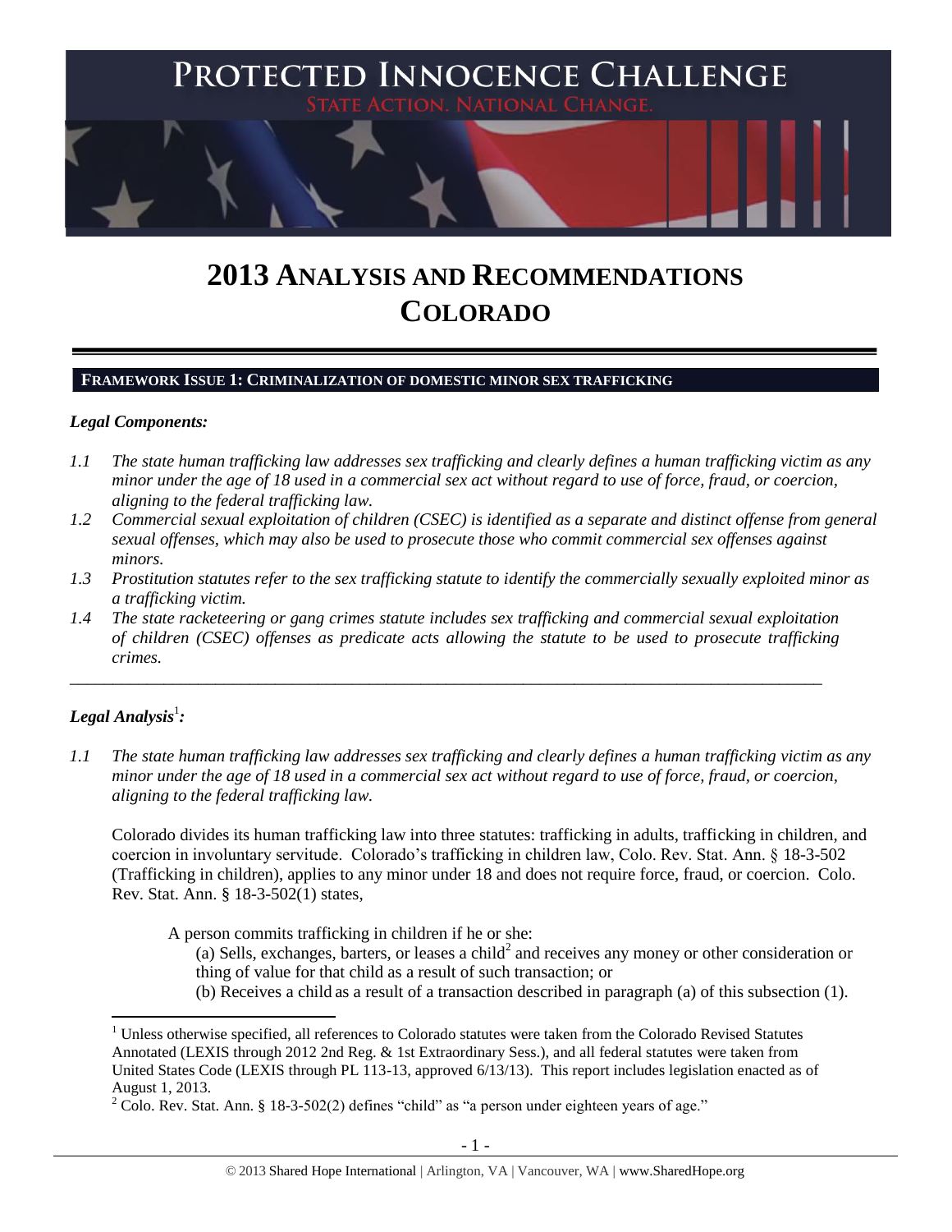# PROTECTED INNOCENCE CHALLENGE

STATE ACTION. NATIONAL CHANGE.

# 2013 ANALYSIS AND RECOMMENDATIONS COLORADO

## FRAMEWORK ISSUE 1: CRIMINALIZATION OF DOMESTIC MINOR SEX TRAFFICKING

### *Legal Components:*

*1.1 The state human trafficking law addresses sex trafficking and clearly defines a human trafficking victim as any minor under the age of 18 used in a commercial sex act without regard to use of force, fraud, or coercion, aligning to the federal trafficking law.*

*1.2 Commercial sexual exploitation of children (CSEC) is identified as a separate and distinct offense from general sexual offenses, which may also be used to prosecute those who commit commercial sex offenses against minors.*

*1.3 Prostitution statutes refer to the sex trafficking statute to identify the commercially sexually exploited minor as a trafficking victim.*

*1.4 The state racketeering or gang crimes statute includes sex trafficking and commercial sexual exploitation of children (CSEC) offenses as predicate acts allowing the statute to be used to prosecute trafficking crimes.*

---

### *Legal Analysis*[1]*:*

*1.1 The state human trafficking law addresses sex trafficking and clearly defines a human trafficking victim as any minor under the age of 18 used in a commercial sex act without regard to use of force, fraud, or coercion, aligning to the federal trafficking law.*

Colorado divides its human trafficking law into three statutes: trafficking in adults, trafficking in children, and coercion in involuntary servitude. Colorado's trafficking in children law, Colo. Rev. Stat. Ann. § 18-3-502 (Trafficking in children), applies to any minor under 18 and does not require force, fraud, or coercion. Colo. Rev. Stat. Ann. § 18-3-502(1) states,

> A person commits trafficking in children if he or she:
>
> (a) Sells, exchanges, barters, or leases a child[2] and receives any money or other consideration or thing of value for that child as a result of such transaction; or
>
> (b) Receives a child as a result of a transaction described in paragraph (a) of this subsection (1).

---

[1] Unless otherwise specified, all references to Colorado statutes were taken from the Colorado Revised Statutes Annotated (LEXIS through 2012 2nd Reg. & 1st Extraordinary Sess.), and all federal statutes were taken from United States Code (LEXIS through PL 113-13, approved 6/13/13). This report includes legislation enacted as of August 1, 2013.

[2] Colo. Rev. Stat. Ann. § 18-3-502(2) defines "child" as "a person under eighteen years of age."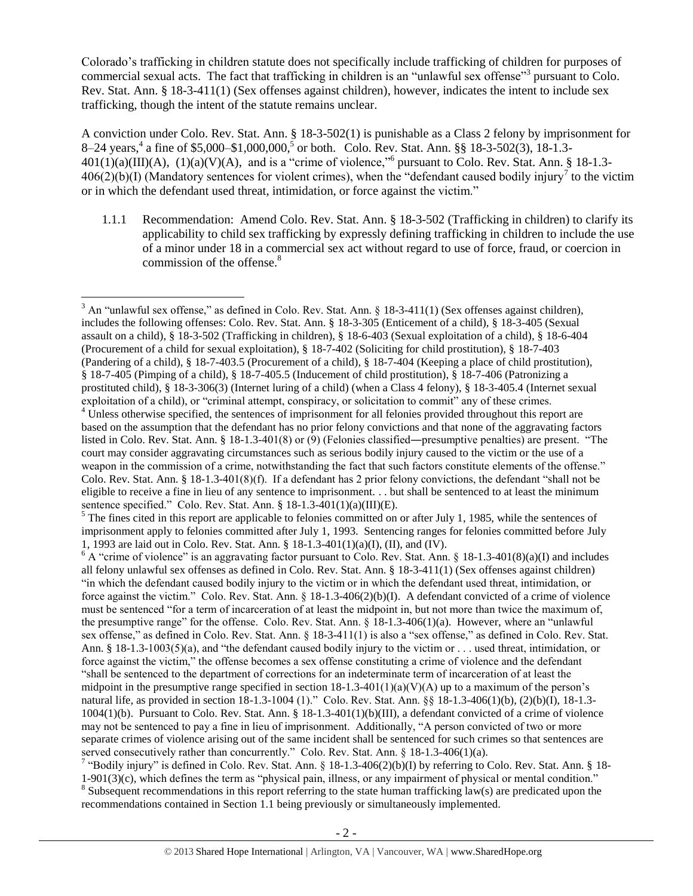Colorado's trafficking in children statute does not specifically include trafficking of children for purposes of commercial sexual acts. The fact that trafficking in children is an "unlawful sex offense"[3] pursuant to Colo. Rev. Stat. Ann. § 18-3-411(1) (Sex offenses against children), however, indicates the intent to include sex trafficking, though the intent of the statute remains unclear.

A conviction under Colo. Rev. Stat. Ann. § 18-3-502(1) is punishable as a Class 2 felony by imprisonment for 8–24 years,[4] a fine of $5,000–$1,000,000,[5] or both. Colo. Rev. Stat. Ann. §§ 18-3-502(3), 18-1.3-401(1)(a)(III)(A), (1)(a)(V)(A), and is a "crime of violence,"[6] pursuant to Colo. Rev. Stat. Ann. § 18-1.3-406(2)(b)(I) (Mandatory sentences for violent crimes), when the "defendant caused bodily injury[7] to the victim or in which the defendant used threat, intimidation, or force against the victim."

1.1.1 Recommendation: Amend Colo. Rev. Stat. Ann. § 18-3-502 (Trafficking in children) to clarify its applicability to child sex trafficking by expressly defining trafficking in children to include the use of a minor under 18 in a commercial sex act without regard to use of force, fraud, or coercion in commission of the offense.[8]

---

[3] An "unlawful sex offense," as defined in Colo. Rev. Stat. Ann. § 18-3-411(1) (Sex offenses against children), includes the following offenses: Colo. Rev. Stat. Ann. § 18-3-305 (Enticement of a child), § 18-3-405 (Sexual assault on a child), § 18-3-502 (Trafficking in children), § 18-6-403 (Sexual exploitation of a child), § 18-6-404 (Procurement of a child for sexual exploitation), § 18-7-402 (Soliciting for child prostitution), § 18-7-403 (Pandering of a child), § 18-7-403.5 (Procurement of a child), § 18-7-404 (Keeping a place of child prostitution), § 18-7-405 (Pimping of a child), § 18-7-405.5 (Inducement of child prostitution), § 18-7-406 (Patronizing a prostituted child), § 18-3-306(3) (Internet luring of a child) (when a Class 4 felony), § 18-3-405.4 (Internet sexual exploitation of a child), or "criminal attempt, conspiracy, or solicitation to commit" any of these crimes.

[4] Unless otherwise specified, the sentences of imprisonment for all felonies provided throughout this report are based on the assumption that the defendant has no prior felony convictions and that none of the aggravating factors listed in Colo. Rev. Stat. Ann. § 18-1.3-401(8) or (9) (Felonies classified―presumptive penalties) are present. "The court may consider aggravating circumstances such as serious bodily injury caused to the victim or the use of a weapon in the commission of a crime, notwithstanding the fact that such factors constitute elements of the offense." Colo. Rev. Stat. Ann. § 18-1.3-401(8)(f). If a defendant has 2 prior felony convictions, the defendant "shall not be eligible to receive a fine in lieu of any sentence to imprisonment. . . but shall be sentenced to at least the minimum sentence specified." Colo. Rev. Stat. Ann. § 18-1.3-401(1)(a)(III)(E).

[5] The fines cited in this report are applicable to felonies committed on or after July 1, 1985, while the sentences of imprisonment apply to felonies committed after July 1, 1993. Sentencing ranges for felonies committed before July 1, 1993 are laid out in Colo. Rev. Stat. Ann. § 18-1.3-401(1)(a)(I), (II), and (IV).

[6] A "crime of violence" is an aggravating factor pursuant to Colo. Rev. Stat. Ann. § 18-1.3-401(8)(a)(I) and includes all felony unlawful sex offenses as defined in Colo. Rev. Stat. Ann. § 18-3-411(1) (Sex offenses against children) "in which the defendant caused bodily injury to the victim or in which the defendant used threat, intimidation, or force against the victim." Colo. Rev. Stat. Ann. § 18-1.3-406(2)(b)(I). A defendant convicted of a crime of violence must be sentenced "for a term of incarceration of at least the midpoint in, but not more than twice the maximum of, the presumptive range" for the offense. Colo. Rev. Stat. Ann. § 18-1.3-406(1)(a). However, where an "unlawful sex offense," as defined in Colo. Rev. Stat. Ann. § 18-3-411(1) is also a "sex offense," as defined in Colo. Rev. Stat. Ann. § 18-1.3-1003(5)(a), and "the defendant caused bodily injury to the victim or . . . used threat, intimidation, or force against the victim," the offense becomes a sex offense constituting a crime of violence and the defendant "shall be sentenced to the department of corrections for an indeterminate term of incarceration of at least the midpoint in the presumptive range specified in section 18-1.3-401(1)(a)(V)(A) up to a maximum of the person's natural life, as provided in section 18-1.3-1004 (1)." Colo. Rev. Stat. Ann. §§ 18-1.3-406(1)(b), (2)(b)(I), 18-1.3-1004(1)(b). Pursuant to Colo. Rev. Stat. Ann. § 18-1.3-401(1)(b)(III), a defendant convicted of a crime of violence may not be sentenced to pay a fine in lieu of imprisonment. Additionally, "A person convicted of two or more separate crimes of violence arising out of the same incident shall be sentenced for such crimes so that sentences are served consecutively rather than concurrently." Colo. Rev. Stat. Ann. § 18-1.3-406(1)(a).

[7] "Bodily injury" is defined in Colo. Rev. Stat. Ann. § 18-1.3-406(2)(b)(I) by referring to Colo. Rev. Stat. Ann. § 18-1-901(3)(c), which defines the term as "physical pain, illness, or any impairment of physical or mental condition."

[8] Subsequent recommendations in this report referring to the state human trafficking law(s) are predicated upon the recommendations contained in Section 1.1 being previously or simultaneously implemented.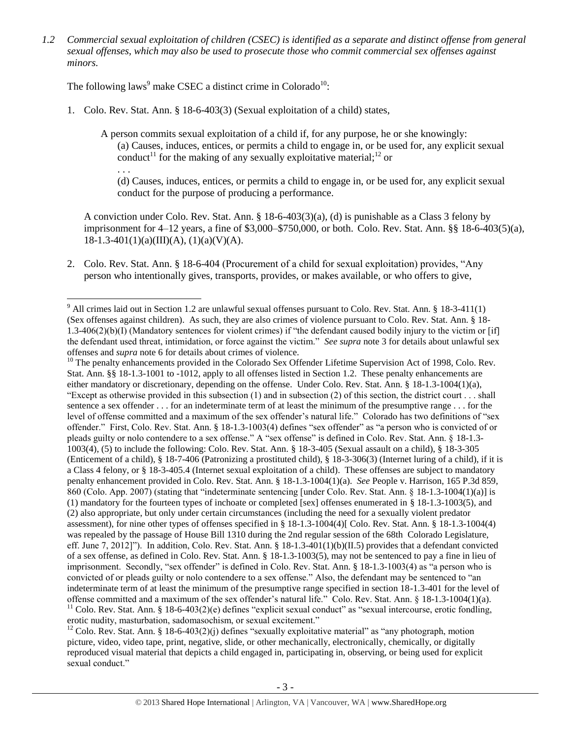*1.2 Commercial sexual exploitation of children (CSEC) is identified as a separate and distinct offense from general sexual offenses, which may also be used to prosecute those who commit commercial sex offenses against minors.*

The following laws[9] make CSEC a distinct crime in Colorado[10]:

1. Colo. Rev. Stat. Ann. § 18-6-403(3) (Sexual exploitation of a child) states,

   A person commits sexual exploitation of a child if, for any purpose, he or she knowingly:

   (a) Causes, induces, entices, or permits a child to engage in, or be used for, any explicit sexual conduct[11] for the making of any sexually exploitative material;[12] or

   . . .

   (d) Causes, induces, entices, or permits a child to engage in, or be used for, any explicit sexual conduct for the purpose of producing a performance.

   A conviction under Colo. Rev. Stat. Ann. § 18-6-403(3)(a), (d) is punishable as a Class 3 felony by imprisonment for 4–12 years, a fine of $3,000–$750,000, or both. Colo. Rev. Stat. Ann. §§ 18-6-403(5)(a), 18-1.3-401(1)(a)(III)(A), (1)(a)(V)(A).

2. Colo. Rev. Stat. Ann. § 18-6-404 (Procurement of a child for sexual exploitation) provides, "Any person who intentionally gives, transports, provides, or makes available, or who offers to give,

---

[9] All crimes laid out in Section 1.2 are unlawful sexual offenses pursuant to Colo. Rev. Stat. Ann. § 18-3-411(1) (Sex offenses against children). As such, they are also crimes of violence pursuant to Colo. Rev. Stat. Ann. § 18-1.3-406(2)(b)(I) (Mandatory sentences for violent crimes) if "the defendant caused bodily injury to the victim or [if] the defendant used threat, intimidation, or force against the victim." *See supra* note 3 for details about unlawful sex offenses and *supra* note 6 for details about crimes of violence.

[10] The penalty enhancements provided in the Colorado Sex Offender Lifetime Supervision Act of 1998, Colo. Rev. Stat. Ann. §§ 18-1.3-1001 to -1012, apply to all offenses listed in Section 1.2. These penalty enhancements are either mandatory or discretionary, depending on the offense. Under Colo. Rev. Stat. Ann. § 18-1.3-1004(1)(a), "Except as otherwise provided in this subsection (1) and in subsection (2) of this section, the district court . . . shall sentence a sex offender . . . for an indeterminate term of at least the minimum of the presumptive range . . . for the level of offense committed and a maximum of the sex offender's natural life." Colorado has two definitions of "sex offender." First, Colo. Rev. Stat. Ann. § 18-1.3-1003(4) defines "sex offender" as "a person who is convicted of or pleads guilty or nolo contendere to a sex offense." A "sex offense" is defined in Colo. Rev. Stat. Ann. § 18-1.3-1003(4), (5) to include the following: Colo. Rev. Stat. Ann. § 18-3-405 (Sexual assault on a child), § 18-3-305 (Enticement of a child), § 18-7-406 (Patronizing a prostituted child), § 18-3-306(3) (Internet luring of a child), if it is a Class 4 felony, or § 18-3-405.4 (Internet sexual exploitation of a child). These offenses are subject to mandatory penalty enhancement provided in Colo. Rev. Stat. Ann. § 18-1.3-1004(1)(a). *See* People v. Harrison, 165 P.3d 859, 860 (Colo. App. 2007) (stating that "indeterminate sentencing [under Colo. Rev. Stat. Ann. § 18-1.3-1004(1)(a)] is (1) mandatory for the fourteen types of inchoate or completed [sex] offenses enumerated in § 18-1.3-1003(5), and (2) also appropriate, but only under certain circumstances (including the need for a sexually violent predator assessment), for nine other types of offenses specified in § 18-1.3-1004(4)[ Colo. Rev. Stat. Ann. § 18-1.3-1004(4) was repealed by the passage of House Bill 1310 during the 2nd regular session of the 68th Colorado Legislature, eff. June 7, 2012]"). In addition, Colo. Rev. Stat. Ann. § 18-1.3-401(1)(b)(II.5) provides that a defendant convicted of a sex offense, as defined in Colo. Rev. Stat. Ann. § 18-1.3-1003(5), may not be sentenced to pay a fine in lieu of imprisonment. Secondly, "sex offender" is defined in Colo. Rev. Stat. Ann. § 18-1.3-1003(4) as "a person who is convicted of or pleads guilty or nolo contendere to a sex offense." Also, the defendant may be sentenced to "an indeterminate term of at least the minimum of the presumptive range specified in section 18-1.3-401 for the level of offense committed and a maximum of the sex offender's natural life." Colo. Rev. Stat. Ann. § 18-1.3-1004(1)(a).

[11] Colo. Rev. Stat. Ann. § 18-6-403(2)(e) defines "explicit sexual conduct" as "sexual intercourse, erotic fondling, erotic nudity, masturbation, sadomasochism, or sexual excitement."

[12] Colo. Rev. Stat. Ann. § 18-6-403(2)(j) defines "sexually exploitative material" as "any photograph, motion picture, video, video tape, print, negative, slide, or other mechanically, electronically, chemically, or digitally reproduced visual material that depicts a child engaged in, participating in, observing, or being used for explicit sexual conduct."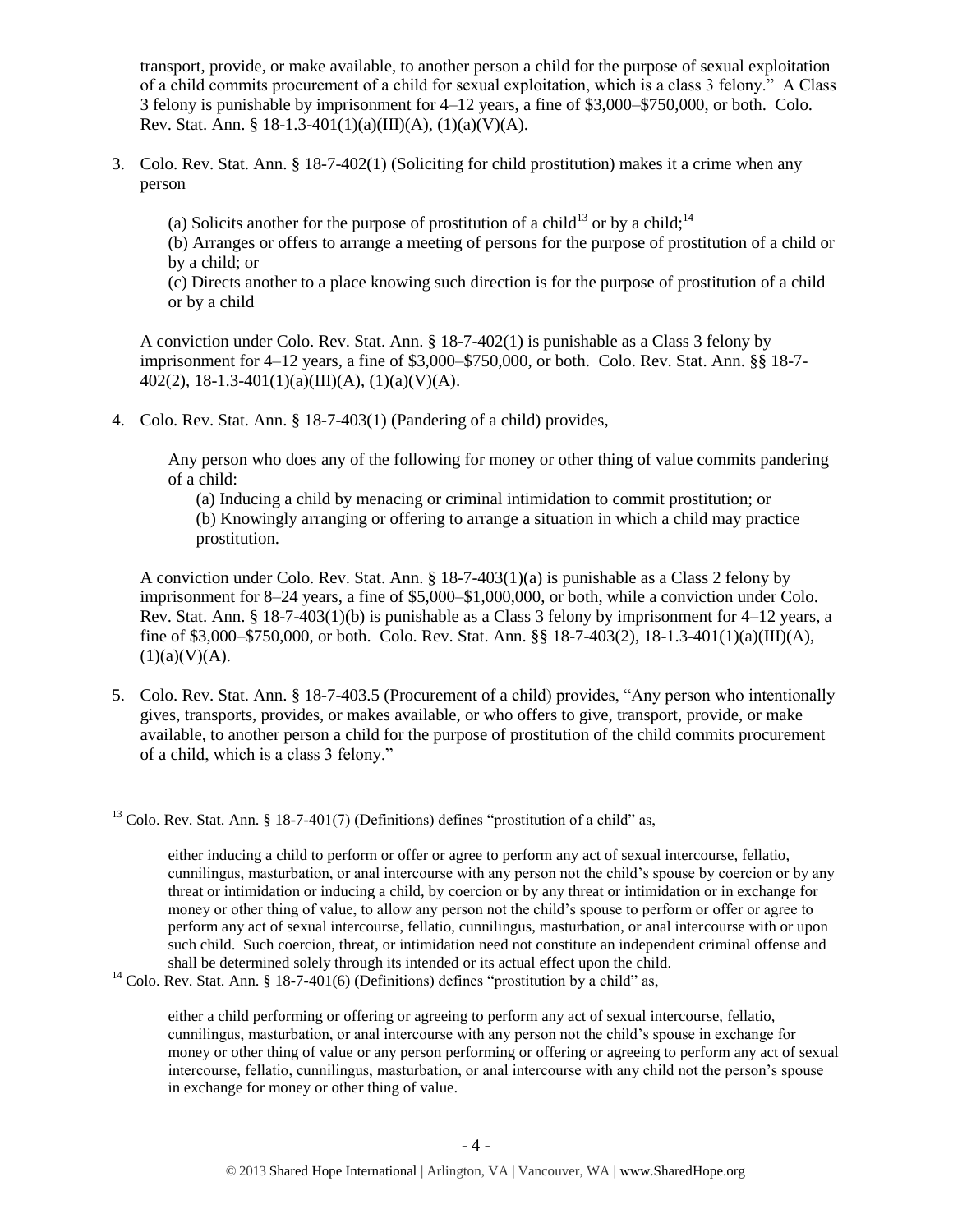transport, provide, or make available, to another person a child for the purpose of sexual exploitation of a child commits procurement of a child for sexual exploitation, which is a class 3 felony." A Class 3 felony is punishable by imprisonment for 4–12 years, a fine of $3,000–$750,000, or both. Colo. Rev. Stat. Ann. § 18-1.3-401(1)(a)(III)(A), (1)(a)(V)(A).

3. Colo. Rev. Stat. Ann. § 18-7-402(1) (Soliciting for child prostitution) makes it a crime when any person

   (a) Solicits another for the purpose of prostitution of a child[13] or by a child;[14]
   (b) Arranges or offers to arrange a meeting of persons for the purpose of prostitution of a child or by a child; or
   (c) Directs another to a place knowing such direction is for the purpose of prostitution of a child or by a child

   A conviction under Colo. Rev. Stat. Ann. § 18-7-402(1) is punishable as a Class 3 felony by imprisonment for 4–12 years, a fine of $3,000–$750,000, or both. Colo. Rev. Stat. Ann. §§ 18-7-402(2), 18-1.3-401(1)(a)(III)(A), (1)(a)(V)(A).

4. Colo. Rev. Stat. Ann. § 18-7-403(1) (Pandering of a child) provides,

   Any person who does any of the following for money or other thing of value commits pandering of a child:
   (a) Inducing a child by menacing or criminal intimidation to commit prostitution; or
   (b) Knowingly arranging or offering to arrange a situation in which a child may practice prostitution.

   A conviction under Colo. Rev. Stat. Ann. § 18-7-403(1)(a) is punishable as a Class 2 felony by imprisonment for 8–24 years, a fine of $5,000–$1,000,000, or both, while a conviction under Colo. Rev. Stat. Ann. § 18-7-403(1)(b) is punishable as a Class 3 felony by imprisonment for 4–12 years, a fine of $3,000–$750,000, or both. Colo. Rev. Stat. Ann. §§ 18-7-403(2), 18-1.3-401(1)(a)(III)(A), (1)(a)(V)(A).

5. Colo. Rev. Stat. Ann. § 18-7-403.5 (Procurement of a child) provides, "Any person who intentionally gives, transports, provides, or makes available, or who offers to give, transport, provide, or make available, to another person a child for the purpose of prostitution of the child commits procurement of a child, which is a class 3 felony."

---

[13] Colo. Rev. Stat. Ann. § 18-7-401(7) (Definitions) defines "prostitution of a child" as,

either inducing a child to perform or offer or agree to perform any act of sexual intercourse, fellatio, cunnilingus, masturbation, or anal intercourse with any person not the child's spouse by coercion or by any threat or intimidation or inducing a child, by coercion or by any threat or intimidation or in exchange for money or other thing of value, to allow any person not the child's spouse to perform or offer or agree to perform any act of sexual intercourse, fellatio, cunnilingus, masturbation, or anal intercourse with or upon such child. Such coercion, threat, or intimidation need not constitute an independent criminal offense and shall be determined solely through its intended or its actual effect upon the child.

[14] Colo. Rev. Stat. Ann. § 18-7-401(6) (Definitions) defines "prostitution by a child" as,

either a child performing or offering or agreeing to perform any act of sexual intercourse, fellatio, cunnilingus, masturbation, or anal intercourse with any person not the child's spouse in exchange for money or other thing of value or any person performing or offering or agreeing to perform any act of sexual intercourse, fellatio, cunnilingus, masturbation, or anal intercourse with any child not the person's spouse in exchange for money or other thing of value.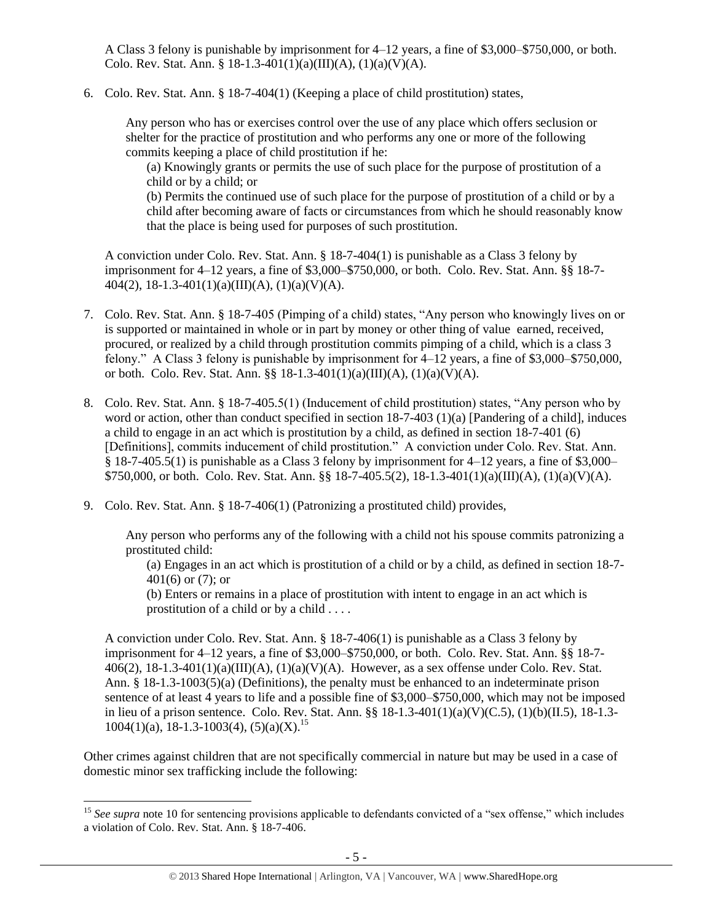A Class 3 felony is punishable by imprisonment for 4–12 years, a fine of $3,000–$750,000, or both. Colo. Rev. Stat. Ann. § 18-1.3-401(1)(a)(III)(A), (1)(a)(V)(A).

6. Colo. Rev. Stat. Ann. § 18-7-404(1) (Keeping a place of child prostitution) states,

   > Any person who has or exercises control over the use of any place which offers seclusion or shelter for the practice of prostitution and who performs any one or more of the following commits keeping a place of child prostitution if he:
   >
   > (a) Knowingly grants or permits the use of such place for the purpose of prostitution of a child or by a child; or
   >
   > (b) Permits the continued use of such place for the purpose of prostitution of a child or by a child after becoming aware of facts or circumstances from which he should reasonably know that the place is being used for purposes of such prostitution.

   A conviction under Colo. Rev. Stat. Ann. § 18-7-404(1) is punishable as a Class 3 felony by imprisonment for 4–12 years, a fine of $3,000–$750,000, or both. Colo. Rev. Stat. Ann. §§ 18-7-404(2), 18-1.3-401(1)(a)(III)(A), (1)(a)(V)(A).

7. Colo. Rev. Stat. Ann. § 18-7-405 (Pimping of a child) states, "Any person who knowingly lives on or is supported or maintained in whole or in part by money or other thing of value earned, received, procured, or realized by a child through prostitution commits pimping of a child, which is a class 3 felony." A Class 3 felony is punishable by imprisonment for 4–12 years, a fine of $3,000–$750,000, or both. Colo. Rev. Stat. Ann. §§ 18-1.3-401(1)(a)(III)(A), (1)(a)(V)(A).

8. Colo. Rev. Stat. Ann. § 18-7-405.5(1) (Inducement of child prostitution) states, "Any person who by word or action, other than conduct specified in section 18-7-403 (1)(a) [Pandering of a child], induces a child to engage in an act which is prostitution by a child, as defined in section 18-7-401 (6) [Definitions], commits inducement of child prostitution." A conviction under Colo. Rev. Stat. Ann. § 18-7-405.5(1) is punishable as a Class 3 felony by imprisonment for 4–12 years, a fine of $3,000–$750,000, or both. Colo. Rev. Stat. Ann. §§ 18-7-405.5(2), 18-1.3-401(1)(a)(III)(A), (1)(a)(V)(A).

9. Colo. Rev. Stat. Ann. § 18-7-406(1) (Patronizing a prostituted child) provides,

   > Any person who performs any of the following with a child not his spouse commits patronizing a prostituted child:
   >
   > (a) Engages in an act which is prostitution of a child or by a child, as defined in section 18-7-401(6) or (7); or
   >
   > (b) Enters or remains in a place of prostitution with intent to engage in an act which is prostitution of a child or by a child . . . .

   A conviction under Colo. Rev. Stat. Ann. § 18-7-406(1) is punishable as a Class 3 felony by imprisonment for 4–12 years, a fine of $3,000–$750,000, or both. Colo. Rev. Stat. Ann. §§ 18-7-406(2), 18-1.3-401(1)(a)(III)(A), (1)(a)(V)(A). However, as a sex offense under Colo. Rev. Stat. Ann. § 18-1.3-1003(5)(a) (Definitions), the penalty must be enhanced to an indeterminate prison sentence of at least 4 years to life and a possible fine of $3,000–$750,000, which may not be imposed in lieu of a prison sentence. Colo. Rev. Stat. Ann. §§ 18-1.3-401(1)(a)(V)(C.5), (1)(b)(II.5), 18-1.3-1004(1)(a), 18-1.3-1003(4), (5)(a)(X).[15]

Other crimes against children that are not specifically commercial in nature but may be used in a case of domestic minor sex trafficking include the following:

[15] *See supra* note 10 for sentencing provisions applicable to defendants convicted of a "sex offense," which includes a violation of Colo. Rev. Stat. Ann. § 18-7-406.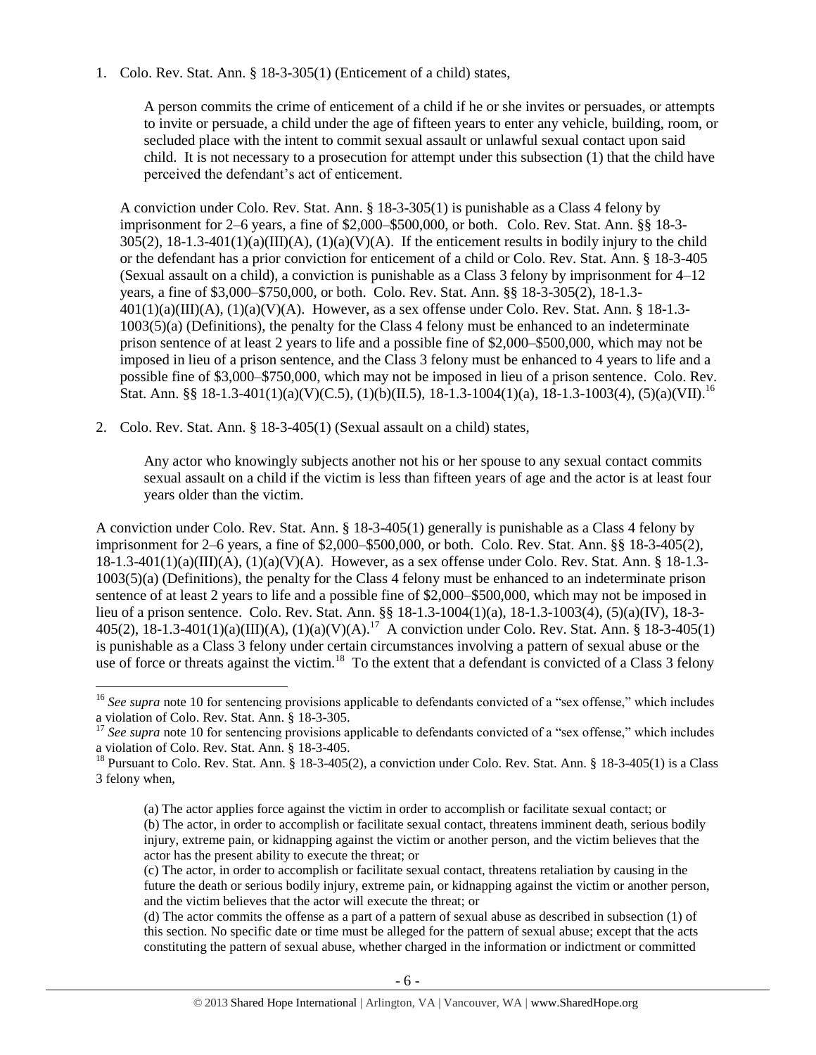1. Colo. Rev. Stat. Ann. § 18-3-305(1) (Enticement of a child) states,

   A person commits the crime of enticement of a child if he or she invites or persuades, or attempts to invite or persuade, a child under the age of fifteen years to enter any vehicle, building, room, or secluded place with the intent to commit sexual assault or unlawful sexual contact upon said child. It is not necessary to a prosecution for attempt under this subsection (1) that the child have perceived the defendant's act of enticement.

   A conviction under Colo. Rev. Stat. Ann. § 18-3-305(1) is punishable as a Class 4 felony by imprisonment for 2–6 years, a fine of $2,000–$500,000, or both. Colo. Rev. Stat. Ann. §§ 18-3-305(2), 18-1.3-401(1)(a)(III)(A), (1)(a)(V)(A). If the enticement results in bodily injury to the child or the defendant has a prior conviction for enticement of a child or Colo. Rev. Stat. Ann. § 18-3-405 (Sexual assault on a child), a conviction is punishable as a Class 3 felony by imprisonment for 4–12 years, a fine of $3,000–$750,000, or both. Colo. Rev. Stat. Ann. §§ 18-3-305(2), 18-1.3-401(1)(a)(III)(A), (1)(a)(V)(A). However, as a sex offense under Colo. Rev. Stat. Ann. § 18-1.3-1003(5)(a) (Definitions), the penalty for the Class 4 felony must be enhanced to an indeterminate prison sentence of at least 2 years to life and a possible fine of $2,000–$500,000, which may not be imposed in lieu of a prison sentence, and the Class 3 felony must be enhanced to 4 years to life and a possible fine of $3,000–$750,000, which may not be imposed in lieu of a prison sentence. Colo. Rev. Stat. Ann. §§ 18-1.3-401(1)(a)(V)(C.5), (1)(b)(II.5), 18-1.3-1004(1)(a), 18-1.3-1003(4), (5)(a)(VII).[16]

2. Colo. Rev. Stat. Ann. § 18-3-405(1) (Sexual assault on a child) states,

   Any actor who knowingly subjects another not his or her spouse to any sexual contact commits sexual assault on a child if the victim is less than fifteen years of age and the actor is at least four years older than the victim.

A conviction under Colo. Rev. Stat. Ann. § 18-3-405(1) generally is punishable as a Class 4 felony by imprisonment for 2–6 years, a fine of $2,000–$500,000, or both. Colo. Rev. Stat. Ann. §§ 18-3-405(2), 18-1.3-401(1)(a)(III)(A), (1)(a)(V)(A). However, as a sex offense under Colo. Rev. Stat. Ann. § 18-1.3-1003(5)(a) (Definitions), the penalty for the Class 4 felony must be enhanced to an indeterminate prison sentence of at least 2 years to life and a possible fine of $2,000–$500,000, which may not be imposed in lieu of a prison sentence. Colo. Rev. Stat. Ann. §§ 18-1.3-1004(1)(a), 18-1.3-1003(4), (5)(a)(IV), 18-3-405(2), 18-1.3-401(1)(a)(III)(A), (1)(a)(V)(A).[17] A conviction under Colo. Rev. Stat. Ann. § 18-3-405(1) is punishable as a Class 3 felony under certain circumstances involving a pattern of sexual abuse or the use of force or threats against the victim.[18] To the extent that a defendant is convicted of a Class 3 felony

---

[16] *See supra* note 10 for sentencing provisions applicable to defendants convicted of a "sex offense," which includes a violation of Colo. Rev. Stat. Ann. § 18-3-305.

[17] *See supra* note 10 for sentencing provisions applicable to defendants convicted of a "sex offense," which includes a violation of Colo. Rev. Stat. Ann. § 18-3-405.

[18] Pursuant to Colo. Rev. Stat. Ann. § 18-3-405(2), a conviction under Colo. Rev. Stat. Ann. § 18-3-405(1) is a Class 3 felony when,

(a) The actor applies force against the victim in order to accomplish or facilitate sexual contact; or
(b) The actor, in order to accomplish or facilitate sexual contact, threatens imminent death, serious bodily injury, extreme pain, or kidnapping against the victim or another person, and the victim believes that the actor has the present ability to execute the threat; or
(c) The actor, in order to accomplish or facilitate sexual contact, threatens retaliation by causing in the future the death or serious bodily injury, extreme pain, or kidnapping against the victim or another person, and the victim believes that the actor will execute the threat; or
(d) The actor commits the offense as a part of a pattern of sexual abuse as described in subsection (1) of this section. No specific date or time must be alleged for the pattern of sexual abuse; except that the acts constituting the pattern of sexual abuse, whether charged in the information or indictment or committed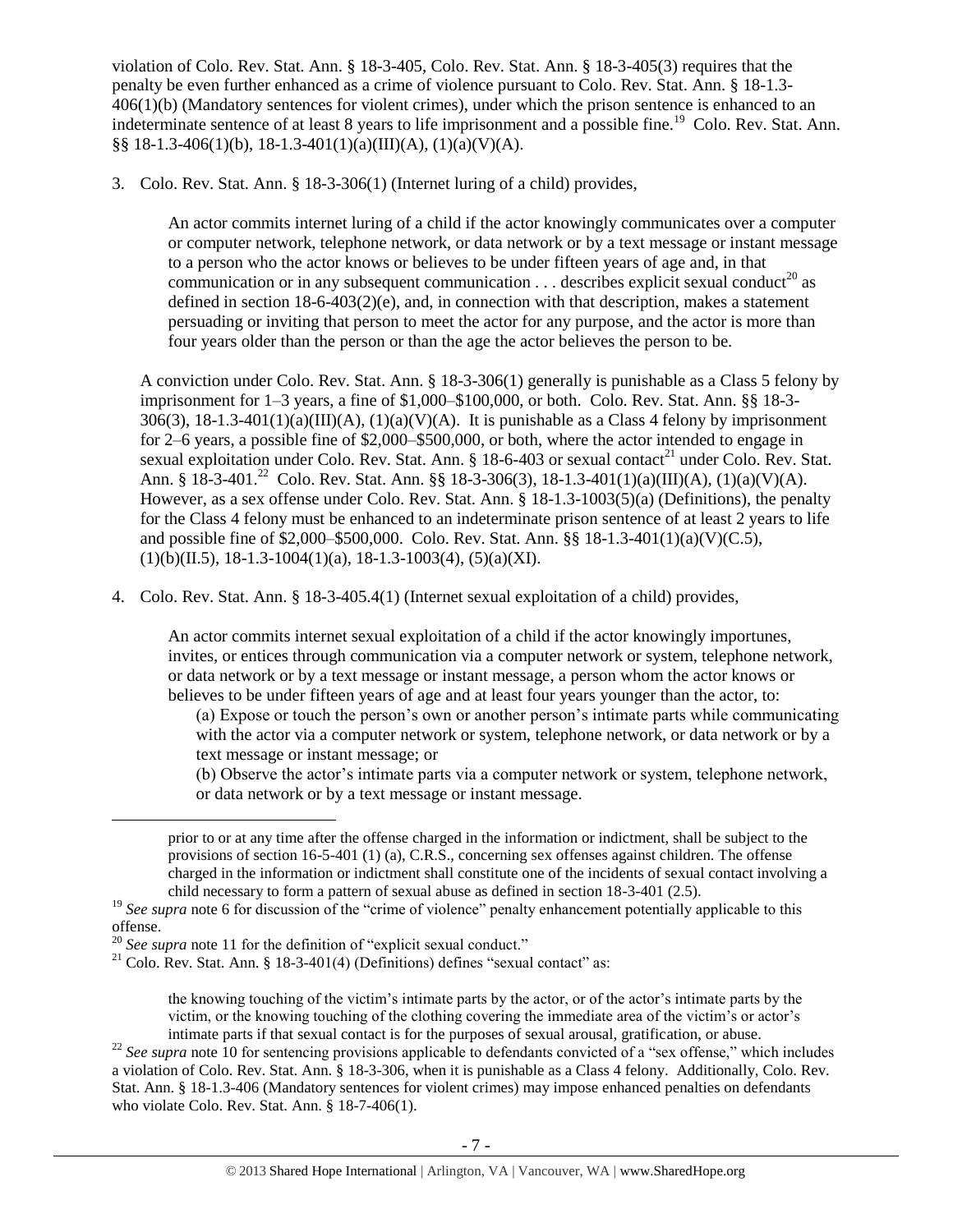violation of Colo. Rev. Stat. Ann. § 18-3-405, Colo. Rev. Stat. Ann. § 18-3-405(3) requires that the penalty be even further enhanced as a crime of violence pursuant to Colo. Rev. Stat. Ann. § 18-1.3-406(1)(b) (Mandatory sentences for violent crimes), under which the prison sentence is enhanced to an indeterminate sentence of at least 8 years to life imprisonment and a possible fine.[19] Colo. Rev. Stat. Ann. §§ 18-1.3-406(1)(b), 18-1.3-401(1)(a)(III)(A), (1)(a)(V)(A).

3. Colo. Rev. Stat. Ann. § 18-3-306(1) (Internet luring of a child) provides,

> An actor commits internet luring of a child if the actor knowingly communicates over a computer or computer network, telephone network, or data network or by a text message or instant message to a person who the actor knows or believes to be under fifteen years of age and, in that communication or in any subsequent communication . . . describes explicit sexual conduct[20] as defined in section 18-6-403(2)(e), and, in connection with that description, makes a statement persuading or inviting that person to meet the actor for any purpose, and the actor is more than four years older than the person or than the age the actor believes the person to be.

A conviction under Colo. Rev. Stat. Ann. § 18-3-306(1) generally is punishable as a Class 5 felony by imprisonment for 1–3 years, a fine of $1,000–$100,000, or both. Colo. Rev. Stat. Ann. §§ 18-3-306(3), 18-1.3-401(1)(a)(III)(A), (1)(a)(V)(A). It is punishable as a Class 4 felony by imprisonment for 2–6 years, a possible fine of $2,000–$500,000, or both, where the actor intended to engage in sexual exploitation under Colo. Rev. Stat. Ann. § 18-6-403 or sexual contact[21] under Colo. Rev. Stat. Ann. § 18-3-401.[22] Colo. Rev. Stat. Ann. §§ 18-3-306(3), 18-1.3-401(1)(a)(III)(A), (1)(a)(V)(A). However, as a sex offense under Colo. Rev. Stat. Ann. § 18-1.3-1003(5)(a) (Definitions), the penalty for the Class 4 felony must be enhanced to an indeterminate prison sentence of at least 2 years to life and possible fine of $2,000–$500,000. Colo. Rev. Stat. Ann. §§ 18-1.3-401(1)(a)(V)(C.5), (1)(b)(II.5), 18-1.3-1004(1)(a), 18-1.3-1003(4), (5)(a)(XI).

4. Colo. Rev. Stat. Ann. § 18-3-405.4(1) (Internet sexual exploitation of a child) provides,

> An actor commits internet sexual exploitation of a child if the actor knowingly importunes, invites, or entices through communication via a computer network or system, telephone network, or data network or by a text message or instant message, a person whom the actor knows or believes to be under fifteen years of age and at least four years younger than the actor, to:
>
> (a) Expose or touch the person's own or another person's intimate parts while communicating with the actor via a computer network or system, telephone network, or data network or by a text message or instant message; or
>
> (b) Observe the actor's intimate parts via a computer network or system, telephone network, or data network or by a text message or instant message.

---

> prior to or at any time after the offense charged in the information or indictment, shall be subject to the provisions of section 16-5-401 (1) (a), C.R.S., concerning sex offenses against children. The offense charged in the information or indictment shall constitute one of the incidents of sexual contact involving a child necessary to form a pattern of sexual abuse as defined in section 18-3-401 (2.5).

[19] *See supra* note 6 for discussion of the "crime of violence" penalty enhancement potentially applicable to this offense.

[20] *See supra* note 11 for the definition of "explicit sexual conduct."

[21] Colo. Rev. Stat. Ann. § 18-3-401(4) (Definitions) defines "sexual contact" as:

> the knowing touching of the victim's intimate parts by the actor, or of the actor's intimate parts by the victim, or the knowing touching of the clothing covering the immediate area of the victim's or actor's intimate parts if that sexual contact is for the purposes of sexual arousal, gratification, or abuse.

[22] *See supra* note 10 for sentencing provisions applicable to defendants convicted of a "sex offense," which includes a violation of Colo. Rev. Stat. Ann. § 18-3-306, when it is punishable as a Class 4 felony. Additionally, Colo. Rev. Stat. Ann. § 18-1.3-406 (Mandatory sentences for violent crimes) may impose enhanced penalties on defendants who violate Colo. Rev. Stat. Ann. § 18-7-406(1).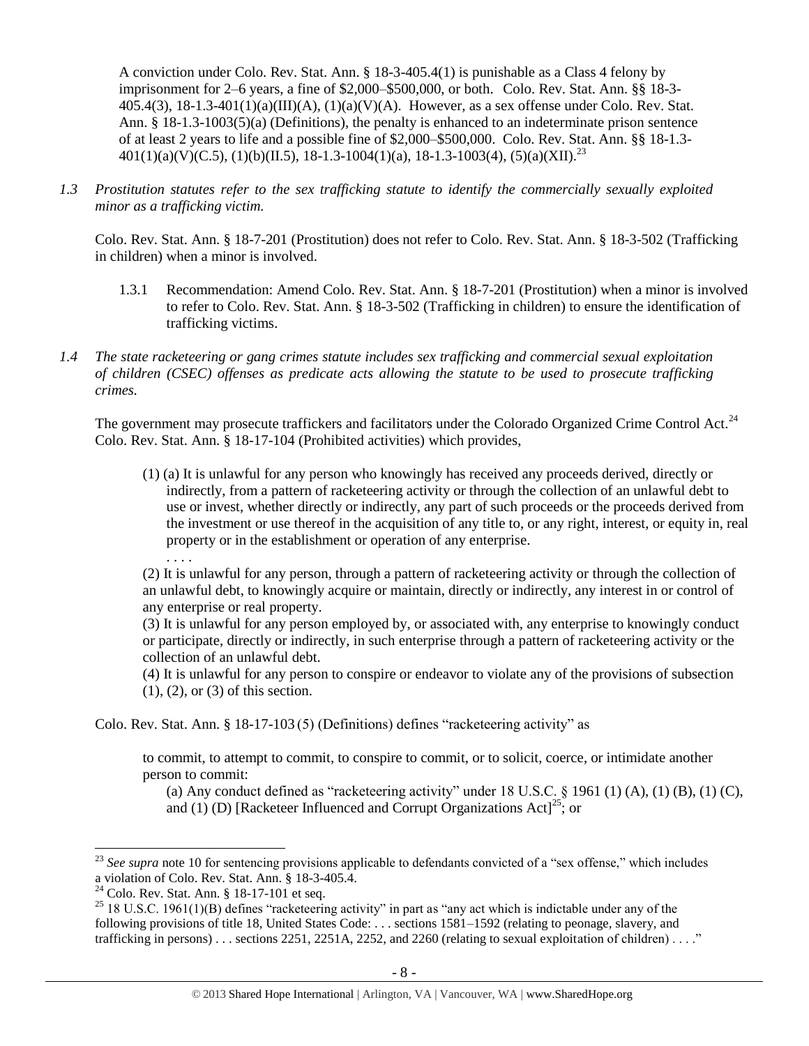A conviction under Colo. Rev. Stat. Ann. § 18-3-405.4(1) is punishable as a Class 4 felony by imprisonment for 2–6 years, a fine of $2,000–$500,000, or both. Colo. Rev. Stat. Ann. §§ 18-3-405.4(3), 18-1.3-401(1)(a)(III)(A), (1)(a)(V)(A). However, as a sex offense under Colo. Rev. Stat. Ann. § 18-1.3-1003(5)(a) (Definitions), the penalty is enhanced to an indeterminate prison sentence of at least 2 years to life and a possible fine of $2,000–$500,000. Colo. Rev. Stat. Ann. §§ 18-1.3-401(1)(a)(V)(C.5), (1)(b)(II.5), 18-1.3-1004(1)(a), 18-1.3-1003(4), (5)(a)(XII).[23]

*1.3 Prostitution statutes refer to the sex trafficking statute to identify the commercially sexually exploited minor as a trafficking victim.*

Colo. Rev. Stat. Ann. § 18-7-201 (Prostitution) does not refer to Colo. Rev. Stat. Ann. § 18-3-502 (Trafficking in children) when a minor is involved.

1.3.1 Recommendation: Amend Colo. Rev. Stat. Ann. § 18-7-201 (Prostitution) when a minor is involved to refer to Colo. Rev. Stat. Ann. § 18-3-502 (Trafficking in children) to ensure the identification of trafficking victims.

*1.4 The state racketeering or gang crimes statute includes sex trafficking and commercial sexual exploitation of children (CSEC) offenses as predicate acts allowing the statute to be used to prosecute trafficking crimes.*

The government may prosecute traffickers and facilitators under the Colorado Organized Crime Control Act.[24] Colo. Rev. Stat. Ann. § 18-17-104 (Prohibited activities) which provides,

> (1) (a) It is unlawful for any person who knowingly has received any proceeds derived, directly or indirectly, from a pattern of racketeering activity or through the collection of an unlawful debt to use or invest, whether directly or indirectly, any part of such proceeds or the proceeds derived from the investment or use thereof in the acquisition of any title to, or any right, interest, or equity in, real property or in the establishment or operation of any enterprise.
>
> . . . .
>
> (2) It is unlawful for any person, through a pattern of racketeering activity or through the collection of an unlawful debt, to knowingly acquire or maintain, directly or indirectly, any interest in or control of any enterprise or real property.
>
> (3) It is unlawful for any person employed by, or associated with, any enterprise to knowingly conduct or participate, directly or indirectly, in such enterprise through a pattern of racketeering activity or the collection of an unlawful debt.
>
> (4) It is unlawful for any person to conspire or endeavor to violate any of the provisions of subsection (1), (2), or (3) of this section.

Colo. Rev. Stat. Ann. § 18-17-103 (5) (Definitions) defines "racketeering activity" as

> to commit, to attempt to commit, to conspire to commit, or to solicit, coerce, or intimidate another person to commit:
>
> (a) Any conduct defined as "racketeering activity" under 18 U.S.C. § 1961 (1) (A), (1) (B), (1) (C), and (1) (D) [Racketeer Influenced and Corrupt Organizations Act][25]; or

---

[23] *See supra* note 10 for sentencing provisions applicable to defendants convicted of a "sex offense," which includes a violation of Colo. Rev. Stat. Ann. § 18-3-405.4.

[24] Colo. Rev. Stat. Ann. § 18-17-101 et seq.

[25] 18 U.S.C. 1961(1)(B) defines "racketeering activity" in part as "any act which is indictable under any of the following provisions of title 18, United States Code: . . . sections 1581–1592 (relating to peonage, slavery, and trafficking in persons) . . . sections 2251, 2251A, 2252, and 2260 (relating to sexual exploitation of children) . . . ."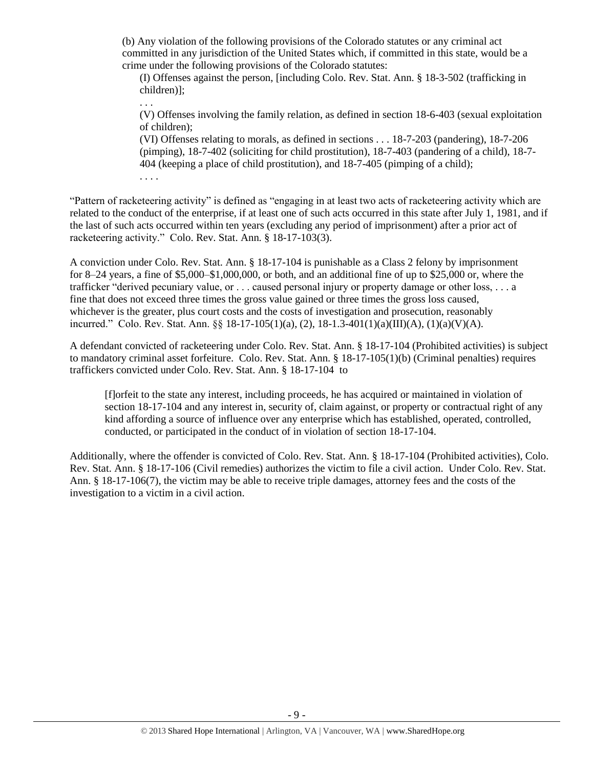> (b) Any violation of the following provisions of the Colorado statutes or any criminal act committed in any jurisdiction of the United States which, if committed in this state, would be a crime under the following provisions of the Colorado statutes:
>
> > (I) Offenses against the person, [including Colo. Rev. Stat. Ann. § 18-3-502 (trafficking in children)];
> >
> > . . .
> >
> > (V) Offenses involving the family relation, as defined in section 18-6-403 (sexual exploitation of children);
> >
> > (VI) Offenses relating to morals, as defined in sections . . . 18-7-203 (pandering), 18-7-206 (pimping), 18-7-402 (soliciting for child prostitution), 18-7-403 (pandering of a child), 18-7-404 (keeping a place of child prostitution), and 18-7-405 (pimping of a child);
> >
> > . . . .

"Pattern of racketeering activity" is defined as "engaging in at least two acts of racketeering activity which are related to the conduct of the enterprise, if at least one of such acts occurred in this state after July 1, 1981, and if the last of such acts occurred within ten years (excluding any period of imprisonment) after a prior act of racketeering activity." Colo. Rev. Stat. Ann. § 18-17-103(3).

A conviction under Colo. Rev. Stat. Ann. § 18-17-104 is punishable as a Class 2 felony by imprisonment for 8–24 years, a fine of $5,000–$1,000,000, or both, and an additional fine of up to $25,000 or, where the trafficker "derived pecuniary value, or . . . caused personal injury or property damage or other loss, . . . a fine that does not exceed three times the gross value gained or three times the gross loss caused, whichever is the greater, plus court costs and the costs of investigation and prosecution, reasonably incurred." Colo. Rev. Stat. Ann. §§ 18-17-105(1)(a), (2), 18-1.3-401(1)(a)(III)(A), (1)(a)(V)(A).

A defendant convicted of racketeering under Colo. Rev. Stat. Ann. § 18-17-104 (Prohibited activities) is subject to mandatory criminal asset forfeiture. Colo. Rev. Stat. Ann. § 18-17-105(1)(b) (Criminal penalties) requires traffickers convicted under Colo. Rev. Stat. Ann. § 18-17-104 to

> [f]orfeit to the state any interest, including proceeds, he has acquired or maintained in violation of section 18-17-104 and any interest in, security of, claim against, or property or contractual right of any kind affording a source of influence over any enterprise which has established, operated, controlled, conducted, or participated in the conduct of in violation of section 18-17-104.

Additionally, where the offender is convicted of Colo. Rev. Stat. Ann. § 18-17-104 (Prohibited activities), Colo. Rev. Stat. Ann. § 18-17-106 (Civil remedies) authorizes the victim to file a civil action. Under Colo. Rev. Stat. Ann. § 18-17-106(7), the victim may be able to receive triple damages, attorney fees and the costs of the investigation to a victim in a civil action.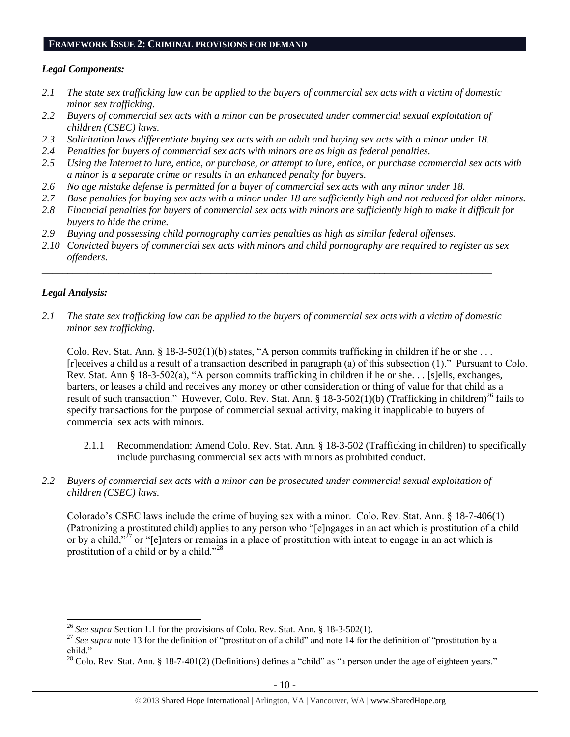## FRAMEWORK ISSUE 2: CRIMINAL PROVISIONS FOR DEMAND

### *Legal Components:*

- *2.1 The state sex trafficking law can be applied to the buyers of commercial sex acts with a victim of domestic minor sex trafficking.*
- *2.2 Buyers of commercial sex acts with a minor can be prosecuted under commercial sexual exploitation of children (CSEC) laws.*
- *2.3 Solicitation laws differentiate buying sex acts with an adult and buying sex acts with a minor under 18.*
- *2.4 Penalties for buyers of commercial sex acts with minors are as high as federal penalties.*
- *2.5 Using the Internet to lure, entice, or purchase, or attempt to lure, entice, or purchase commercial sex acts with a minor is a separate crime or results in an enhanced penalty for buyers.*
- *2.6 No age mistake defense is permitted for a buyer of commercial sex acts with any minor under 18.*
- *2.7 Base penalties for buying sex acts with a minor under 18 are sufficiently high and not reduced for older minors.*
- *2.8 Financial penalties for buyers of commercial sex acts with minors are sufficiently high to make it difficult for buyers to hide the crime.*
- *2.9 Buying and possessing child pornography carries penalties as high as similar federal offenses.*
- *2.10 Convicted buyers of commercial sex acts with minors and child pornography are required to register as sex offenders.*

---

### *Legal Analysis:*

*2.1 The state sex trafficking law can be applied to the buyers of commercial sex acts with a victim of domestic minor sex trafficking.*

Colo. Rev. Stat. Ann. § 18-3-502(1)(b) states, "A person commits trafficking in children if he or she . . . [r]eceives a child as a result of a transaction described in paragraph (a) of this subsection (1)." Pursuant to Colo. Rev. Stat. Ann § 18-3-502(a), "A person commits trafficking in children if he or she. . . [s]ells, exchanges, barters, or leases a child and receives any money or other consideration or thing of value for that child as a result of such transaction." However, Colo. Rev. Stat. Ann. § 18-3-502(1)(b) (Trafficking in children)[26] fails to specify transactions for the purpose of commercial sexual activity, making it inapplicable to buyers of commercial sex acts with minors.

2.1.1 Recommendation: Amend Colo. Rev. Stat. Ann. § 18-3-502 (Trafficking in children) to specifically include purchasing commercial sex acts with minors as prohibited conduct.

*2.2 Buyers of commercial sex acts with a minor can be prosecuted under commercial sexual exploitation of children (CSEC) laws.*

Colorado's CSEC laws include the crime of buying sex with a minor. Colo. Rev. Stat. Ann. § 18-7-406(1) (Patronizing a prostituted child) applies to any person who "[e]ngages in an act which is prostitution of a child or by a child,"[27] or "[e]nters or remains in a place of prostitution with intent to engage in an act which is prostitution of a child or by a child."[28]

---

[26] *See supra* Section 1.1 for the provisions of Colo. Rev. Stat. Ann. § 18-3-502(1).

[27] *See supra* note 13 for the definition of "prostitution of a child" and note 14 for the definition of "prostitution by a child."

[28] Colo. Rev. Stat. Ann. § 18-7-401(2) (Definitions) defines a "child" as "a person under the age of eighteen years."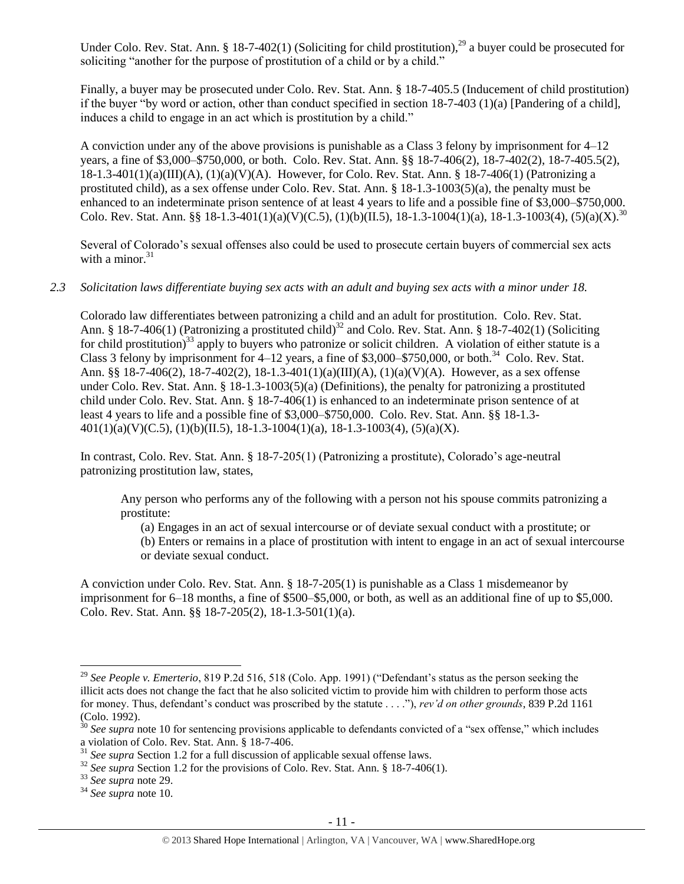Under Colo. Rev. Stat. Ann. § 18-7-402(1) (Soliciting for child prostitution),[29] a buyer could be prosecuted for soliciting "another for the purpose of prostitution of a child or by a child."

Finally, a buyer may be prosecuted under Colo. Rev. Stat. Ann. § 18-7-405.5 (Inducement of child prostitution) if the buyer "by word or action, other than conduct specified in section 18-7-403 (1)(a) [Pandering of a child], induces a child to engage in an act which is prostitution by a child."

A conviction under any of the above provisions is punishable as a Class 3 felony by imprisonment for 4–12 years, a fine of $3,000–$750,000, or both. Colo. Rev. Stat. Ann. §§ 18-7-406(2), 18-7-402(2), 18-7-405.5(2), 18-1.3-401(1)(a)(III)(A), (1)(a)(V)(A). However, for Colo. Rev. Stat. Ann. § 18-7-406(1) (Patronizing a prostituted child), as a sex offense under Colo. Rev. Stat. Ann. § 18-1.3-1003(5)(a), the penalty must be enhanced to an indeterminate prison sentence of at least 4 years to life and a possible fine of $3,000–$750,000. Colo. Rev. Stat. Ann. §§ 18-1.3-401(1)(a)(V)(C.5), (1)(b)(II.5), 18-1.3-1004(1)(a), 18-1.3-1003(4), (5)(a)(X).[30]

Several of Colorado's sexual offenses also could be used to prosecute certain buyers of commercial sex acts with a minor.[31]

*2.3 Solicitation laws differentiate buying sex acts with an adult and buying sex acts with a minor under 18.*

Colorado law differentiates between patronizing a child and an adult for prostitution. Colo. Rev. Stat. Ann. § 18-7-406(1) (Patronizing a prostituted child)[32] and Colo. Rev. Stat. Ann. § 18-7-402(1) (Soliciting for child prostitution)[33] apply to buyers who patronize or solicit children. A violation of either statute is a Class 3 felony by imprisonment for 4–12 years, a fine of $3,000–$750,000, or both.[34] Colo. Rev. Stat. Ann. §§ 18-7-406(2), 18-7-402(2), 18-1.3-401(1)(a)(III)(A), (1)(a)(V)(A). However, as a sex offense under Colo. Rev. Stat. Ann. § 18-1.3-1003(5)(a) (Definitions), the penalty for patronizing a prostituted child under Colo. Rev. Stat. Ann. § 18-7-406(1) is enhanced to an indeterminate prison sentence of at least 4 years to life and a possible fine of $3,000–$750,000. Colo. Rev. Stat. Ann. §§ 18-1.3-401(1)(a)(V)(C.5), (1)(b)(II.5), 18-1.3-1004(1)(a), 18-1.3-1003(4), (5)(a)(X).

In contrast, Colo. Rev. Stat. Ann. § 18-7-205(1) (Patronizing a prostitute), Colorado's age-neutral patronizing prostitution law, states,

> Any person who performs any of the following with a person not his spouse commits patronizing a prostitute:
>
> (a) Engages in an act of sexual intercourse or of deviate sexual conduct with a prostitute; or
>
> (b) Enters or remains in a place of prostitution with intent to engage in an act of sexual intercourse or deviate sexual conduct.

A conviction under Colo. Rev. Stat. Ann. § 18-7-205(1) is punishable as a Class 1 misdemeanor by imprisonment for 6–18 months, a fine of $500–$5,000, or both, as well as an additional fine of up to $5,000. Colo. Rev. Stat. Ann. §§ 18-7-205(2), 18-1.3-501(1)(a).

---

[29] *See People v. Emerterio*, 819 P.2d 516, 518 (Colo. App. 1991) ("Defendant's status as the person seeking the illicit acts does not change the fact that he also solicited victim to provide him with children to perform those acts for money. Thus, defendant's conduct was proscribed by the statute . . . ."), *rev'd on other grounds*, 839 P.2d 1161 (Colo. 1992).

[30] *See supra* note 10 for sentencing provisions applicable to defendants convicted of a "sex offense," which includes a violation of Colo. Rev. Stat. Ann. § 18-7-406.

[31] *See supra* Section 1.2 for a full discussion of applicable sexual offense laws.

[32] *See supra* Section 1.2 for the provisions of Colo. Rev. Stat. Ann. § 18-7-406(1).

[33] *See supra* note 29.

[34] *See supra* note 10.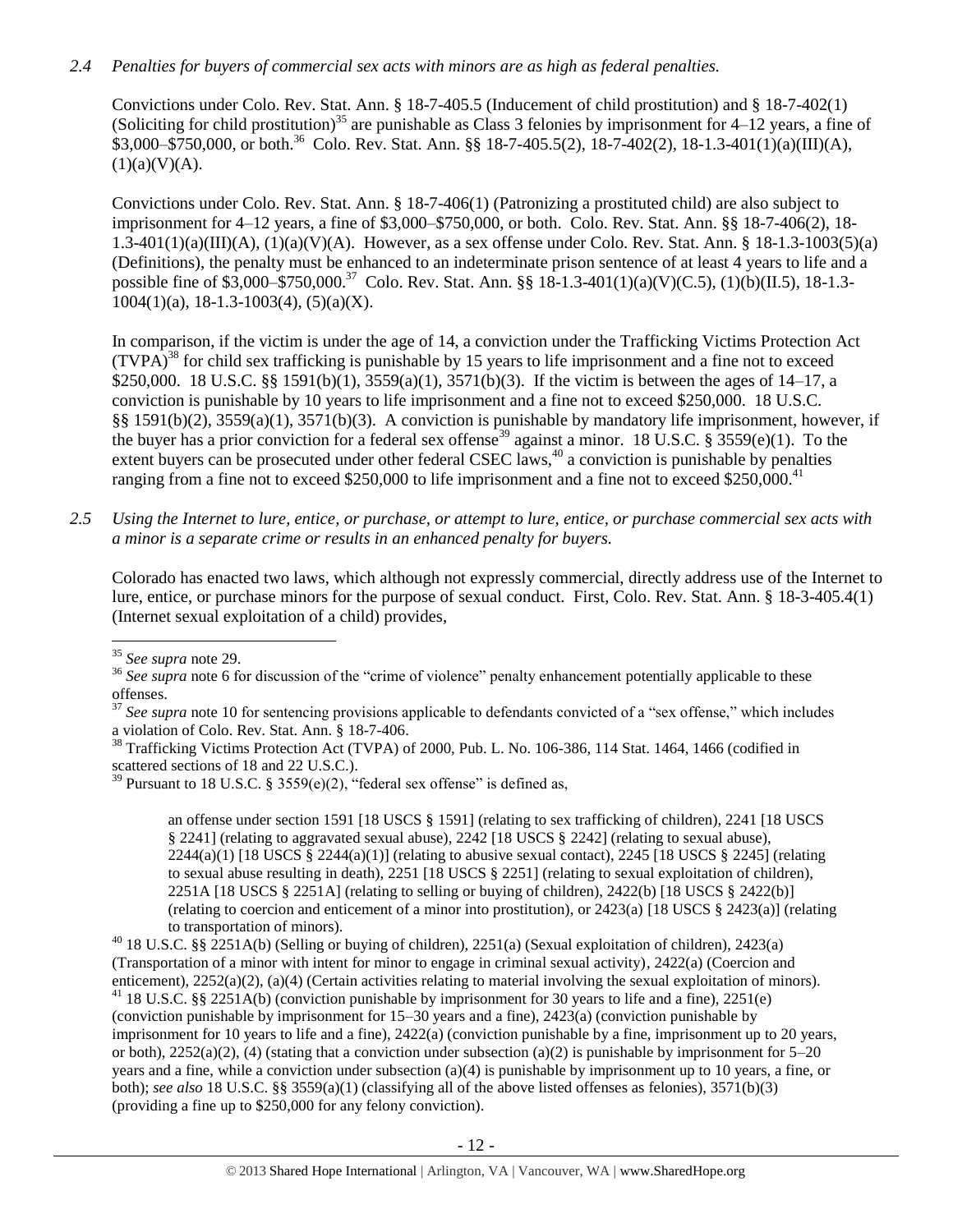*2.4 Penalties for buyers of commercial sex acts with minors are as high as federal penalties.*

Convictions under Colo. Rev. Stat. Ann. § 18-7-405.5 (Inducement of child prostitution) and § 18-7-402(1) (Soliciting for child prostitution)[35] are punishable as Class 3 felonies by imprisonment for 4–12 years, a fine of $3,000–$750,000, or both.[36] Colo. Rev. Stat. Ann. §§ 18-7-405.5(2), 18-7-402(2), 18-1.3-401(1)(a)(III)(A), (1)(a)(V)(A).

Convictions under Colo. Rev. Stat. Ann. § 18-7-406(1) (Patronizing a prostituted child) are also subject to imprisonment for 4–12 years, a fine of $3,000–$750,000, or both. Colo. Rev. Stat. Ann. §§ 18-7-406(2), 18-1.3-401(1)(a)(III)(A), (1)(a)(V)(A). However, as a sex offense under Colo. Rev. Stat. Ann. § 18-1.3-1003(5)(a) (Definitions), the penalty must be enhanced to an indeterminate prison sentence of at least 4 years to life and a possible fine of $3,000–$750,000.[37] Colo. Rev. Stat. Ann. §§ 18-1.3-401(1)(a)(V)(C.5), (1)(b)(II.5), 18-1.3-1004(1)(a), 18-1.3-1003(4), (5)(a)(X).

In comparison, if the victim is under the age of 14, a conviction under the Trafficking Victims Protection Act (TVPA)[38] for child sex trafficking is punishable by 15 years to life imprisonment and a fine not to exceed $250,000. 18 U.S.C. §§ 1591(b)(1), 3559(a)(1), 3571(b)(3). If the victim is between the ages of 14–17, a conviction is punishable by 10 years to life imprisonment and a fine not to exceed $250,000. 18 U.S.C. §§ 1591(b)(2), 3559(a)(1), 3571(b)(3). A conviction is punishable by mandatory life imprisonment, however, if the buyer has a prior conviction for a federal sex offense[39] against a minor. 18 U.S.C. § 3559(e)(1). To the extent buyers can be prosecuted under other federal CSEC laws,[40] a conviction is punishable by penalties ranging from a fine not to exceed $250,000 to life imprisonment and a fine not to exceed $250,000.[41]

*2.5 Using the Internet to lure, entice, or purchase, or attempt to lure, entice, or purchase commercial sex acts with a minor is a separate crime or results in an enhanced penalty for buyers.*

Colorado has enacted two laws, which although not expressly commercial, directly address use of the Internet to lure, entice, or purchase minors for the purpose of sexual conduct. First, Colo. Rev. Stat. Ann. § 18-3-405.4(1) (Internet sexual exploitation of a child) provides,

---

[35] *See supra* note 29.

[36] *See supra* note 6 for discussion of the "crime of violence" penalty enhancement potentially applicable to these offenses.

[37] *See supra* note 10 for sentencing provisions applicable to defendants convicted of a "sex offense," which includes a violation of Colo. Rev. Stat. Ann. § 18-7-406.

[38] Trafficking Victims Protection Act (TVPA) of 2000, Pub. L. No. 106-386, 114 Stat. 1464, 1466 (codified in scattered sections of 18 and 22 U.S.C.).

[39] Pursuant to 18 U.S.C. § 3559(e)(2), "federal sex offense" is defined as,

> an offense under section 1591 [18 USCS § 1591] (relating to sex trafficking of children), 2241 [18 USCS § 2241] (relating to aggravated sexual abuse), 2242 [18 USCS § 2242] (relating to sexual abuse), 2244(a)(1) [18 USCS § 2244(a)(1)] (relating to abusive sexual contact), 2245 [18 USCS § 2245] (relating to sexual abuse resulting in death), 2251 [18 USCS § 2251] (relating to sexual exploitation of children), 2251A [18 USCS § 2251A] (relating to selling or buying of children), 2422(b) [18 USCS § 2422(b)] (relating to coercion and enticement of a minor into prostitution), or 2423(a) [18 USCS § 2423(a)] (relating to transportation of minors).

[40] 18 U.S.C. §§ 2251A(b) (Selling or buying of children), 2251(a) (Sexual exploitation of children), 2423(a) (Transportation of a minor with intent for minor to engage in criminal sexual activity), 2422(a) (Coercion and enticement), 2252(a)(2), (a)(4) (Certain activities relating to material involving the sexual exploitation of minors).

[41] 18 U.S.C. §§ 2251A(b) (conviction punishable by imprisonment for 30 years to life and a fine), 2251(e) (conviction punishable by imprisonment for 15–30 years and a fine), 2423(a) (conviction punishable by imprisonment for 10 years to life and a fine), 2422(a) (conviction punishable by a fine, imprisonment up to 20 years, or both), 2252(a)(2), (4) (stating that a conviction under subsection (a)(2) is punishable by imprisonment for 5–20 years and a fine, while a conviction under subsection (a)(4) is punishable by imprisonment up to 10 years, a fine, or both); *see also* 18 U.S.C. §§ 3559(a)(1) (classifying all of the above listed offenses as felonies), 3571(b)(3) (providing a fine up to $250,000 for any felony conviction).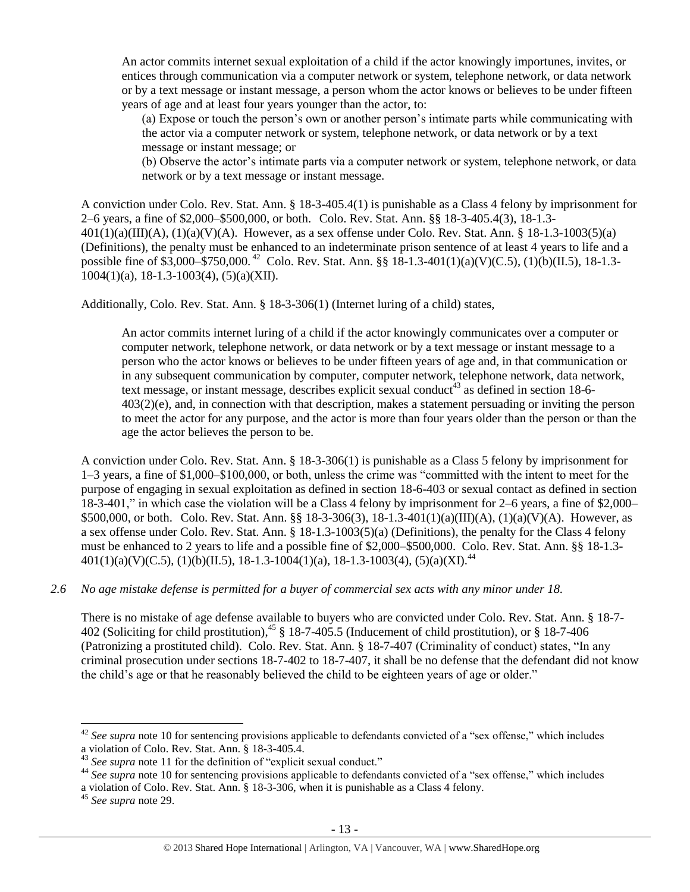> An actor commits internet sexual exploitation of a child if the actor knowingly importunes, invites, or entices through communication via a computer network or system, telephone network, or data network or by a text message or instant message, a person whom the actor knows or believes to be under fifteen years of age and at least four years younger than the actor, to:
>
> (a) Expose or touch the person's own or another person's intimate parts while communicating with the actor via a computer network or system, telephone network, or data network or by a text message or instant message; or
>
> (b) Observe the actor's intimate parts via a computer network or system, telephone network, or data network or by a text message or instant message.

A conviction under Colo. Rev. Stat. Ann. § 18-3-405.4(1) is punishable as a Class 4 felony by imprisonment for 2–6 years, a fine of $2,000–$500,000, or both. Colo. Rev. Stat. Ann. §§ 18-3-405.4(3), 18-1.3-401(1)(a)(III)(A), (1)(a)(V)(A). However, as a sex offense under Colo. Rev. Stat. Ann. § 18-1.3-1003(5)(a) (Definitions), the penalty must be enhanced to an indeterminate prison sentence of at least 4 years to life and a possible fine of $3,000–$750,000.[42] Colo. Rev. Stat. Ann. §§ 18-1.3-401(1)(a)(V)(C.5), (1)(b)(II.5), 18-1.3-1004(1)(a), 18-1.3-1003(4), (5)(a)(XII).

Additionally, Colo. Rev. Stat. Ann. § 18-3-306(1) (Internet luring of a child) states,

> An actor commits internet luring of a child if the actor knowingly communicates over a computer or computer network, telephone network, or data network or by a text message or instant message to a person who the actor knows or believes to be under fifteen years of age and, in that communication or in any subsequent communication by computer, computer network, telephone network, data network, text message, or instant message, describes explicit sexual conduct[43] as defined in section 18-6-403(2)(e), and, in connection with that description, makes a statement persuading or inviting the person to meet the actor for any purpose, and the actor is more than four years older than the person or than the age the actor believes the person to be.

A conviction under Colo. Rev. Stat. Ann. § 18-3-306(1) is punishable as a Class 5 felony by imprisonment for 1–3 years, a fine of $1,000–$100,000, or both, unless the crime was "committed with the intent to meet for the purpose of engaging in sexual exploitation as defined in section 18-6-403 or sexual contact as defined in section 18-3-401," in which case the violation will be a Class 4 felony by imprisonment for 2–6 years, a fine of $2,000–$500,000, or both. Colo. Rev. Stat. Ann. §§ 18-3-306(3), 18-1.3-401(1)(a)(III)(A), (1)(a)(V)(A). However, as a sex offense under Colo. Rev. Stat. Ann. § 18-1.3-1003(5)(a) (Definitions), the penalty for the Class 4 felony must be enhanced to 2 years to life and a possible fine of $2,000–$500,000. Colo. Rev. Stat. Ann. §§ 18-1.3-401(1)(a)(V)(C.5), (1)(b)(II.5), 18-1.3-1004(1)(a), 18-1.3-1003(4), (5)(a)(XI).[44]

*2.6 No age mistake defense is permitted for a buyer of commercial sex acts with any minor under 18.*

There is no mistake of age defense available to buyers who are convicted under Colo. Rev. Stat. Ann. § 18-7-402 (Soliciting for child prostitution),[45] § 18-7-405.5 (Inducement of child prostitution), or § 18-7-406 (Patronizing a prostituted child). Colo. Rev. Stat. Ann. § 18-7-407 (Criminality of conduct) states, "In any criminal prosecution under sections 18-7-402 to 18-7-407, it shall be no defense that the defendant did not know the child's age or that he reasonably believed the child to be eighteen years of age or older."

---

[42] *See supra* note 10 for sentencing provisions applicable to defendants convicted of a "sex offense," which includes a violation of Colo. Rev. Stat. Ann. § 18-3-405.4.

[43] *See supra* note 11 for the definition of "explicit sexual conduct."

[44] *See supra* note 10 for sentencing provisions applicable to defendants convicted of a "sex offense," which includes a violation of Colo. Rev. Stat. Ann. § 18-3-306, when it is punishable as a Class 4 felony.

[45] *See supra* note 29.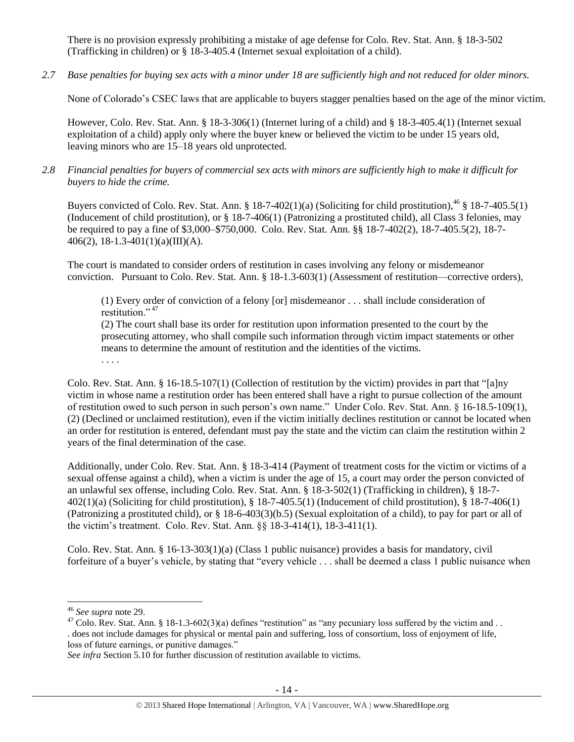There is no provision expressly prohibiting a mistake of age defense for Colo. Rev. Stat. Ann. § 18-3-502 (Trafficking in children) or § 18-3-405.4 (Internet sexual exploitation of a child).

*2.7 Base penalties for buying sex acts with a minor under 18 are sufficiently high and not reduced for older minors.*

None of Colorado's CSEC laws that are applicable to buyers stagger penalties based on the age of the minor victim.

However, Colo. Rev. Stat. Ann. § 18-3-306(1) (Internet luring of a child) and § 18-3-405.4(1) (Internet sexual exploitation of a child) apply only where the buyer knew or believed the victim to be under 15 years old, leaving minors who are 15–18 years old unprotected.

*2.8 Financial penalties for buyers of commercial sex acts with minors are sufficiently high to make it difficult for buyers to hide the crime.*

Buyers convicted of Colo. Rev. Stat. Ann. § 18-7-402(1)(a) (Soliciting for child prostitution),[46] § 18-7-405.5(1) (Inducement of child prostitution), or § 18-7-406(1) (Patronizing a prostituted child), all Class 3 felonies, may be required to pay a fine of $3,000–$750,000. Colo. Rev. Stat. Ann. §§ 18-7-402(2), 18-7-405.5(2), 18-7-406(2), 18-1.3-401(1)(a)(III)(A).

The court is mandated to consider orders of restitution in cases involving any felony or misdemeanor conviction. Pursuant to Colo. Rev. Stat. Ann. § 18-1.3-603(1) (Assessment of restitution—corrective orders),

> (1) Every order of conviction of a felony [or] misdemeanor . . . shall include consideration of restitution."[47]
>
> (2) The court shall base its order for restitution upon information presented to the court by the prosecuting attorney, who shall compile such information through victim impact statements or other means to determine the amount of restitution and the identities of the victims.
>
> . . . .

Colo. Rev. Stat. Ann. § 16-18.5-107(1) (Collection of restitution by the victim) provides in part that "[a]ny victim in whose name a restitution order has been entered shall have a right to pursue collection of the amount of restitution owed to such person in such person's own name." Under Colo. Rev. Stat. Ann. § 16-18.5-109(1), (2) (Declined or unclaimed restitution), even if the victim initially declines restitution or cannot be located when an order for restitution is entered, defendant must pay the state and the victim can claim the restitution within 2 years of the final determination of the case.

Additionally, under Colo. Rev. Stat. Ann. § 18-3-414 (Payment of treatment costs for the victim or victims of a sexual offense against a child), when a victim is under the age of 15, a court may order the person convicted of an unlawful sex offense, including Colo. Rev. Stat. Ann. § 18-3-502(1) (Trafficking in children), § 18-7-402(1)(a) (Soliciting for child prostitution), § 18-7-405.5(1) (Inducement of child prostitution), § 18-7-406(1) (Patronizing a prostituted child), or § 18-6-403(3)(b.5) (Sexual exploitation of a child), to pay for part or all of the victim's treatment. Colo. Rev. Stat. Ann. §§ 18-3-414(1), 18-3-411(1).

Colo. Rev. Stat. Ann. § 16-13-303(1)(a) (Class 1 public nuisance) provides a basis for mandatory, civil forfeiture of a buyer's vehicle, by stating that "every vehicle . . . shall be deemed a class 1 public nuisance when

---

[46] *See supra* note 29.

[47] Colo. Rev. Stat. Ann. § 18-1.3-602(3)(a) defines "restitution" as "any pecuniary loss suffered by the victim and . . . does not include damages for physical or mental pain and suffering, loss of consortium, loss of enjoyment of life, loss of future earnings, or punitive damages."

*See infra* Section 5.10 for further discussion of restitution available to victims.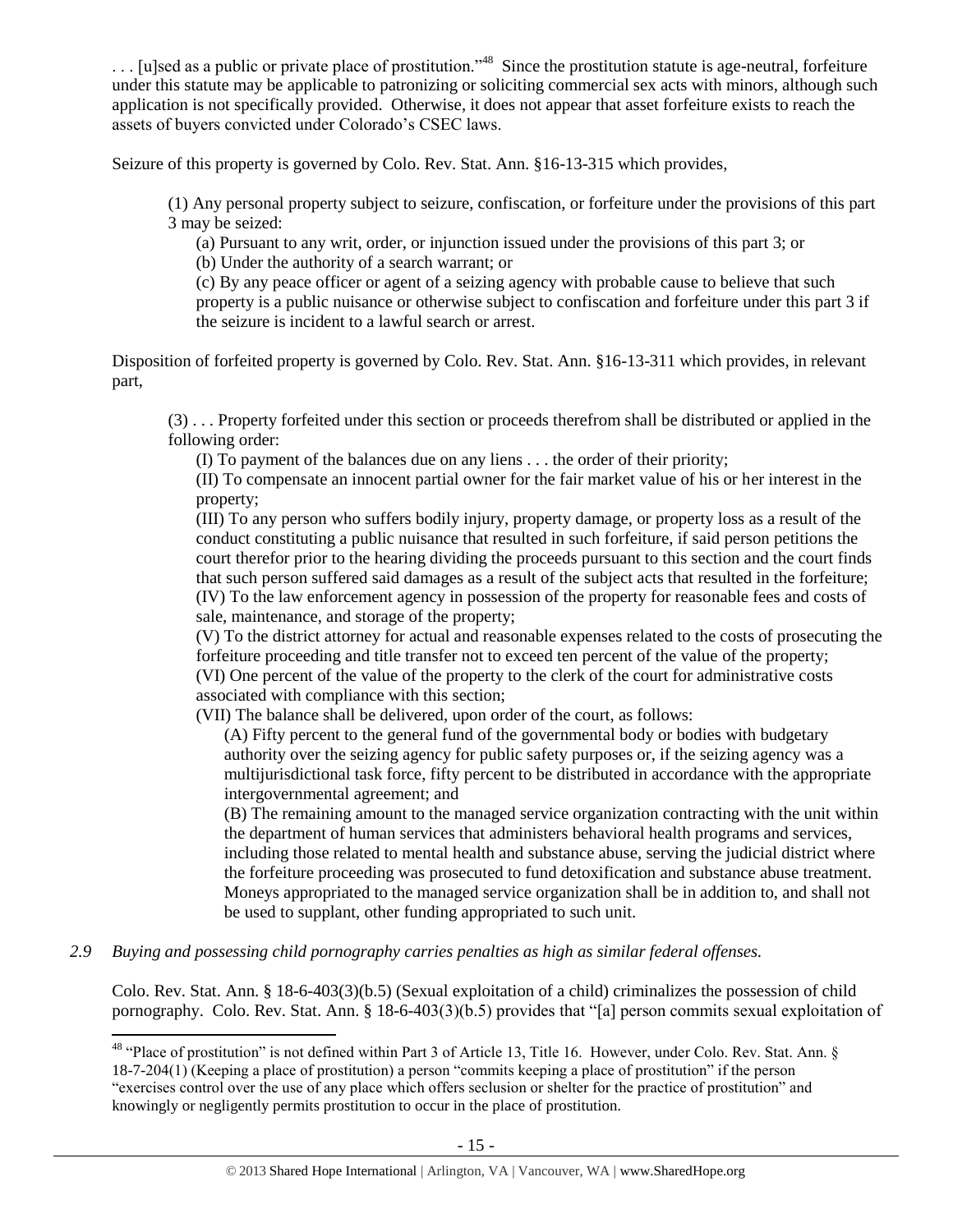. . . [u]sed as a public or private place of prostitution."[48] Since the prostitution statute is age-neutral, forfeiture under this statute may be applicable to patronizing or soliciting commercial sex acts with minors, although such application is not specifically provided. Otherwise, it does not appear that asset forfeiture exists to reach the assets of buyers convicted under Colorado's CSEC laws.

Seizure of this property is governed by Colo. Rev. Stat. Ann. §16-13-315 which provides,

> (1) Any personal property subject to seizure, confiscation, or forfeiture under the provisions of this part 3 may be seized:
>
> (a) Pursuant to any writ, order, or injunction issued under the provisions of this part 3; or
>
> (b) Under the authority of a search warrant; or
>
> (c) By any peace officer or agent of a seizing agency with probable cause to believe that such property is a public nuisance or otherwise subject to confiscation and forfeiture under this part 3 if the seizure is incident to a lawful search or arrest.

Disposition of forfeited property is governed by Colo. Rev. Stat. Ann. §16-13-311 which provides, in relevant part,

> (3) . . . Property forfeited under this section or proceeds therefrom shall be distributed or applied in the following order:
>
> (I) To payment of the balances due on any liens . . . the order of their priority;
>
> (II) To compensate an innocent partial owner for the fair market value of his or her interest in the property;
>
> (III) To any person who suffers bodily injury, property damage, or property loss as a result of the conduct constituting a public nuisance that resulted in such forfeiture, if said person petitions the court therefor prior to the hearing dividing the proceeds pursuant to this section and the court finds that such person suffered said damages as a result of the subject acts that resulted in the forfeiture;
>
> (IV) To the law enforcement agency in possession of the property for reasonable fees and costs of sale, maintenance, and storage of the property;
>
> (V) To the district attorney for actual and reasonable expenses related to the costs of prosecuting the forfeiture proceeding and title transfer not to exceed ten percent of the value of the property;
>
> (VI) One percent of the value of the property to the clerk of the court for administrative costs associated with compliance with this section;
>
> (VII) The balance shall be delivered, upon order of the court, as follows:
>
> (A) Fifty percent to the general fund of the governmental body or bodies with budgetary authority over the seizing agency for public safety purposes or, if the seizing agency was a multijurisdictional task force, fifty percent to be distributed in accordance with the appropriate intergovernmental agreement; and
>
> (B) The remaining amount to the managed service organization contracting with the unit within the department of human services that administers behavioral health programs and services, including those related to mental health and substance abuse, serving the judicial district where the forfeiture proceeding was prosecuted to fund detoxification and substance abuse treatment. Moneys appropriated to the managed service organization shall be in addition to, and shall not be used to supplant, other funding appropriated to such unit.

*2.9 Buying and possessing child pornography carries penalties as high as similar federal offenses.*

Colo. Rev. Stat. Ann. § 18-6-403(3)(b.5) (Sexual exploitation of a child) criminalizes the possession of child pornography. Colo. Rev. Stat. Ann. § 18-6-403(3)(b.5) provides that "[a] person commits sexual exploitation of

---

[48] "Place of prostitution" is not defined within Part 3 of Article 13, Title 16. However, under Colo. Rev. Stat. Ann. § 18-7-204(1) (Keeping a place of prostitution) a person "commits keeping a place of prostitution" if the person "exercises control over the use of any place which offers seclusion or shelter for the practice of prostitution" and knowingly or negligently permits prostitution to occur in the place of prostitution.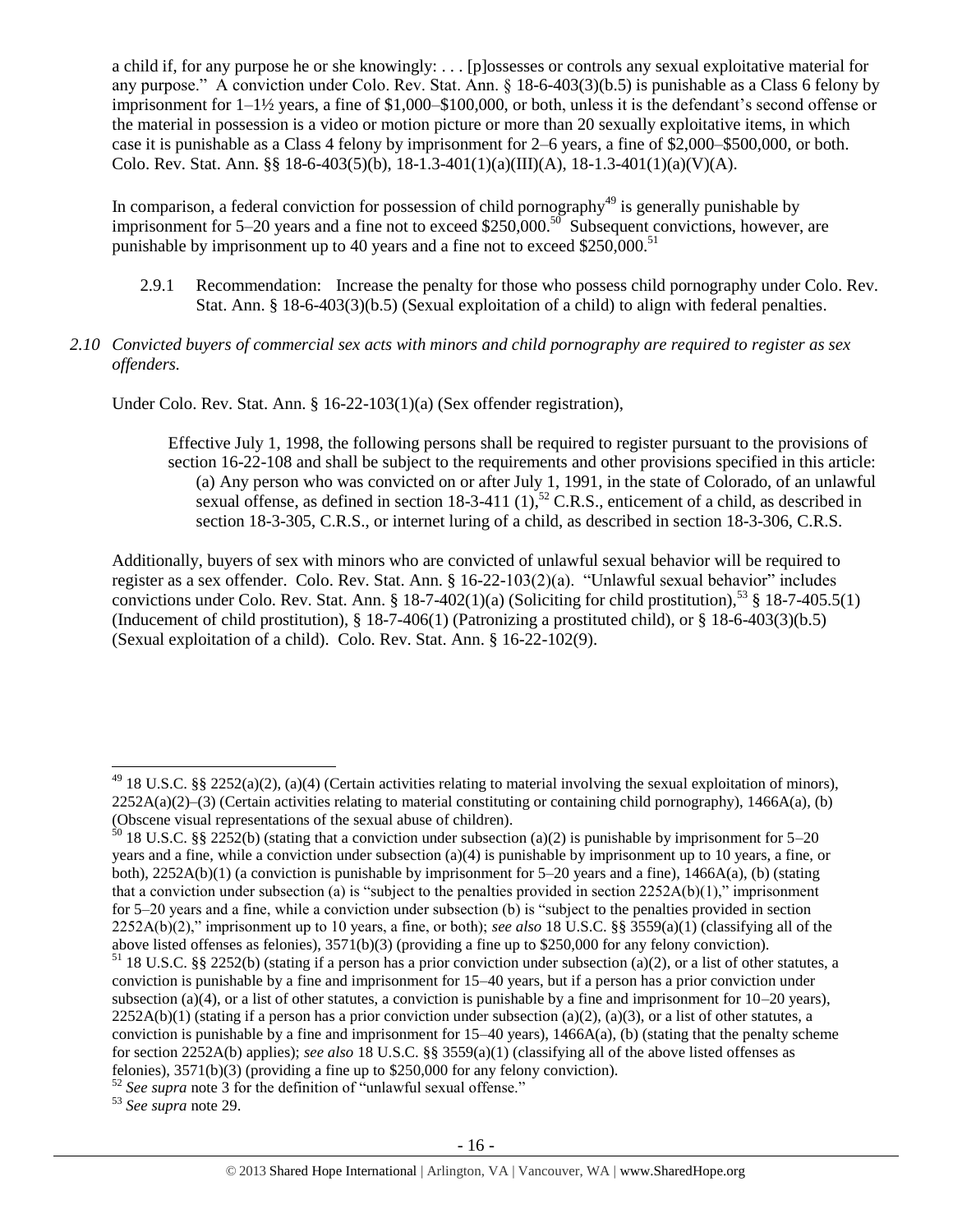a child if, for any purpose he or she knowingly: . . . [p]ossesses or controls any sexual exploitative material for any purpose." A conviction under Colo. Rev. Stat. Ann. § 18-6-403(3)(b.5) is punishable as a Class 6 felony by imprisonment for 1–1½ years, a fine of $1,000–$100,000, or both, unless it is the defendant's second offense or the material in possession is a video or motion picture or more than 20 sexually exploitative items, in which case it is punishable as a Class 4 felony by imprisonment for 2–6 years, a fine of $2,000–$500,000, or both. Colo. Rev. Stat. Ann. §§ 18-6-403(5)(b), 18-1.3-401(1)(a)(III)(A), 18-1.3-401(1)(a)(V)(A).

In comparison, a federal conviction for possession of child pornography[49] is generally punishable by imprisonment for 5–20 years and a fine not to exceed $250,000.[50] Subsequent convictions, however, are punishable by imprisonment up to 40 years and a fine not to exceed $250,000.[51]

2.9.1 Recommendation: Increase the penalty for those who possess child pornography under Colo. Rev. Stat. Ann. § 18-6-403(3)(b.5) (Sexual exploitation of a child) to align with federal penalties.

*2.10 Convicted buyers of commercial sex acts with minors and child pornography are required to register as sex offenders.*

Under Colo. Rev. Stat. Ann. § 16-22-103(1)(a) (Sex offender registration),

> Effective July 1, 1998, the following persons shall be required to register pursuant to the provisions of section 16-22-108 and shall be subject to the requirements and other provisions specified in this article:
>
> (a) Any person who was convicted on or after July 1, 1991, in the state of Colorado, of an unlawful sexual offense, as defined in section 18-3-411 (1),[52] C.R.S., enticement of a child, as described in section 18-3-305, C.R.S., or internet luring of a child, as described in section 18-3-306, C.R.S.

Additionally, buyers of sex with minors who are convicted of unlawful sexual behavior will be required to register as a sex offender. Colo. Rev. Stat. Ann. § 16-22-103(2)(a). "Unlawful sexual behavior" includes convictions under Colo. Rev. Stat. Ann. § 18-7-402(1)(a) (Soliciting for child prostitution),[53] § 18-7-405.5(1) (Inducement of child prostitution), § 18-7-406(1) (Patronizing a prostituted child), or § 18-6-403(3)(b.5) (Sexual exploitation of a child). Colo. Rev. Stat. Ann. § 16-22-102(9).

---

[49] 18 U.S.C. §§ 2252(a)(2), (a)(4) (Certain activities relating to material involving the sexual exploitation of minors), 2252A(a)(2)–(3) (Certain activities relating to material constituting or containing child pornography), 1466A(a), (b) (Obscene visual representations of the sexual abuse of children).

[50] 18 U.S.C. §§ 2252(b) (stating that a conviction under subsection (a)(2) is punishable by imprisonment for 5–20 years and a fine, while a conviction under subsection (a)(4) is punishable by imprisonment up to 10 years, a fine, or both), 2252A(b)(1) (a conviction is punishable by imprisonment for 5–20 years and a fine), 1466A(a), (b) (stating that a conviction under subsection (a) is "subject to the penalties provided in section 2252A(b)(1)," imprisonment for 5–20 years and a fine, while a conviction under subsection (b) is "subject to the penalties provided in section 2252A(b)(2)," imprisonment up to 10 years, a fine, or both); *see also* 18 U.S.C. §§ 3559(a)(1) (classifying all of the above listed offenses as felonies), 3571(b)(3) (providing a fine up to $250,000 for any felony conviction).

[51] 18 U.S.C. §§ 2252(b) (stating if a person has a prior conviction under subsection (a)(2), or a list of other statutes, a conviction is punishable by a fine and imprisonment for 15–40 years, but if a person has a prior conviction under subsection (a)(4), or a list of other statutes, a conviction is punishable by a fine and imprisonment for 10–20 years), 2252A(b)(1) (stating if a person has a prior conviction under subsection (a)(2), (a)(3), or a list of other statutes, a conviction is punishable by a fine and imprisonment for 15–40 years), 1466A(a), (b) (stating that the penalty scheme for section 2252A(b) applies); *see also* 18 U.S.C. §§ 3559(a)(1) (classifying all of the above listed offenses as felonies), 3571(b)(3) (providing a fine up to $250,000 for any felony conviction).

[52] *See supra* note 3 for the definition of "unlawful sexual offense."

[53] *See supra* note 29.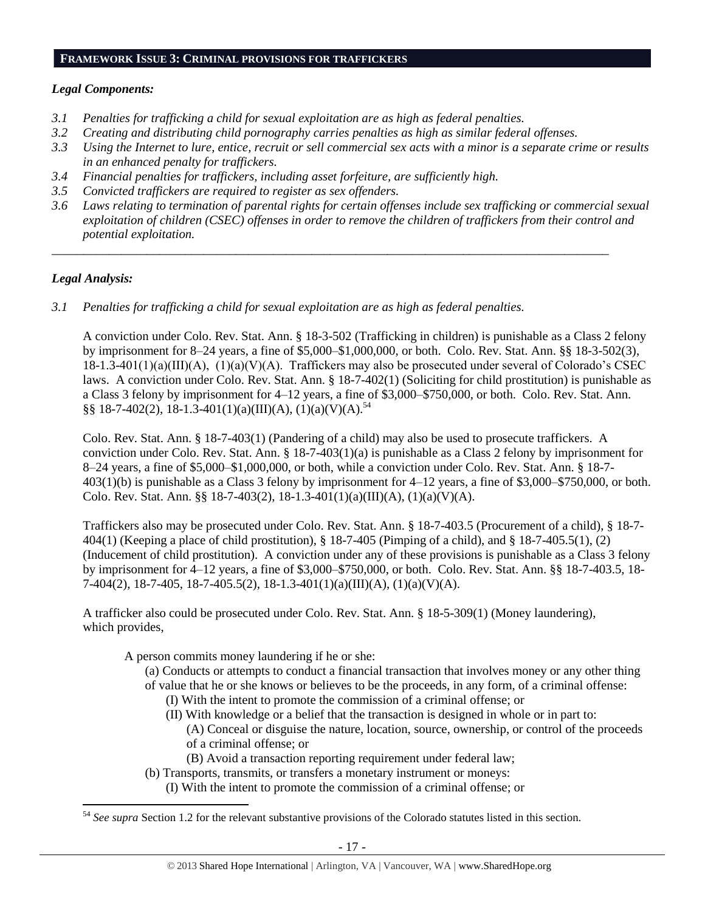## FRAMEWORK ISSUE 3: CRIMINAL PROVISIONS FOR TRAFFICKERS

### *Legal Components:*

*3.1 Penalties for trafficking a child for sexual exploitation are as high as federal penalties.*
*3.2 Creating and distributing child pornography carries penalties as high as similar federal offenses.*
*3.3 Using the Internet to lure, entice, recruit or sell commercial sex acts with a minor is a separate crime or results in an enhanced penalty for traffickers.*
*3.4 Financial penalties for traffickers, including asset forfeiture, are sufficiently high.*
*3.5 Convicted traffickers are required to register as sex offenders.*
*3.6 Laws relating to termination of parental rights for certain offenses include sex trafficking or commercial sexual exploitation of children (CSEC) offenses in order to remove the children of traffickers from their control and potential exploitation.*

---

### *Legal Analysis:*

*3.1 Penalties for trafficking a child for sexual exploitation are as high as federal penalties.*

A conviction under Colo. Rev. Stat. Ann. § 18-3-502 (Trafficking in children) is punishable as a Class 2 felony by imprisonment for 8–24 years, a fine of $5,000–$1,000,000, or both. Colo. Rev. Stat. Ann. §§ 18-3-502(3), 18-1.3-401(1)(a)(III)(A), (1)(a)(V)(A). Traffickers may also be prosecuted under several of Colorado's CSEC laws. A conviction under Colo. Rev. Stat. Ann. § 18-7-402(1) (Soliciting for child prostitution) is punishable as a Class 3 felony by imprisonment for 4–12 years, a fine of $3,000–$750,000, or both. Colo. Rev. Stat. Ann. §§ 18-7-402(2), 18-1.3-401(1)(a)(III)(A), (1)(a)(V)(A).[54]

Colo. Rev. Stat. Ann. § 18-7-403(1) (Pandering of a child) may also be used to prosecute traffickers. A conviction under Colo. Rev. Stat. Ann. § 18-7-403(1)(a) is punishable as a Class 2 felony by imprisonment for 8–24 years, a fine of $5,000–$1,000,000, or both, while a conviction under Colo. Rev. Stat. Ann. § 18-7-403(1)(b) is punishable as a Class 3 felony by imprisonment for 4–12 years, a fine of $3,000–$750,000, or both. Colo. Rev. Stat. Ann. §§ 18-7-403(2), 18-1.3-401(1)(a)(III)(A), (1)(a)(V)(A).

Traffickers also may be prosecuted under Colo. Rev. Stat. Ann. § 18-7-403.5 (Procurement of a child), § 18-7-404(1) (Keeping a place of child prostitution), § 18-7-405 (Pimping of a child), and § 18-7-405.5(1), (2) (Inducement of child prostitution). A conviction under any of these provisions is punishable as a Class 3 felony by imprisonment for 4–12 years, a fine of $3,000–$750,000, or both. Colo. Rev. Stat. Ann. §§ 18-7-403.5, 18-7-404(2), 18-7-405, 18-7-405.5(2), 18-1.3-401(1)(a)(III)(A), (1)(a)(V)(A).

A trafficker also could be prosecuted under Colo. Rev. Stat. Ann. § 18-5-309(1) (Money laundering), which provides,

> A person commits money laundering if he or she:
>
> (a) Conducts or attempts to conduct a financial transaction that involves money or any other thing of value that he or she knows or believes to be the proceeds, in any form, of a criminal offense:
>
> (I) With the intent to promote the commission of a criminal offense; or
>
> (II) With knowledge or a belief that the transaction is designed in whole or in part to:
>
> (A) Conceal or disguise the nature, location, source, ownership, or control of the proceeds of a criminal offense; or
>
> (B) Avoid a transaction reporting requirement under federal law;
>
> (b) Transports, transmits, or transfers a monetary instrument or moneys:
>
> (I) With the intent to promote the commission of a criminal offense; or

---

[54] *See supra* Section 1.2 for the relevant substantive provisions of the Colorado statutes listed in this section.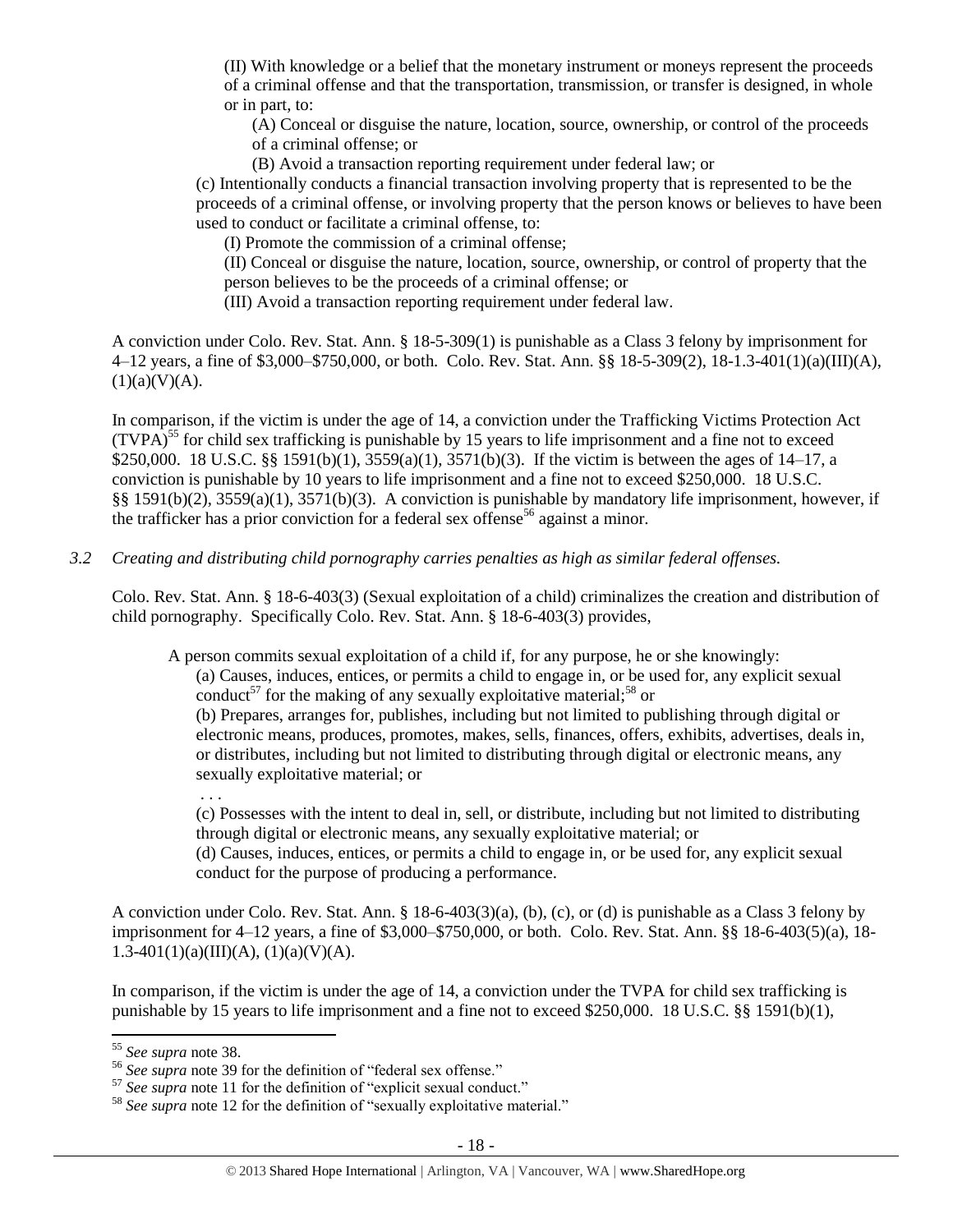(II) With knowledge or a belief that the monetary instrument or moneys represent the proceeds of a criminal offense and that the transportation, transmission, or transfer is designed, in whole or in part, to:

(A) Conceal or disguise the nature, location, source, ownership, or control of the proceeds of a criminal offense; or

(B) Avoid a transaction reporting requirement under federal law; or

(c) Intentionally conducts a financial transaction involving property that is represented to be the proceeds of a criminal offense, or involving property that the person knows or believes to have been used to conduct or facilitate a criminal offense, to:

(I) Promote the commission of a criminal offense;

(II) Conceal or disguise the nature, location, source, ownership, or control of property that the person believes to be the proceeds of a criminal offense; or

(III) Avoid a transaction reporting requirement under federal law.

A conviction under Colo. Rev. Stat. Ann. § 18-5-309(1) is punishable as a Class 3 felony by imprisonment for 4–12 years, a fine of $3,000–$750,000, or both. Colo. Rev. Stat. Ann. §§ 18-5-309(2), 18-1.3-401(1)(a)(III)(A), (1)(a)(V)(A).

In comparison, if the victim is under the age of 14, a conviction under the Trafficking Victims Protection Act (TVPA)[55] for child sex trafficking is punishable by 15 years to life imprisonment and a fine not to exceed $250,000. 18 U.S.C. §§ 1591(b)(1), 3559(a)(1), 3571(b)(3). If the victim is between the ages of 14–17, a conviction is punishable by 10 years to life imprisonment and a fine not to exceed $250,000. 18 U.S.C. §§ 1591(b)(2), 3559(a)(1), 3571(b)(3). A conviction is punishable by mandatory life imprisonment, however, if the trafficker has a prior conviction for a federal sex offense[56] against a minor.

*3.2 Creating and distributing child pornography carries penalties as high as similar federal offenses.*

Colo. Rev. Stat. Ann. § 18-6-403(3) (Sexual exploitation of a child) criminalizes the creation and distribution of child pornography. Specifically Colo. Rev. Stat. Ann. § 18-6-403(3) provides,

> A person commits sexual exploitation of a child if, for any purpose, he or she knowingly:
>
> (a) Causes, induces, entices, or permits a child to engage in, or be used for, any explicit sexual conduct[57] for the making of any sexually exploitative material;[58] or
>
> (b) Prepares, arranges for, publishes, including but not limited to publishing through digital or electronic means, produces, promotes, makes, sells, finances, offers, exhibits, advertises, deals in, or distributes, including but not limited to distributing through digital or electronic means, any sexually exploitative material; or
>
> . . .
>
> (c) Possesses with the intent to deal in, sell, or distribute, including but not limited to distributing through digital or electronic means, any sexually exploitative material; or
>
> (d) Causes, induces, entices, or permits a child to engage in, or be used for, any explicit sexual conduct for the purpose of producing a performance.

A conviction under Colo. Rev. Stat. Ann. § 18-6-403(3)(a), (b), (c), or (d) is punishable as a Class 3 felony by imprisonment for 4–12 years, a fine of $3,000–$750,000, or both. Colo. Rev. Stat. Ann. §§ 18-6-403(5)(a), 18-1.3-401(1)(a)(III)(A), (1)(a)(V)(A).

In comparison, if the victim is under the age of 14, a conviction under the TVPA for child sex trafficking is punishable by 15 years to life imprisonment and a fine not to exceed $250,000. 18 U.S.C. §§ 1591(b)(1),

---

[55] *See supra* note 38.

[56] *See supra* note 39 for the definition of "federal sex offense."

[57] *See supra* note 11 for the definition of "explicit sexual conduct."

[58] *See supra* note 12 for the definition of "sexually exploitative material."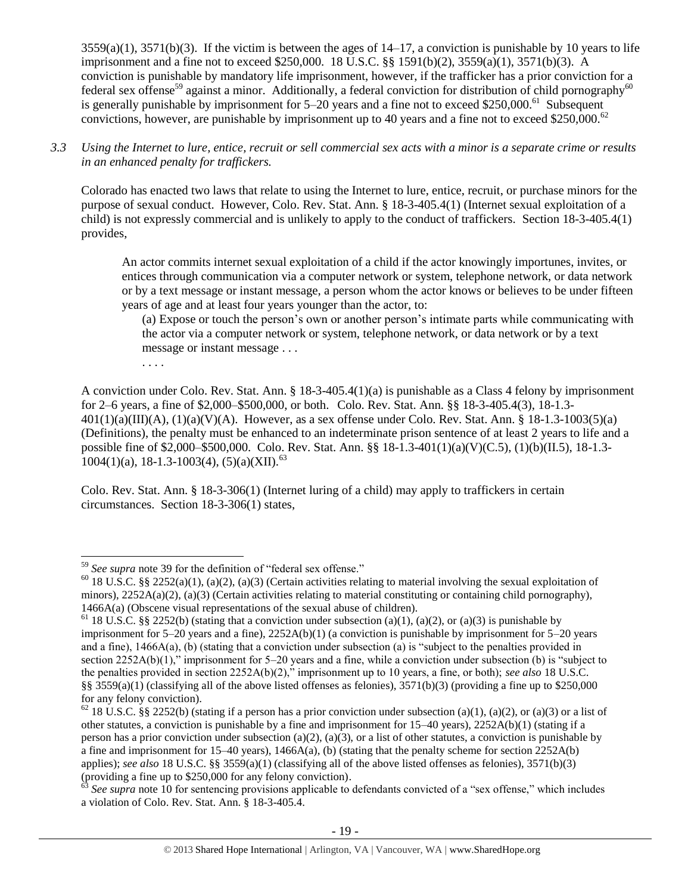3559(a)(1), 3571(b)(3). If the victim is between the ages of 14–17, a conviction is punishable by 10 years to life imprisonment and a fine not to exceed $250,000. 18 U.S.C. §§ 1591(b)(2), 3559(a)(1), 3571(b)(3). A conviction is punishable by mandatory life imprisonment, however, if the trafficker has a prior conviction for a federal sex offense[59] against a minor. Additionally, a federal conviction for distribution of child pornography[60] is generally punishable by imprisonment for 5–20 years and a fine not to exceed $250,000.[61] Subsequent convictions, however, are punishable by imprisonment up to 40 years and a fine not to exceed $250,000.[62]

*3.3 Using the Internet to lure, entice, recruit or sell commercial sex acts with a minor is a separate crime or results in an enhanced penalty for traffickers.*

Colorado has enacted two laws that relate to using the Internet to lure, entice, recruit, or purchase minors for the purpose of sexual conduct. However, Colo. Rev. Stat. Ann. § 18-3-405.4(1) (Internet sexual exploitation of a child) is not expressly commercial and is unlikely to apply to the conduct of traffickers. Section 18-3-405.4(1) provides,

> An actor commits internet sexual exploitation of a child if the actor knowingly importunes, invites, or entices through communication via a computer network or system, telephone network, or data network or by a text message or instant message, a person whom the actor knows or believes to be under fifteen years of age and at least four years younger than the actor, to:
>
> (a) Expose or touch the person's own or another person's intimate parts while communicating with the actor via a computer network or system, telephone network, or data network or by a text message or instant message . . .
>
> . . . .

A conviction under Colo. Rev. Stat. Ann. § 18-3-405.4(1)(a) is punishable as a Class 4 felony by imprisonment for 2–6 years, a fine of $2,000–$500,000, or both. Colo. Rev. Stat. Ann. §§ 18-3-405.4(3), 18-1.3-401(1)(a)(III)(A), (1)(a)(V)(A). However, as a sex offense under Colo. Rev. Stat. Ann. § 18-1.3-1003(5)(a) (Definitions), the penalty must be enhanced to an indeterminate prison sentence of at least 2 years to life and a possible fine of $2,000–$500,000. Colo. Rev. Stat. Ann. §§ 18-1.3-401(1)(a)(V)(C.5), (1)(b)(II.5), 18-1.3-1004(1)(a), 18-1.3-1003(4), (5)(a)(XII).[63]

Colo. Rev. Stat. Ann. § 18-3-306(1) (Internet luring of a child) may apply to traffickers in certain circumstances. Section 18-3-306(1) states,

---

[59] *See supra* note 39 for the definition of "federal sex offense."

[60] 18 U.S.C. §§ 2252(a)(1), (a)(2), (a)(3) (Certain activities relating to material involving the sexual exploitation of minors), 2252A(a)(2), (a)(3) (Certain activities relating to material constituting or containing child pornography), 1466A(a) (Obscene visual representations of the sexual abuse of children).

[61] 18 U.S.C. §§ 2252(b) (stating that a conviction under subsection (a)(1), (a)(2), or (a)(3) is punishable by imprisonment for 5–20 years and a fine), 2252A(b)(1) (a conviction is punishable by imprisonment for 5–20 years and a fine), 1466A(a), (b) (stating that a conviction under subsection (a) is "subject to the penalties provided in section 2252A(b)(1)," imprisonment for 5–20 years and a fine, while a conviction under subsection (b) is "subject to the penalties provided in section 2252A(b)(2)," imprisonment up to 10 years, a fine, or both); *see also* 18 U.S.C. §§ 3559(a)(1) (classifying all of the above listed offenses as felonies), 3571(b)(3) (providing a fine up to $250,000 for any felony conviction).

[62] 18 U.S.C. §§ 2252(b) (stating if a person has a prior conviction under subsection (a)(1), (a)(2), or (a)(3) or a list of other statutes, a conviction is punishable by a fine and imprisonment for 15–40 years), 2252A(b)(1) (stating if a person has a prior conviction under subsection (a)(2), (a)(3), or a list of other statutes, a conviction is punishable by a fine and imprisonment for 15–40 years), 1466A(a), (b) (stating that the penalty scheme for section 2252A(b) applies); *see also* 18 U.S.C. §§ 3559(a)(1) (classifying all of the above listed offenses as felonies), 3571(b)(3) (providing a fine up to $250,000 for any felony conviction).

[63] *See supra* note 10 for sentencing provisions applicable to defendants convicted of a "sex offense," which includes a violation of Colo. Rev. Stat. Ann. § 18-3-405.4.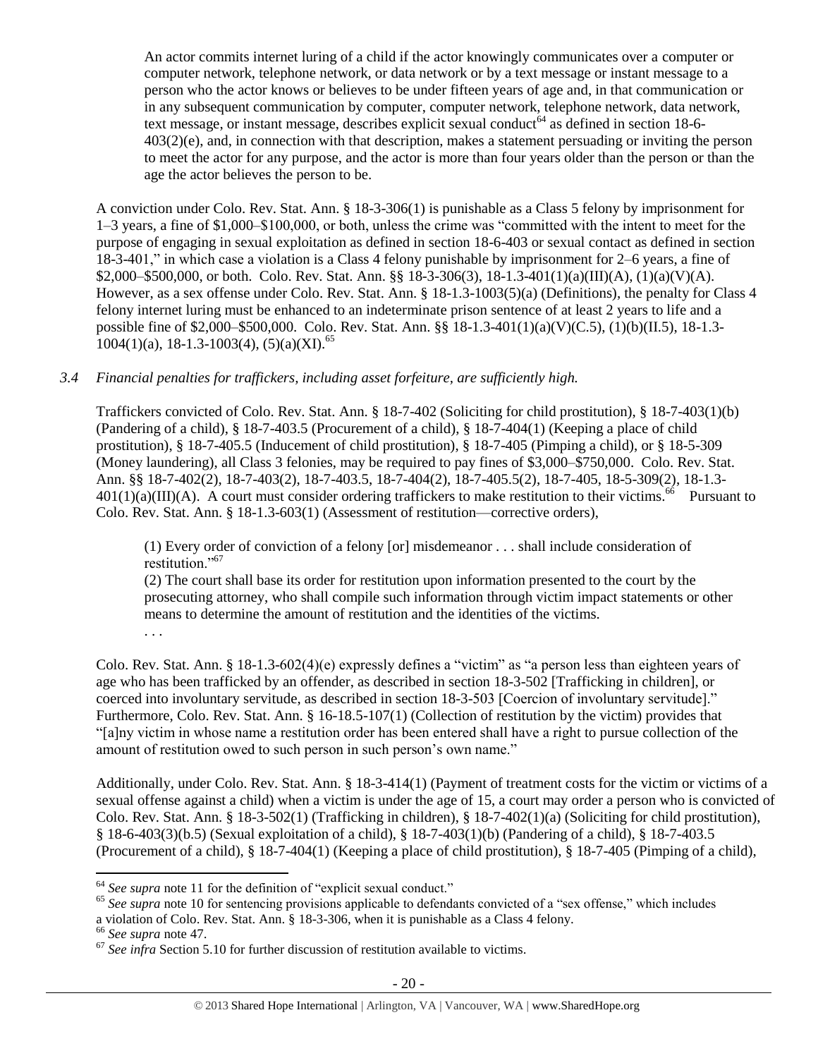An actor commits internet luring of a child if the actor knowingly communicates over a computer or computer network, telephone network, or data network or by a text message or instant message to a person who the actor knows or believes to be under fifteen years of age and, in that communication or in any subsequent communication by computer, computer network, telephone network, data network, text message, or instant message, describes explicit sexual conduct[64] as defined in section 18-6-403(2)(e), and, in connection with that description, makes a statement persuading or inviting the person to meet the actor for any purpose, and the actor is more than four years older than the person or than the age the actor believes the person to be.

A conviction under Colo. Rev. Stat. Ann. § 18-3-306(1) is punishable as a Class 5 felony by imprisonment for 1–3 years, a fine of $1,000–$100,000, or both, unless the crime was "committed with the intent to meet for the purpose of engaging in sexual exploitation as defined in section 18-6-403 or sexual contact as defined in section 18-3-401," in which case a violation is a Class 4 felony punishable by imprisonment for 2–6 years, a fine of $2,000–$500,000, or both. Colo. Rev. Stat. Ann. §§ 18-3-306(3), 18-1.3-401(1)(a)(III)(A), (1)(a)(V)(A). However, as a sex offense under Colo. Rev. Stat. Ann. § 18-1.3-1003(5)(a) (Definitions), the penalty for Class 4 felony internet luring must be enhanced to an indeterminate prison sentence of at least 2 years to life and a possible fine of $2,000–$500,000. Colo. Rev. Stat. Ann. §§ 18-1.3-401(1)(a)(V)(C.5), (1)(b)(II.5), 18-1.3-1004(1)(a), 18-1.3-1003(4), (5)(a)(XI).[65]

*3.4 Financial penalties for traffickers, including asset forfeiture, are sufficiently high.*

Traffickers convicted of Colo. Rev. Stat. Ann. § 18-7-402 (Soliciting for child prostitution), § 18-7-403(1)(b) (Pandering of a child), § 18-7-403.5 (Procurement of a child), § 18-7-404(1) (Keeping a place of child prostitution), § 18-7-405.5 (Inducement of child prostitution), § 18-7-405 (Pimping a child), or § 18-5-309 (Money laundering), all Class 3 felonies, may be required to pay fines of $3,000–$750,000. Colo. Rev. Stat. Ann. §§ 18-7-402(2), 18-7-403(2), 18-7-403.5, 18-7-404(2), 18-7-405.5(2), 18-7-405, 18-5-309(2), 18-1.3-401(1)(a)(III)(A). A court must consider ordering traffickers to make restitution to their victims.[66] Pursuant to Colo. Rev. Stat. Ann. § 18-1.3-603(1) (Assessment of restitution—corrective orders),

> (1) Every order of conviction of a felony [or] misdemeanor . . . shall include consideration of restitution."[67]
>
> (2) The court shall base its order for restitution upon information presented to the court by the prosecuting attorney, who shall compile such information through victim impact statements or other means to determine the amount of restitution and the identities of the victims.
>
> . . .

Colo. Rev. Stat. Ann. § 18-1.3-602(4)(e) expressly defines a "victim" as "a person less than eighteen years of age who has been trafficked by an offender, as described in section 18-3-502 [Trafficking in children], or coerced into involuntary servitude, as described in section 18-3-503 [Coercion of involuntary servitude]." Furthermore, Colo. Rev. Stat. Ann. § 16-18.5-107(1) (Collection of restitution by the victim) provides that "[a]ny victim in whose name a restitution order has been entered shall have a right to pursue collection of the amount of restitution owed to such person in such person's own name."

Additionally, under Colo. Rev. Stat. Ann. § 18-3-414(1) (Payment of treatment costs for the victim or victims of a sexual offense against a child) when a victim is under the age of 15, a court may order a person who is convicted of Colo. Rev. Stat. Ann. § 18-3-502(1) (Trafficking in children), § 18-7-402(1)(a) (Soliciting for child prostitution), § 18-6-403(3)(b.5) (Sexual exploitation of a child), § 18-7-403(1)(b) (Pandering of a child), § 18-7-403.5 (Procurement of a child), § 18-7-404(1) (Keeping a place of child prostitution), § 18-7-405 (Pimping of a child),

---

[64] *See supra* note 11 for the definition of "explicit sexual conduct."

[65] *See supra* note 10 for sentencing provisions applicable to defendants convicted of a "sex offense," which includes a violation of Colo. Rev. Stat. Ann. § 18-3-306, when it is punishable as a Class 4 felony.

[66] *See supra* note 47.

[67] *See infra* Section 5.10 for further discussion of restitution available to victims.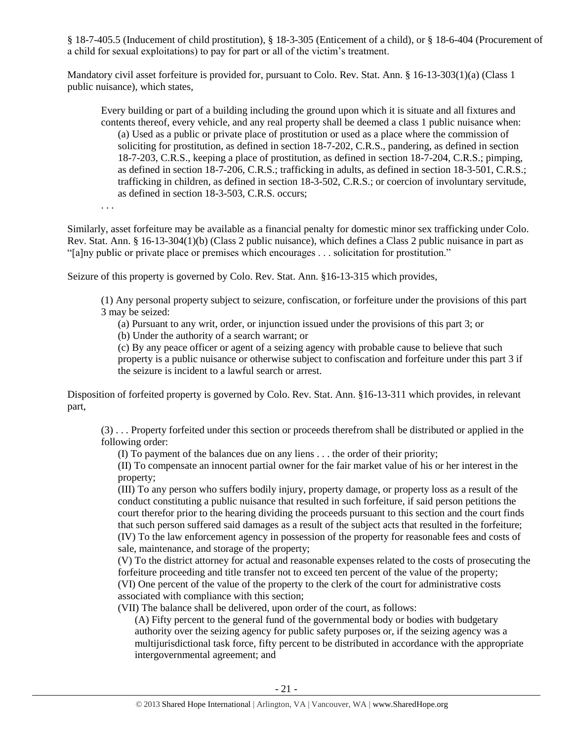§ 18-7-405.5 (Inducement of child prostitution), § 18-3-305 (Enticement of a child), or § 18-6-404 (Procurement of a child for sexual exploitations) to pay for part or all of the victim's treatment.

Mandatory civil asset forfeiture is provided for, pursuant to Colo. Rev. Stat. Ann. § 16-13-303(1)(a) (Class 1 public nuisance), which states,

> Every building or part of a building including the ground upon which it is situate and all fixtures and contents thereof, every vehicle, and any real property shall be deemed a class 1 public nuisance when:
>
> > (a) Used as a public or private place of prostitution or used as a place where the commission of soliciting for prostitution, as defined in section 18-7-202, C.R.S., pandering, as defined in section 18-7-203, C.R.S., keeping a place of prostitution, as defined in section 18-7-204, C.R.S.; pimping, as defined in section 18-7-206, C.R.S.; trafficking in adults, as defined in section 18-3-501, C.R.S.; trafficking in children, as defined in section 18-3-502, C.R.S.; or coercion of involuntary servitude, as defined in section 18-3-503, C.R.S. occurs;
>
> . . .

Similarly, asset forfeiture may be available as a financial penalty for domestic minor sex trafficking under Colo. Rev. Stat. Ann. § 16-13-304(1)(b) (Class 2 public nuisance), which defines a Class 2 public nuisance in part as "[a]ny public or private place or premises which encourages . . . solicitation for prostitution."

Seizure of this property is governed by Colo. Rev. Stat. Ann. §16-13-315 which provides,

> (1) Any personal property subject to seizure, confiscation, or forfeiture under the provisions of this part 3 may be seized:
>
> > (a) Pursuant to any writ, order, or injunction issued under the provisions of this part 3; or
> >
> > (b) Under the authority of a search warrant; or
> >
> > (c) By any peace officer or agent of a seizing agency with probable cause to believe that such property is a public nuisance or otherwise subject to confiscation and forfeiture under this part 3 if the seizure is incident to a lawful search or arrest.

Disposition of forfeited property is governed by Colo. Rev. Stat. Ann. §16-13-311 which provides, in relevant part,

> (3) . . . Property forfeited under this section or proceeds therefrom shall be distributed or applied in the following order:
>
> > (I) To payment of the balances due on any liens . . . the order of their priority;
> >
> > (II) To compensate an innocent partial owner for the fair market value of his or her interest in the property;
> >
> > (III) To any person who suffers bodily injury, property damage, or property loss as a result of the conduct constituting a public nuisance that resulted in such forfeiture, if said person petitions the court therefor prior to the hearing dividing the proceeds pursuant to this section and the court finds that such person suffered said damages as a result of the subject acts that resulted in the forfeiture;
> >
> > (IV) To the law enforcement agency in possession of the property for reasonable fees and costs of sale, maintenance, and storage of the property;
> >
> > (V) To the district attorney for actual and reasonable expenses related to the costs of prosecuting the forfeiture proceeding and title transfer not to exceed ten percent of the value of the property;
> >
> > (VI) One percent of the value of the property to the clerk of the court for administrative costs associated with compliance with this section;
> >
> > (VII) The balance shall be delivered, upon order of the court, as follows:
> >
> > > (A) Fifty percent to the general fund of the governmental body or bodies with budgetary authority over the seizing agency for public safety purposes or, if the seizing agency was a multijurisdictional task force, fifty percent to be distributed in accordance with the appropriate intergovernmental agreement; and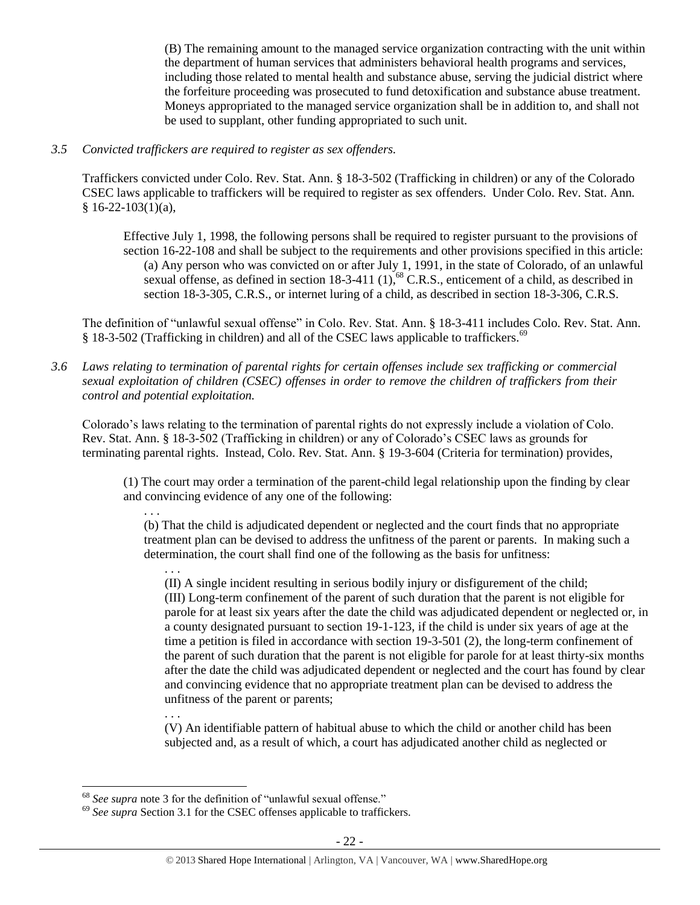(B) The remaining amount to the managed service organization contracting with the unit within the department of human services that administers behavioral health programs and services, including those related to mental health and substance abuse, serving the judicial district where the forfeiture proceeding was prosecuted to fund detoxification and substance abuse treatment. Moneys appropriated to the managed service organization shall be in addition to, and shall not be used to supplant, other funding appropriated to such unit.

*3.5 Convicted traffickers are required to register as sex offenders.*

Traffickers convicted under Colo. Rev. Stat. Ann. § 18-3-502 (Trafficking in children) or any of the Colorado CSEC laws applicable to traffickers will be required to register as sex offenders. Under Colo. Rev. Stat. Ann. § 16-22-103(1)(a),

> Effective July 1, 1998, the following persons shall be required to register pursuant to the provisions of section 16-22-108 and shall be subject to the requirements and other provisions specified in this article:
>
> (a) Any person who was convicted on or after July 1, 1991, in the state of Colorado, of an unlawful sexual offense, as defined in section 18-3-411 (1),[68] C.R.S., enticement of a child, as described in section 18-3-305, C.R.S., or internet luring of a child, as described in section 18-3-306, C.R.S.

The definition of "unlawful sexual offense" in Colo. Rev. Stat. Ann. § 18-3-411 includes Colo. Rev. Stat. Ann. § 18-3-502 (Trafficking in children) and all of the CSEC laws applicable to traffickers.[69]

*3.6 Laws relating to termination of parental rights for certain offenses include sex trafficking or commercial sexual exploitation of children (CSEC) offenses in order to remove the children of traffickers from their control and potential exploitation.*

Colorado's laws relating to the termination of parental rights do not expressly include a violation of Colo. Rev. Stat. Ann. § 18-3-502 (Trafficking in children) or any of Colorado's CSEC laws as grounds for terminating parental rights. Instead, Colo. Rev. Stat. Ann. § 19-3-604 (Criteria for termination) provides,

> (1) The court may order a termination of the parent-child legal relationship upon the finding by clear and convincing evidence of any one of the following:
>
> . . .
>
> (b) That the child is adjudicated dependent or neglected and the court finds that no appropriate treatment plan can be devised to address the unfitness of the parent or parents. In making such a determination, the court shall find one of the following as the basis for unfitness:
>
> . . .
>
> (II) A single incident resulting in serious bodily injury or disfigurement of the child;
>
> (III) Long-term confinement of the parent of such duration that the parent is not eligible for parole for at least six years after the date the child was adjudicated dependent or neglected or, in a county designated pursuant to section 19-1-123, if the child is under six years of age at the time a petition is filed in accordance with section 19-3-501 (2), the long-term confinement of the parent of such duration that the parent is not eligible for parole for at least thirty-six months after the date the child was adjudicated dependent or neglected and the court has found by clear and convincing evidence that no appropriate treatment plan can be devised to address the unfitness of the parent or parents;
>
> . . .
>
> (V) An identifiable pattern of habitual abuse to which the child or another child has been subjected and, as a result of which, a court has adjudicated another child as neglected or

---

[68] *See supra* note 3 for the definition of "unlawful sexual offense."

[69] *See supra* Section 3.1 for the CSEC offenses applicable to traffickers.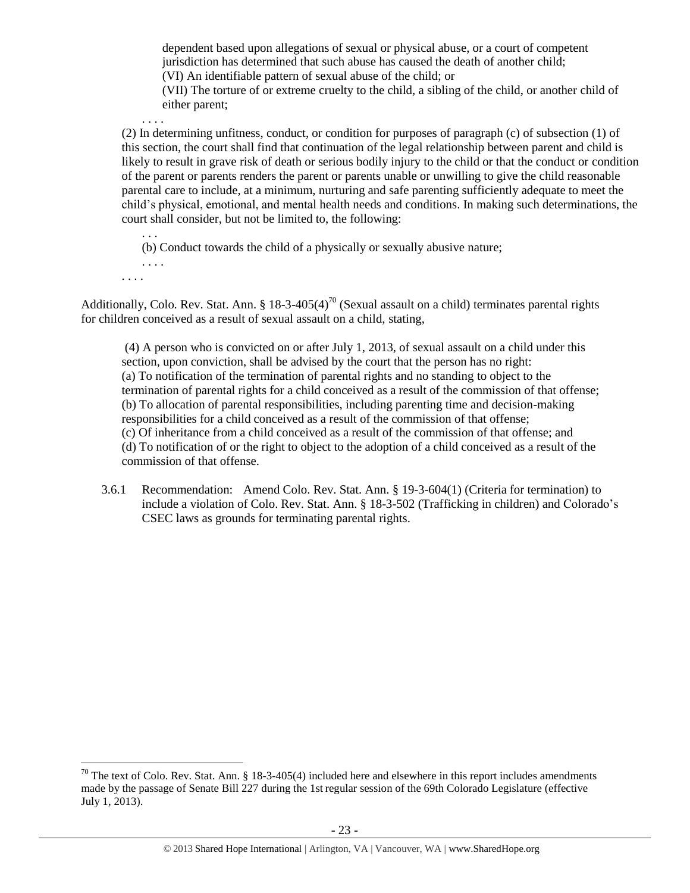> dependent based upon allegations of sexual or physical abuse, or a court of competent jurisdiction has determined that such abuse has caused the death of another child;
> (VI) An identifiable pattern of sexual abuse of the child; or
> (VII) The torture of or extreme cruelty to the child, a sibling of the child, or another child of either parent;
> . . . .
>
> (2) In determining unfitness, conduct, or condition for purposes of paragraph (c) of subsection (1) of this section, the court shall find that continuation of the legal relationship between parent and child is likely to result in grave risk of death or serious bodily injury to the child or that the conduct or condition of the parent or parents renders the parent or parents unable or unwilling to give the child reasonable parental care to include, at a minimum, nurturing and safe parenting sufficiently adequate to meet the child's physical, emotional, and mental health needs and conditions. In making such determinations, the court shall consider, but not be limited to, the following:
> . . .
> (b) Conduct towards the child of a physically or sexually abusive nature;
> . . . .
>
> . . . .

Additionally, Colo. Rev. Stat. Ann. § 18-3-405(4)[70] (Sexual assault on a child) terminates parental rights for children conceived as a result of sexual assault on a child, stating,

> (4) A person who is convicted on or after July 1, 2013, of sexual assault on a child under this section, upon conviction, shall be advised by the court that the person has no right:
> (a) To notification of the termination of parental rights and no standing to object to the termination of parental rights for a child conceived as a result of the commission of that offense;
> (b) To allocation of parental responsibilities, including parenting time and decision-making responsibilities for a child conceived as a result of the commission of that offense;
> (c) Of inheritance from a child conceived as a result of the commission of that offense; and
> (d) To notification of or the right to object to the adoption of a child conceived as a result of the commission of that offense.

3.6.1 Recommendation: Amend Colo. Rev. Stat. Ann. § 19-3-604(1) (Criteria for termination) to include a violation of Colo. Rev. Stat. Ann. § 18-3-502 (Trafficking in children) and Colorado's CSEC laws as grounds for terminating parental rights.

---

[70] The text of Colo. Rev. Stat. Ann. § 18-3-405(4) included here and elsewhere in this report includes amendments made by the passage of Senate Bill 227 during the 1st regular session of the 69th Colorado Legislature (effective July 1, 2013).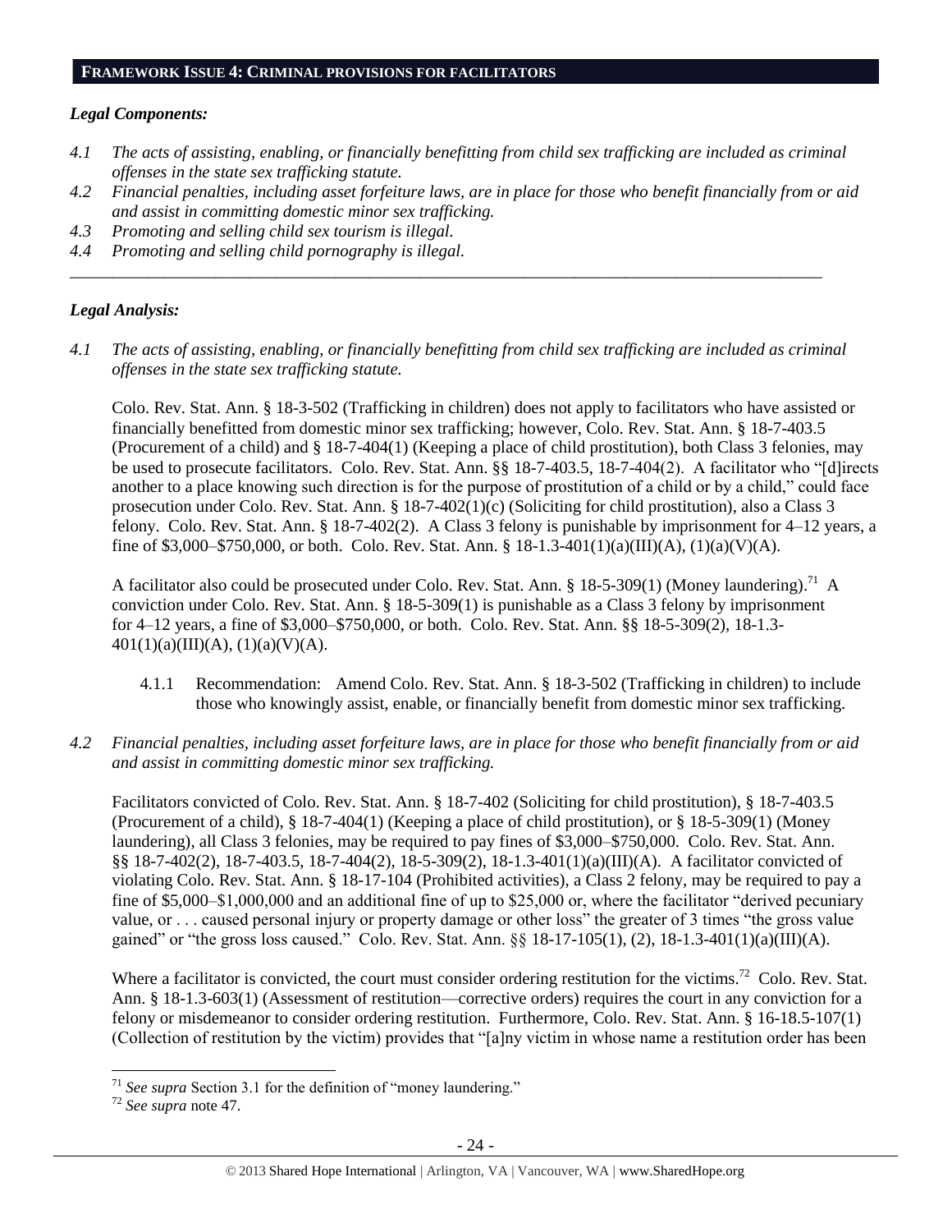## FRAMEWORK ISSUE 4: CRIMINAL PROVISIONS FOR FACILITATORS

### *Legal Components:*

*4.1 The acts of assisting, enabling, or financially benefitting from child sex trafficking are included as criminal offenses in the state sex trafficking statute.*

*4.2 Financial penalties, including asset forfeiture laws, are in place for those who benefit financially from or aid and assist in committing domestic minor sex trafficking.*

*4.3 Promoting and selling child sex tourism is illegal.*

*4.4 Promoting and selling child pornography is illegal.*

---

### *Legal Analysis:*

*4.1 The acts of assisting, enabling, or financially benefitting from child sex trafficking are included as criminal offenses in the state sex trafficking statute.*

Colo. Rev. Stat. Ann. § 18-3-502 (Trafficking in children) does not apply to facilitators who have assisted or financially benefitted from domestic minor sex trafficking; however, Colo. Rev. Stat. Ann. § 18-7-403.5 (Procurement of a child) and § 18-7-404(1) (Keeping a place of child prostitution), both Class 3 felonies, may be used to prosecute facilitators. Colo. Rev. Stat. Ann. §§ 18-7-403.5, 18-7-404(2). A facilitator who "[d]irects another to a place knowing such direction is for the purpose of prostitution of a child or by a child," could face prosecution under Colo. Rev. Stat. Ann. § 18-7-402(1)(c) (Soliciting for child prostitution), also a Class 3 felony. Colo. Rev. Stat. Ann. § 18-7-402(2). A Class 3 felony is punishable by imprisonment for 4–12 years, a fine of $3,000–$750,000, or both. Colo. Rev. Stat. Ann. § 18-1.3-401(1)(a)(III)(A), (1)(a)(V)(A).

A facilitator also could be prosecuted under Colo. Rev. Stat. Ann. § 18-5-309(1) (Money laundering).[71] A conviction under Colo. Rev. Stat. Ann. § 18-5-309(1) is punishable as a Class 3 felony by imprisonment for 4–12 years, a fine of $3,000–$750,000, or both. Colo. Rev. Stat. Ann. §§ 18-5-309(2), 18-1.3-401(1)(a)(III)(A), (1)(a)(V)(A).

4.1.1 Recommendation: Amend Colo. Rev. Stat. Ann. § 18-3-502 (Trafficking in children) to include those who knowingly assist, enable, or financially benefit from domestic minor sex trafficking.

*4.2 Financial penalties, including asset forfeiture laws, are in place for those who benefit financially from or aid and assist in committing domestic minor sex trafficking.*

Facilitators convicted of Colo. Rev. Stat. Ann. § 18-7-402 (Soliciting for child prostitution), § 18-7-403.5 (Procurement of a child), § 18-7-404(1) (Keeping a place of child prostitution), or § 18-5-309(1) (Money laundering), all Class 3 felonies, may be required to pay fines of $3,000–$750,000. Colo. Rev. Stat. Ann. §§ 18-7-402(2), 18-7-403.5, 18-7-404(2), 18-5-309(2), 18-1.3-401(1)(a)(III)(A). A facilitator convicted of violating Colo. Rev. Stat. Ann. § 18-17-104 (Prohibited activities), a Class 2 felony, may be required to pay a fine of $5,000–$1,000,000 and an additional fine of up to $25,000 or, where the facilitator "derived pecuniary value, or . . . caused personal injury or property damage or other loss" the greater of 3 times "the gross value gained" or "the gross loss caused." Colo. Rev. Stat. Ann. §§ 18-17-105(1), (2), 18-1.3-401(1)(a)(III)(A).

Where a facilitator is convicted, the court must consider ordering restitution for the victims.[72] Colo. Rev. Stat. Ann. § 18-1.3-603(1) (Assessment of restitution—corrective orders) requires the court in any conviction for a felony or misdemeanor to consider ordering restitution. Furthermore, Colo. Rev. Stat. Ann. § 16-18.5-107(1) (Collection of restitution by the victim) provides that "[a]ny victim in whose name a restitution order has been

---

[71] *See supra* Section 3.1 for the definition of "money laundering."

[72] *See supra* note 47.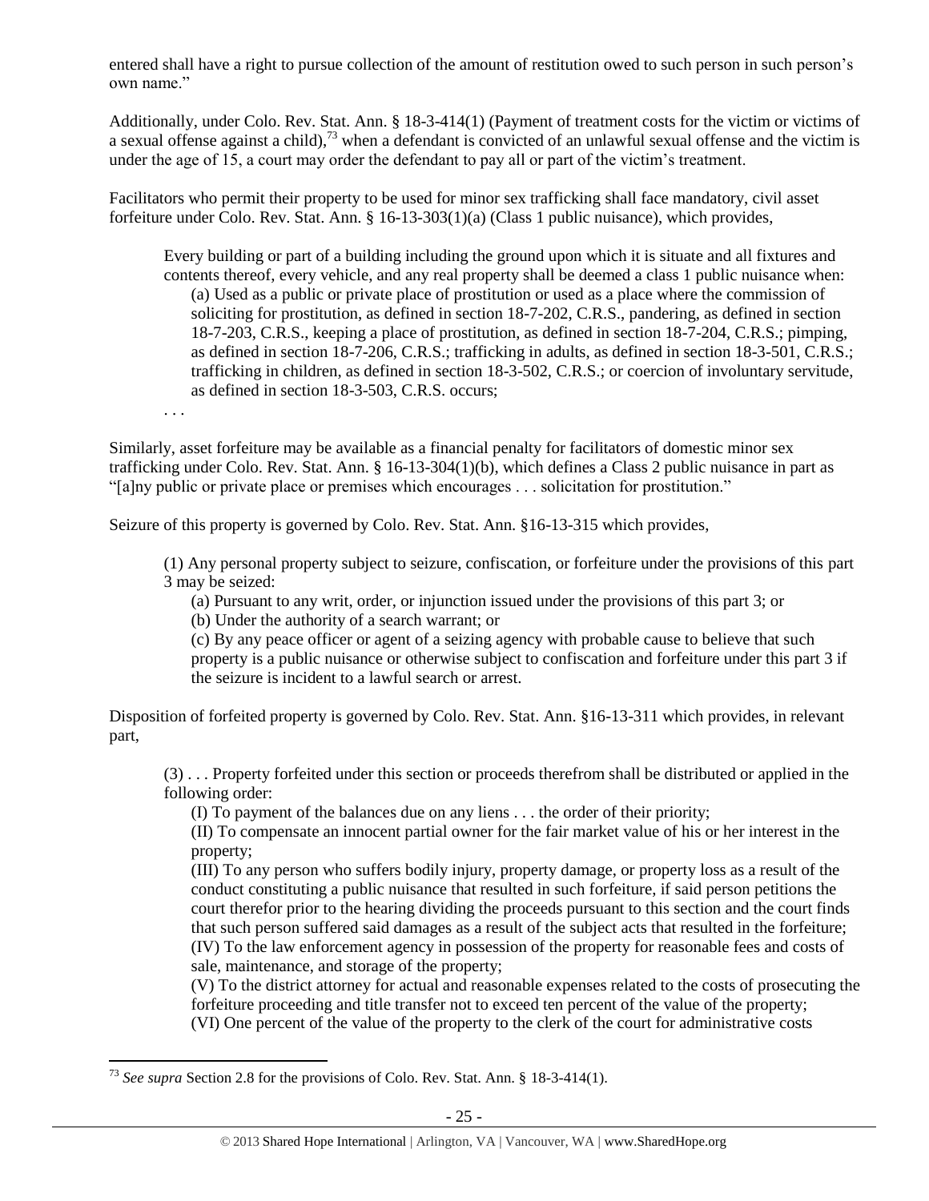entered shall have a right to pursue collection of the amount of restitution owed to such person in such person's own name."

Additionally, under Colo. Rev. Stat. Ann. § 18-3-414(1) (Payment of treatment costs for the victim or victims of a sexual offense against a child),[73] when a defendant is convicted of an unlawful sexual offense and the victim is under the age of 15, a court may order the defendant to pay all or part of the victim's treatment.

Facilitators who permit their property to be used for minor sex trafficking shall face mandatory, civil asset forfeiture under Colo. Rev. Stat. Ann. § 16-13-303(1)(a) (Class 1 public nuisance), which provides,

> Every building or part of a building including the ground upon which it is situate and all fixtures and contents thereof, every vehicle, and any real property shall be deemed a class 1 public nuisance when:
>
> (a) Used as a public or private place of prostitution or used as a place where the commission of soliciting for prostitution, as defined in section 18-7-202, C.R.S., pandering, as defined in section 18-7-203, C.R.S., keeping a place of prostitution, as defined in section 18-7-204, C.R.S.; pimping, as defined in section 18-7-206, C.R.S.; trafficking in adults, as defined in section 18-3-501, C.R.S.; trafficking in children, as defined in section 18-3-502, C.R.S.; or coercion of involuntary servitude, as defined in section 18-3-503, C.R.S. occurs;
>
> . . .

Similarly, asset forfeiture may be available as a financial penalty for facilitators of domestic minor sex trafficking under Colo. Rev. Stat. Ann. § 16-13-304(1)(b), which defines a Class 2 public nuisance in part as "[a]ny public or private place or premises which encourages . . . solicitation for prostitution."

Seizure of this property is governed by Colo. Rev. Stat. Ann. §16-13-315 which provides,

> (1) Any personal property subject to seizure, confiscation, or forfeiture under the provisions of this part 3 may be seized:
>
> (a) Pursuant to any writ, order, or injunction issued under the provisions of this part 3; or
>
> (b) Under the authority of a search warrant; or
>
> (c) By any peace officer or agent of a seizing agency with probable cause to believe that such property is a public nuisance or otherwise subject to confiscation and forfeiture under this part 3 if the seizure is incident to a lawful search or arrest.

Disposition of forfeited property is governed by Colo. Rev. Stat. Ann. §16-13-311 which provides, in relevant part,

> (3) . . . Property forfeited under this section or proceeds therefrom shall be distributed or applied in the following order:
>
> (I) To payment of the balances due on any liens . . . the order of their priority;
>
> (II) To compensate an innocent partial owner for the fair market value of his or her interest in the property;
>
> (III) To any person who suffers bodily injury, property damage, or property loss as a result of the conduct constituting a public nuisance that resulted in such forfeiture, if said person petitions the court therefor prior to the hearing dividing the proceeds pursuant to this section and the court finds that such person suffered said damages as a result of the subject acts that resulted in the forfeiture;
>
> (IV) To the law enforcement agency in possession of the property for reasonable fees and costs of sale, maintenance, and storage of the property;
>
> (V) To the district attorney for actual and reasonable expenses related to the costs of prosecuting the forfeiture proceeding and title transfer not to exceed ten percent of the value of the property;
>
> (VI) One percent of the value of the property to the clerk of the court for administrative costs

[73] *See supra* Section 2.8 for the provisions of Colo. Rev. Stat. Ann. § 18-3-414(1).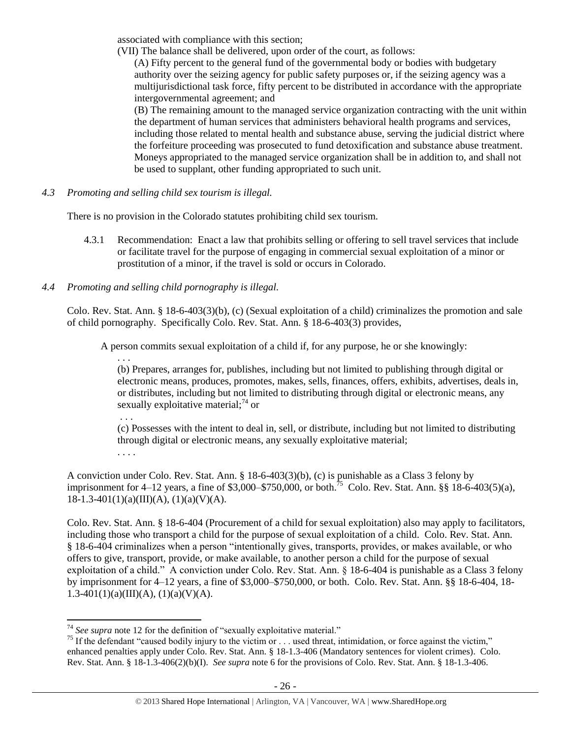associated with compliance with this section;

(VII) The balance shall be delivered, upon order of the court, as follows:

(A) Fifty percent to the general fund of the governmental body or bodies with budgetary authority over the seizing agency for public safety purposes or, if the seizing agency was a multijurisdictional task force, fifty percent to be distributed in accordance with the appropriate intergovernmental agreement; and

(B) The remaining amount to the managed service organization contracting with the unit within the department of human services that administers behavioral health programs and services, including those related to mental health and substance abuse, serving the judicial district where the forfeiture proceeding was prosecuted to fund detoxification and substance abuse treatment. Moneys appropriated to the managed service organization shall be in addition to, and shall not be used to supplant, other funding appropriated to such unit.

*4.3 Promoting and selling child sex tourism is illegal.*

There is no provision in the Colorado statutes prohibiting child sex tourism.

4.3.1 Recommendation: Enact a law that prohibits selling or offering to sell travel services that include or facilitate travel for the purpose of engaging in commercial sexual exploitation of a minor or prostitution of a minor, if the travel is sold or occurs in Colorado.

*4.4 Promoting and selling child pornography is illegal.*

Colo. Rev. Stat. Ann. § 18-6-403(3)(b), (c) (Sexual exploitation of a child) criminalizes the promotion and sale of child pornography. Specifically Colo. Rev. Stat. Ann. § 18-6-403(3) provides,

> A person commits sexual exploitation of a child if, for any purpose, he or she knowingly:
>
> . . .
>
> (b) Prepares, arranges for, publishes, including but not limited to publishing through digital or electronic means, produces, promotes, makes, sells, finances, offers, exhibits, advertises, deals in, or distributes, including but not limited to distributing through digital or electronic means, any sexually exploitative material;[74] or
>
> . . .
>
> (c) Possesses with the intent to deal in, sell, or distribute, including but not limited to distributing through digital or electronic means, any sexually exploitative material;
>
> . . . .

A conviction under Colo. Rev. Stat. Ann. § 18-6-403(3)(b), (c) is punishable as a Class 3 felony by imprisonment for 4–12 years, a fine of $3,000–$750,000, or both.[75] Colo. Rev. Stat. Ann. §§ 18-6-403(5)(a), 18-1.3-401(1)(a)(III)(A), (1)(a)(V)(A).

Colo. Rev. Stat. Ann. § 18-6-404 (Procurement of a child for sexual exploitation) also may apply to facilitators, including those who transport a child for the purpose of sexual exploitation of a child. Colo. Rev. Stat. Ann. § 18-6-404 criminalizes when a person "intentionally gives, transports, provides, or makes available, or who offers to give, transport, provide, or make available, to another person a child for the purpose of sexual exploitation of a child." A conviction under Colo. Rev. Stat. Ann. § 18-6-404 is punishable as a Class 3 felony by imprisonment for 4–12 years, a fine of $3,000–$750,000, or both. Colo. Rev. Stat. Ann. §§ 18-6-404, 18-1.3-401(1)(a)(III)(A), (1)(a)(V)(A).

---

[74] *See supra* note 12 for the definition of "sexually exploitative material."

[75] If the defendant "caused bodily injury to the victim or . . . used threat, intimidation, or force against the victim," enhanced penalties apply under Colo. Rev. Stat. Ann. § 18-1.3-406 (Mandatory sentences for violent crimes). Colo. Rev. Stat. Ann. § 18-1.3-406(2)(b)(I). *See supra* note 6 for the provisions of Colo. Rev. Stat. Ann. § 18-1.3-406.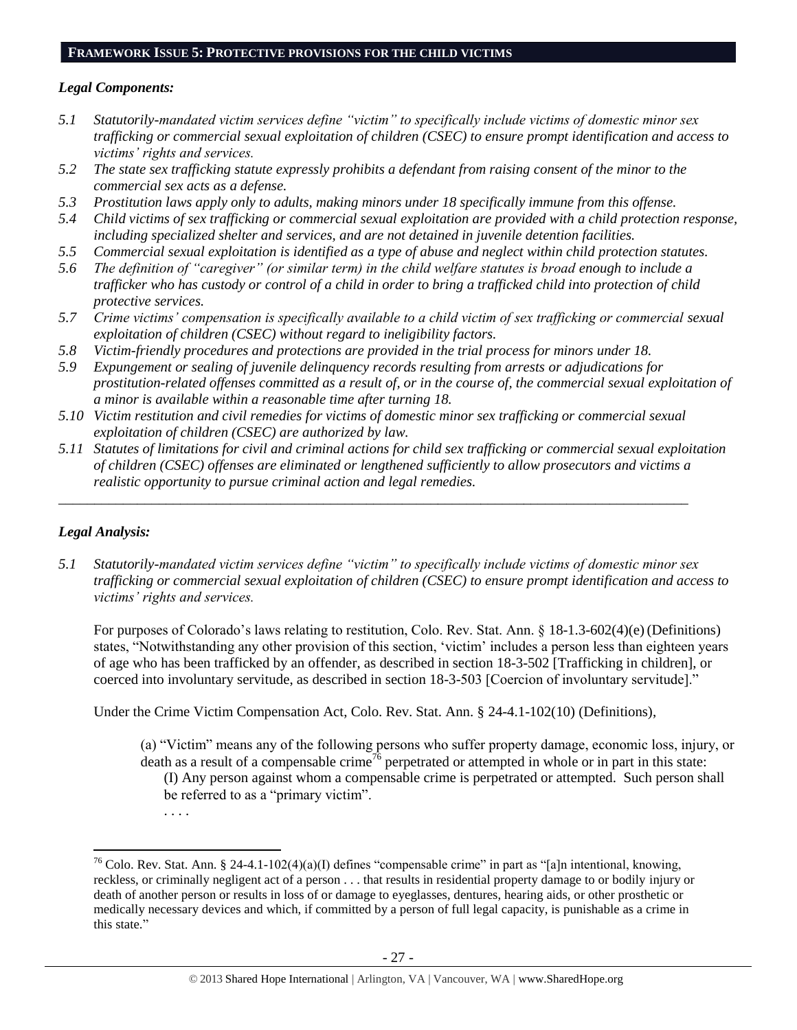## FRAMEWORK ISSUE 5: PROTECTIVE PROVISIONS FOR THE CHILD VICTIMS

### *Legal Components:*

*5.1 Statutorily-mandated victim services define "victim" to specifically include victims of domestic minor sex trafficking or commercial sexual exploitation of children (CSEC) to ensure prompt identification and access to victims' rights and services.*

*5.2 The state sex trafficking statute expressly prohibits a defendant from raising consent of the minor to the commercial sex acts as a defense.*

*5.3 Prostitution laws apply only to adults, making minors under 18 specifically immune from this offense.*

*5.4 Child victims of sex trafficking or commercial sexual exploitation are provided with a child protection response, including specialized shelter and services, and are not detained in juvenile detention facilities.*

*5.5 Commercial sexual exploitation is identified as a type of abuse and neglect within child protection statutes.*

*5.6 The definition of "caregiver" (or similar term) in the child welfare statutes is broad enough to include a trafficker who has custody or control of a child in order to bring a trafficked child into protection of child protective services.*

*5.7 Crime victims' compensation is specifically available to a child victim of sex trafficking or commercial sexual exploitation of children (CSEC) without regard to ineligibility factors.*

*5.8 Victim-friendly procedures and protections are provided in the trial process for minors under 18.*

*5.9 Expungement or sealing of juvenile delinquency records resulting from arrests or adjudications for prostitution-related offenses committed as a result of, or in the course of, the commercial sexual exploitation of a minor is available within a reasonable time after turning 18.*

*5.10 Victim restitution and civil remedies for victims of domestic minor sex trafficking or commercial sexual exploitation of children (CSEC) are authorized by law.*

*5.11 Statutes of limitations for civil and criminal actions for child sex trafficking or commercial sexual exploitation of children (CSEC) offenses are eliminated or lengthened sufficiently to allow prosecutors and victims a realistic opportunity to pursue criminal action and legal remedies.*

---

### *Legal Analysis:*

*5.1 Statutorily-mandated victim services define "victim" to specifically include victims of domestic minor sex trafficking or commercial sexual exploitation of children (CSEC) to ensure prompt identification and access to victims' rights and services.*

For purposes of Colorado's laws relating to restitution, Colo. Rev. Stat. Ann. § 18-1.3-602(4)(e) (Definitions) states, "Notwithstanding any other provision of this section, 'victim' includes a person less than eighteen years of age who has been trafficked by an offender, as described in section 18-3-502 [Trafficking in children], or coerced into involuntary servitude, as described in section 18-3-503 [Coercion of involuntary servitude]."

Under the Crime Victim Compensation Act, Colo. Rev. Stat. Ann. § 24-4.1-102(10) (Definitions),

> (a) "Victim" means any of the following persons who suffer property damage, economic loss, injury, or death as a result of a compensable crime[76] perpetrated or attempted in whole or in part in this state:
>
> (I) Any person against whom a compensable crime is perpetrated or attempted. Such person shall be referred to as a "primary victim".
>
> . . . .

---

[76] Colo. Rev. Stat. Ann. § 24-4.1-102(4)(a)(I) defines "compensable crime" in part as "[a]n intentional, knowing, reckless, or criminally negligent act of a person . . . that results in residential property damage to or bodily injury or death of another person or results in loss of or damage to eyeglasses, dentures, hearing aids, or other prosthetic or medically necessary devices and which, if committed by a person of full legal capacity, is punishable as a crime in this state."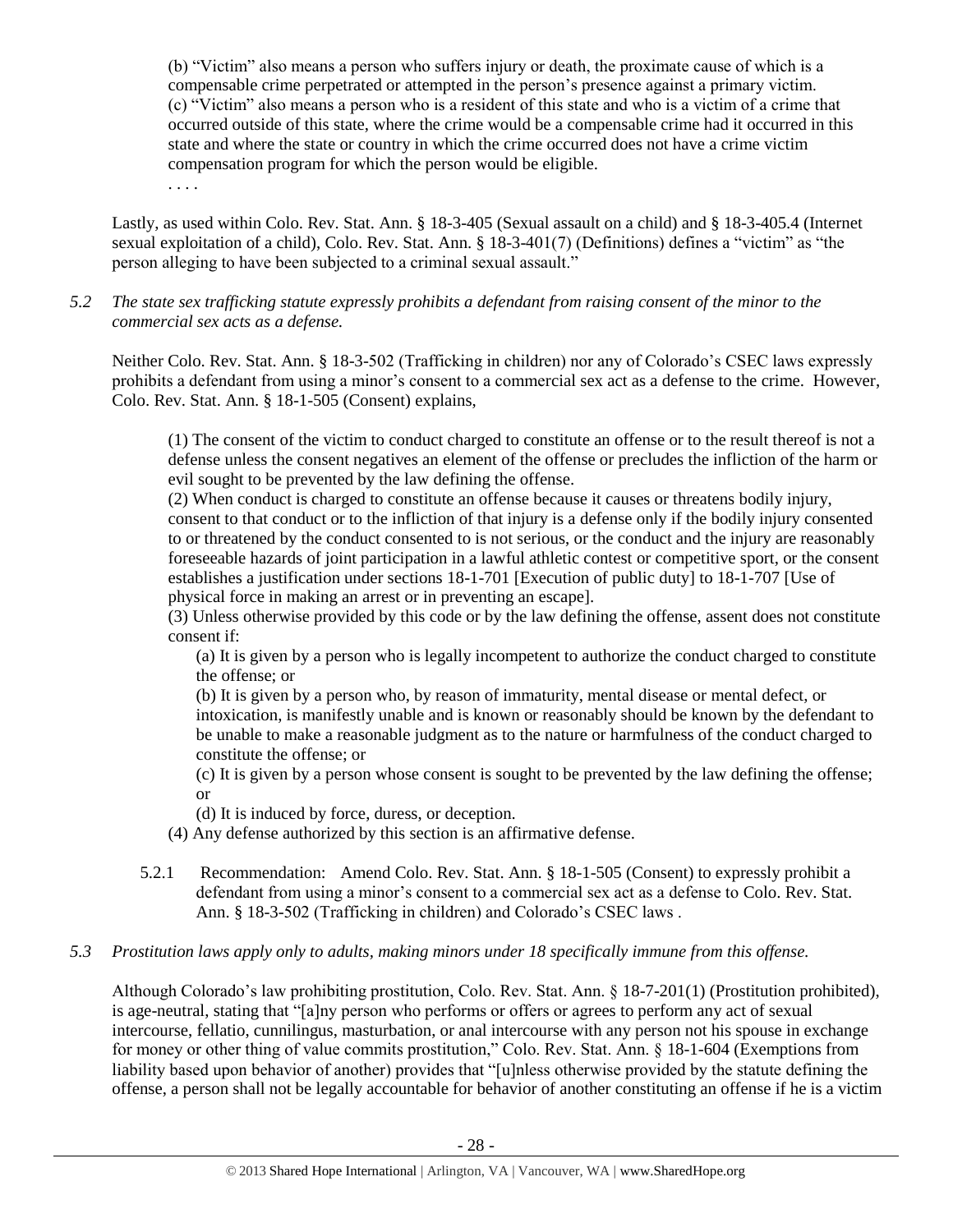> (b) "Victim" also means a person who suffers injury or death, the proximate cause of which is a compensable crime perpetrated or attempted in the person's presence against a primary victim.
> (c) "Victim" also means a person who is a resident of this state and who is a victim of a crime that occurred outside of this state, where the crime would be a compensable crime had it occurred in this state and where the state or country in which the crime occurred does not have a crime victim compensation program for which the person would be eligible.
> . . . .

Lastly, as used within Colo. Rev. Stat. Ann. § 18-3-405 (Sexual assault on a child) and § 18-3-405.4 (Internet sexual exploitation of a child), Colo. Rev. Stat. Ann. § 18-3-401(7) (Definitions) defines a "victim" as "the person alleging to have been subjected to a criminal sexual assault."

*5.2 The state sex trafficking statute expressly prohibits a defendant from raising consent of the minor to the commercial sex acts as a defense.*

Neither Colo. Rev. Stat. Ann. § 18-3-502 (Trafficking in children) nor any of Colorado's CSEC laws expressly prohibits a defendant from using a minor's consent to a commercial sex act as a defense to the crime. However, Colo. Rev. Stat. Ann. § 18-1-505 (Consent) explains,

> (1) The consent of the victim to conduct charged to constitute an offense or to the result thereof is not a defense unless the consent negatives an element of the offense or precludes the infliction of the harm or evil sought to be prevented by the law defining the offense.
> (2) When conduct is charged to constitute an offense because it causes or threatens bodily injury, consent to that conduct or to the infliction of that injury is a defense only if the bodily injury consented to or threatened by the conduct consented to is not serious, or the conduct and the injury are reasonably foreseeable hazards of joint participation in a lawful athletic contest or competitive sport, or the consent establishes a justification under sections 18-1-701 [Execution of public duty] to 18-1-707 [Use of physical force in making an arrest or in preventing an escape].
> (3) Unless otherwise provided by this code or by the law defining the offense, assent does not constitute consent if:
>
> (a) It is given by a person who is legally incompetent to authorize the conduct charged to constitute the offense; or
>
> (b) It is given by a person who, by reason of immaturity, mental disease or mental defect, or intoxication, is manifestly unable and is known or reasonably should be known by the defendant to be unable to make a reasonable judgment as to the nature or harmfulness of the conduct charged to constitute the offense; or
>
> (c) It is given by a person whose consent is sought to be prevented by the law defining the offense; or
>
> (d) It is induced by force, duress, or deception.
>
> (4) Any defense authorized by this section is an affirmative defense.

5.2.1 Recommendation: Amend Colo. Rev. Stat. Ann. § 18-1-505 (Consent) to expressly prohibit a defendant from using a minor's consent to a commercial sex act as a defense to Colo. Rev. Stat. Ann. § 18-3-502 (Trafficking in children) and Colorado's CSEC laws .

*5.3 Prostitution laws apply only to adults, making minors under 18 specifically immune from this offense.*

Although Colorado's law prohibiting prostitution, Colo. Rev. Stat. Ann. § 18-7-201(1) (Prostitution prohibited), is age-neutral, stating that "[a]ny person who performs or offers or agrees to perform any act of sexual intercourse, fellatio, cunnilingus, masturbation, or anal intercourse with any person not his spouse in exchange for money or other thing of value commits prostitution," Colo. Rev. Stat. Ann. § 18-1-604 (Exemptions from liability based upon behavior of another) provides that "[u]nless otherwise provided by the statute defining the offense, a person shall not be legally accountable for behavior of another constituting an offense if he is a victim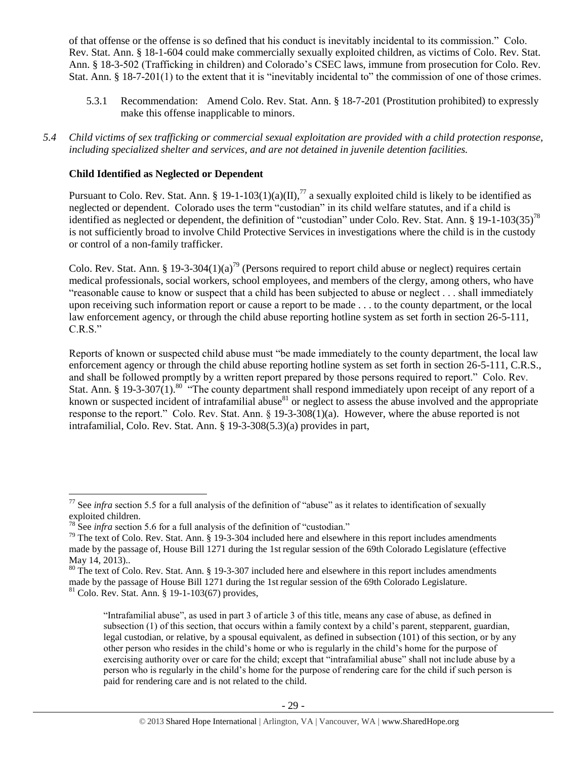of that offense or the offense is so defined that his conduct is inevitably incidental to its commission." Colo. Rev. Stat. Ann. § 18-1-604 could make commercially sexually exploited children, as victims of Colo. Rev. Stat. Ann. § 18-3-502 (Trafficking in children) and Colorado's CSEC laws, immune from prosecution for Colo. Rev. Stat. Ann. § 18-7-201(1) to the extent that it is "inevitably incidental to" the commission of one of those crimes.

5.3.1 Recommendation: Amend Colo. Rev. Stat. Ann. § 18-7-201 (Prostitution prohibited) to expressly make this offense inapplicable to minors.

*5.4 Child victims of sex trafficking or commercial sexual exploitation are provided with a child protection response, including specialized shelter and services, and are not detained in juvenile detention facilities.*

**Child Identified as Neglected or Dependent**

Pursuant to Colo. Rev. Stat. Ann. § 19-1-103(1)(a)(II),[77] a sexually exploited child is likely to be identified as neglected or dependent. Colorado uses the term "custodian" in its child welfare statutes, and if a child is identified as neglected or dependent, the definition of "custodian" under Colo. Rev. Stat. Ann. § 19-1-103(35)[78] is not sufficiently broad to involve Child Protective Services in investigations where the child is in the custody or control of a non-family trafficker.

Colo. Rev. Stat. Ann. § 19-3-304(1)(a)[79] (Persons required to report child abuse or neglect) requires certain medical professionals, social workers, school employees, and members of the clergy, among others, who have "reasonable cause to know or suspect that a child has been subjected to abuse or neglect . . . shall immediately upon receiving such information report or cause a report to be made . . . to the county department, or the local law enforcement agency, or through the child abuse reporting hotline system as set forth in section 26-5-111, C.R.S."

Reports of known or suspected child abuse must "be made immediately to the county department, the local law enforcement agency or through the child abuse reporting hotline system as set forth in section 26-5-111, C.R.S., and shall be followed promptly by a written report prepared by those persons required to report." Colo. Rev. Stat. Ann. § 19-3-307(1).[80] "The county department shall respond immediately upon receipt of any report of a known or suspected incident of intrafamilial abuse[81] or neglect to assess the abuse involved and the appropriate response to the report." Colo. Rev. Stat. Ann. § 19-3-308(1)(a). However, where the abuse reported is not intrafamilial, Colo. Rev. Stat. Ann. § 19-3-308(5.3)(a) provides in part,

---

[77] See *infra* section 5.5 for a full analysis of the definition of "abuse" as it relates to identification of sexually exploited children.

[78] See *infra* section 5.6 for a full analysis of the definition of "custodian."

[79] The text of Colo. Rev. Stat. Ann. § 19-3-304 included here and elsewhere in this report includes amendments made by the passage of, House Bill 1271 during the 1st regular session of the 69th Colorado Legislature (effective May 14, 2013)..

[80] The text of Colo. Rev. Stat. Ann. § 19-3-307 included here and elsewhere in this report includes amendments made by the passage of House Bill 1271 during the 1st regular session of the 69th Colorado Legislature.

[81] Colo. Rev. Stat. Ann. § 19-1-103(67) provides,

> "Intrafamilial abuse", as used in part 3 of article 3 of this title, means any case of abuse, as defined in subsection (1) of this section, that occurs within a family context by a child's parent, stepparent, guardian, legal custodian, or relative, by a spousal equivalent, as defined in subsection (101) of this section, or by any other person who resides in the child's home or who is regularly in the child's home for the purpose of exercising authority over or care for the child; except that "intrafamilial abuse" shall not include abuse by a person who is regularly in the child's home for the purpose of rendering care for the child if such person is paid for rendering care and is not related to the child.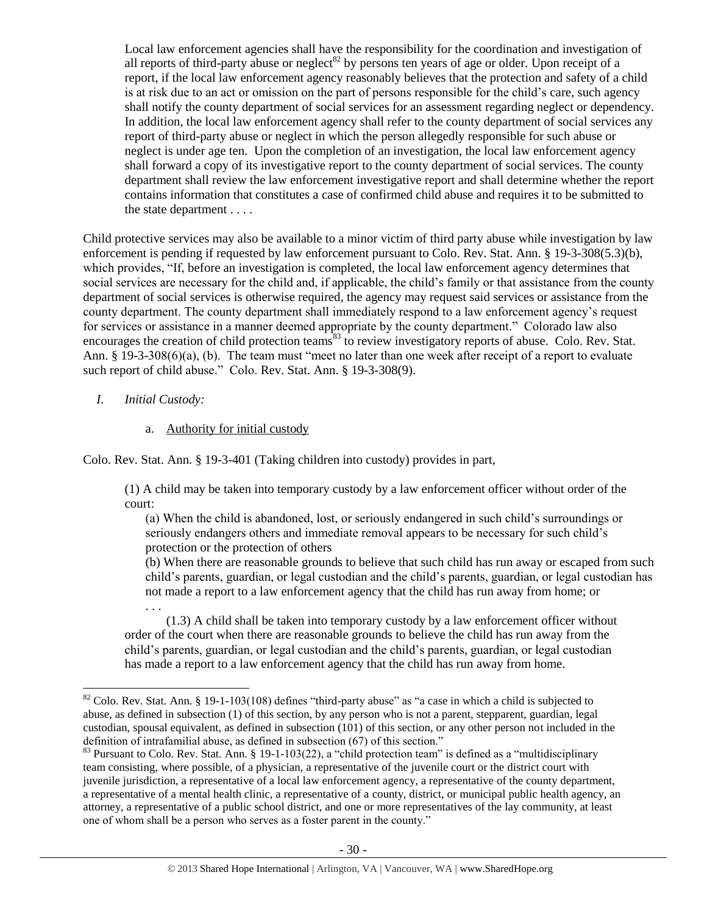> Local law enforcement agencies shall have the responsibility for the coordination and investigation of all reports of third-party abuse or neglect[82] by persons ten years of age or older. Upon receipt of a report, if the local law enforcement agency reasonably believes that the protection and safety of a child is at risk due to an act or omission on the part of persons responsible for the child's care, such agency shall notify the county department of social services for an assessment regarding neglect or dependency. In addition, the local law enforcement agency shall refer to the county department of social services any report of third-party abuse or neglect in which the person allegedly responsible for such abuse or neglect is under age ten. Upon the completion of an investigation, the local law enforcement agency shall forward a copy of its investigative report to the county department of social services. The county department shall review the law enforcement investigative report and shall determine whether the report contains information that constitutes a case of confirmed child abuse and requires it to be submitted to the state department . . . .

Child protective services may also be available to a minor victim of third party abuse while investigation by law enforcement is pending if requested by law enforcement pursuant to Colo. Rev. Stat. Ann. § 19-3-308(5.3)(b), which provides, "If, before an investigation is completed, the local law enforcement agency determines that social services are necessary for the child and, if applicable, the child's family or that assistance from the county department of social services is otherwise required, the agency may request said services or assistance from the county department. The county department shall immediately respond to a law enforcement agency's request for services or assistance in a manner deemed appropriate by the county department." Colorado law also encourages the creation of child protection teams[83] to review investigatory reports of abuse. Colo. Rev. Stat. Ann. § 19-3-308(6)(a), (b). The team must "meet no later than one week after receipt of a report to evaluate such report of child abuse." Colo. Rev. Stat. Ann. § 19-3-308(9).

*I. Initial Custody:*

a. Authority for initial custody

Colo. Rev. Stat. Ann. § 19-3-401 (Taking children into custody) provides in part,

> (1) A child may be taken into temporary custody by a law enforcement officer without order of the court:
>
> (a) When the child is abandoned, lost, or seriously endangered in such child's surroundings or seriously endangers others and immediate removal appears to be necessary for such child's protection or the protection of others
>
> (b) When there are reasonable grounds to believe that such child has run away or escaped from such child's parents, guardian, or legal custodian and the child's parents, guardian, or legal custodian has not made a report to a law enforcement agency that the child has run away from home; or
>
> . . .
>
> (1.3) A child shall be taken into temporary custody by a law enforcement officer without order of the court when there are reasonable grounds to believe the child has run away from the child's parents, guardian, or legal custodian and the child's parents, guardian, or legal custodian has made a report to a law enforcement agency that the child has run away from home.

---

[82] Colo. Rev. Stat. Ann. § 19-1-103(108) defines "third-party abuse" as "a case in which a child is subjected to abuse, as defined in subsection (1) of this section, by any person who is not a parent, stepparent, guardian, legal custodian, spousal equivalent, as defined in subsection (101) of this section, or any other person not included in the definition of intrafamilial abuse, as defined in subsection (67) of this section."

[83] Pursuant to Colo. Rev. Stat. Ann. § 19-1-103(22), a "child protection team" is defined as a "multidisciplinary team consisting, where possible, of a physician, a representative of the juvenile court or the district court with juvenile jurisdiction, a representative of a local law enforcement agency, a representative of the county department, a representative of a mental health clinic, a representative of a county, district, or municipal public health agency, an attorney, a representative of a public school district, and one or more representatives of the lay community, at least one of whom shall be a person who serves as a foster parent in the county."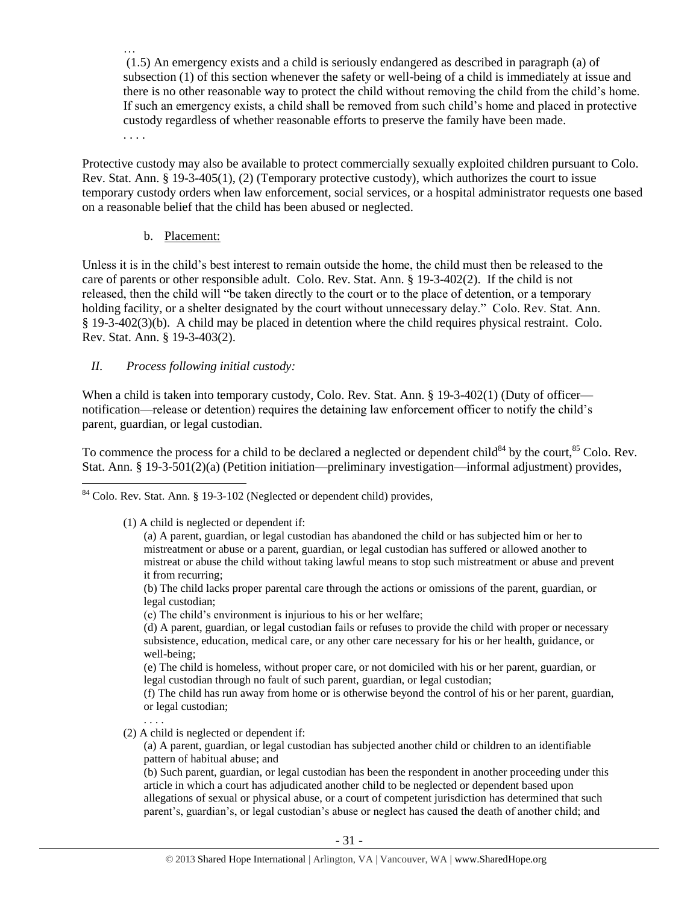…

(1.5) An emergency exists and a child is seriously endangered as described in paragraph (a) of subsection (1) of this section whenever the safety or well-being of a child is immediately at issue and there is no other reasonable way to protect the child without removing the child from the child's home. If such an emergency exists, a child shall be removed from such child's home and placed in protective custody regardless of whether reasonable efforts to preserve the family have been made.

. . . .

Protective custody may also be available to protect commercially sexually exploited children pursuant to Colo. Rev. Stat. Ann. § 19-3-405(1), (2) (Temporary protective custody), which authorizes the court to issue temporary custody orders when law enforcement, social services, or a hospital administrator requests one based on a reasonable belief that the child has been abused or neglected.

b. Placement:

Unless it is in the child's best interest to remain outside the home, the child must then be released to the care of parents or other responsible adult. Colo. Rev. Stat. Ann. § 19-3-402(2). If the child is not released, then the child will "be taken directly to the court or to the place of detention, or a temporary holding facility, or a shelter designated by the court without unnecessary delay." Colo. Rev. Stat. Ann. § 19-3-402(3)(b). A child may be placed in detention where the child requires physical restraint. Colo. Rev. Stat. Ann. § 19-3-403(2).

*II. Process following initial custody:*

When a child is taken into temporary custody, Colo. Rev. Stat. Ann. § 19-3-402(1) (Duty of officer—notification—release or detention) requires the detaining law enforcement officer to notify the child's parent, guardian, or legal custodian.

To commence the process for a child to be declared a neglected or dependent child[84] by the court,[85] Colo. Rev. Stat. Ann. § 19-3-501(2)(a) (Petition initiation—preliminary investigation—informal adjustment) provides,

---

[84] Colo. Rev. Stat. Ann. § 19-3-102 (Neglected or dependent child) provides,

(1) A child is neglected or dependent if:

(a) A parent, guardian, or legal custodian has abandoned the child or has subjected him or her to mistreatment or abuse or a parent, guardian, or legal custodian has suffered or allowed another to mistreat or abuse the child without taking lawful means to stop such mistreatment or abuse and prevent it from recurring;

(b) The child lacks proper parental care through the actions or omissions of the parent, guardian, or legal custodian;

(c) The child's environment is injurious to his or her welfare;

(d) A parent, guardian, or legal custodian fails or refuses to provide the child with proper or necessary subsistence, education, medical care, or any other care necessary for his or her health, guidance, or well-being;

(e) The child is homeless, without proper care, or not domiciled with his or her parent, guardian, or legal custodian through no fault of such parent, guardian, or legal custodian;

(f) The child has run away from home or is otherwise beyond the control of his or her parent, guardian, or legal custodian;

. . . .

(2) A child is neglected or dependent if:

(a) A parent, guardian, or legal custodian has subjected another child or children to an identifiable pattern of habitual abuse; and

(b) Such parent, guardian, or legal custodian has been the respondent in another proceeding under this article in which a court has adjudicated another child to be neglected or dependent based upon allegations of sexual or physical abuse, or a court of competent jurisdiction has determined that such parent's, guardian's, or legal custodian's abuse or neglect has caused the death of another child; and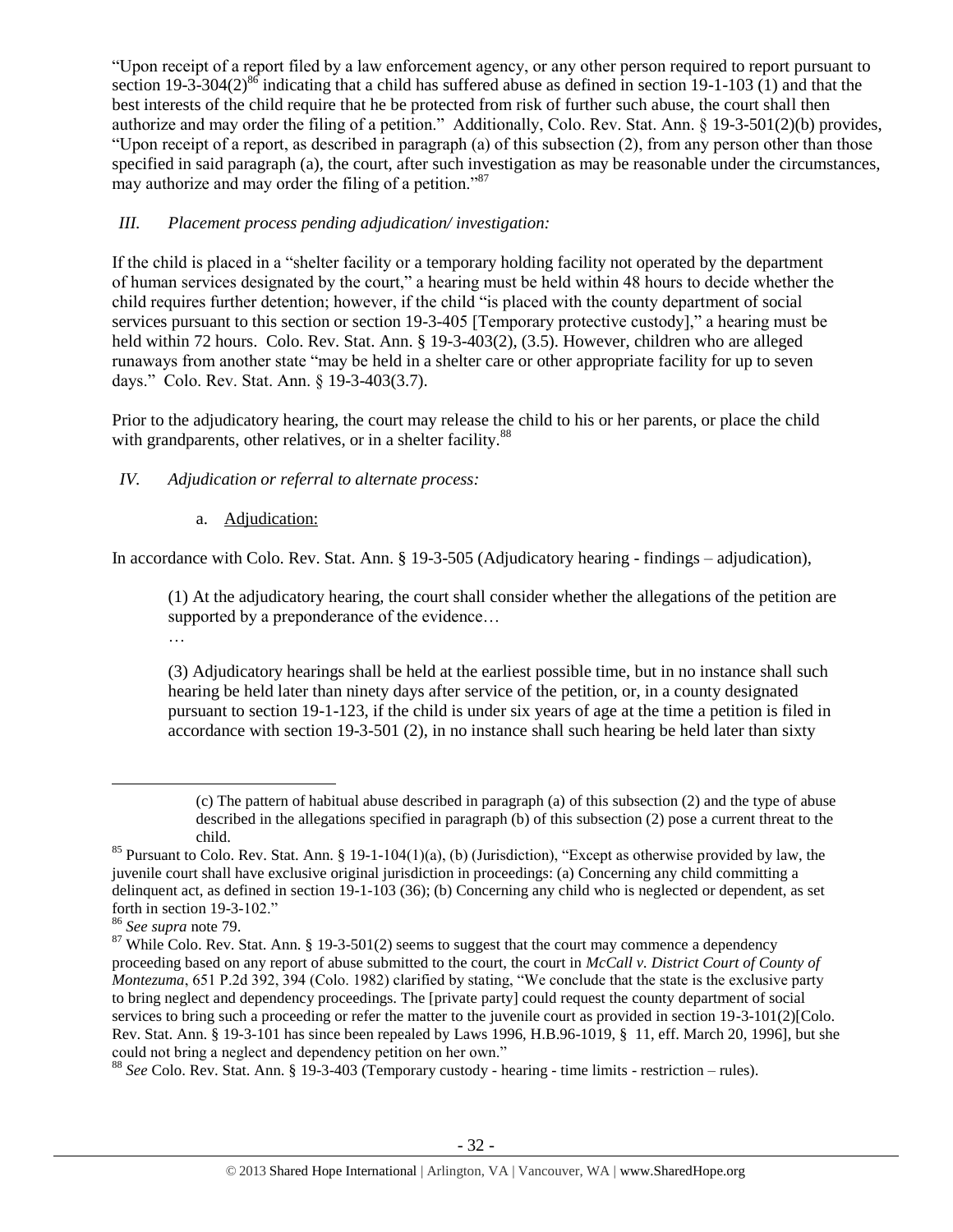"Upon receipt of a report filed by a law enforcement agency, or any other person required to report pursuant to section 19-3-304(2)[86] indicating that a child has suffered abuse as defined in section 19-1-103 (1) and that the best interests of the child require that he be protected from risk of further such abuse, the court shall then authorize and may order the filing of a petition." Additionally, Colo. Rev. Stat. Ann. § 19-3-501(2)(b) provides, "Upon receipt of a report, as described in paragraph (a) of this subsection (2), from any person other than those specified in said paragraph (a), the court, after such investigation as may be reasonable under the circumstances, may authorize and may order the filing of a petition."[87]

*III. Placement process pending adjudication/ investigation:*

If the child is placed in a "shelter facility or a temporary holding facility not operated by the department of human services designated by the court," a hearing must be held within 48 hours to decide whether the child requires further detention; however, if the child "is placed with the county department of social services pursuant to this section or section 19-3-405 [Temporary protective custody]," a hearing must be held within 72 hours. Colo. Rev. Stat. Ann. § 19-3-403(2), (3.5). However, children who are alleged runaways from another state "may be held in a shelter care or other appropriate facility for up to seven days." Colo. Rev. Stat. Ann. § 19-3-403(3.7).

Prior to the adjudicatory hearing, the court may release the child to his or her parents, or place the child with grandparents, other relatives, or in a shelter facility.[88]

*IV. Adjudication or referral to alternate process:*

a. Adjudication:

In accordance with Colo. Rev. Stat. Ann. § 19-3-505 (Adjudicatory hearing - findings – adjudication),

> (1) At the adjudicatory hearing, the court shall consider whether the allegations of the petition are supported by a preponderance of the evidence…
>
> …
>
> (3) Adjudicatory hearings shall be held at the earliest possible time, but in no instance shall such hearing be held later than ninety days after service of the petition, or, in a county designated pursuant to section 19-1-123, if the child is under six years of age at the time a petition is filed in accordance with section 19-3-501 (2), in no instance shall such hearing be held later than sixty

---

> (c) The pattern of habitual abuse described in paragraph (a) of this subsection (2) and the type of abuse described in the allegations specified in paragraph (b) of this subsection (2) pose a current threat to the child.

[85] Pursuant to Colo. Rev. Stat. Ann. § 19-1-104(1)(a), (b) (Jurisdiction), "Except as otherwise provided by law, the juvenile court shall have exclusive original jurisdiction in proceedings: (a) Concerning any child committing a delinquent act, as defined in section 19-1-103 (36); (b) Concerning any child who is neglected or dependent, as set forth in section 19-3-102."

[86] *See supra* note 79.

[87] While Colo. Rev. Stat. Ann. § 19-3-501(2) seems to suggest that the court may commence a dependency proceeding based on any report of abuse submitted to the court, the court in *McCall v. District Court of County of Montezuma*, 651 P.2d 392, 394 (Colo. 1982) clarified by stating, "We conclude that the state is the exclusive party to bring neglect and dependency proceedings. The [private party] could request the county department of social services to bring such a proceeding or refer the matter to the juvenile court as provided in section 19-3-101(2)[Colo. Rev. Stat. Ann. § 19-3-101 has since been repealed by Laws 1996, H.B.96-1019, § 11, eff. March 20, 1996], but she could not bring a neglect and dependency petition on her own."

[88] *See* Colo. Rev. Stat. Ann. § 19-3-403 (Temporary custody - hearing - time limits - restriction – rules).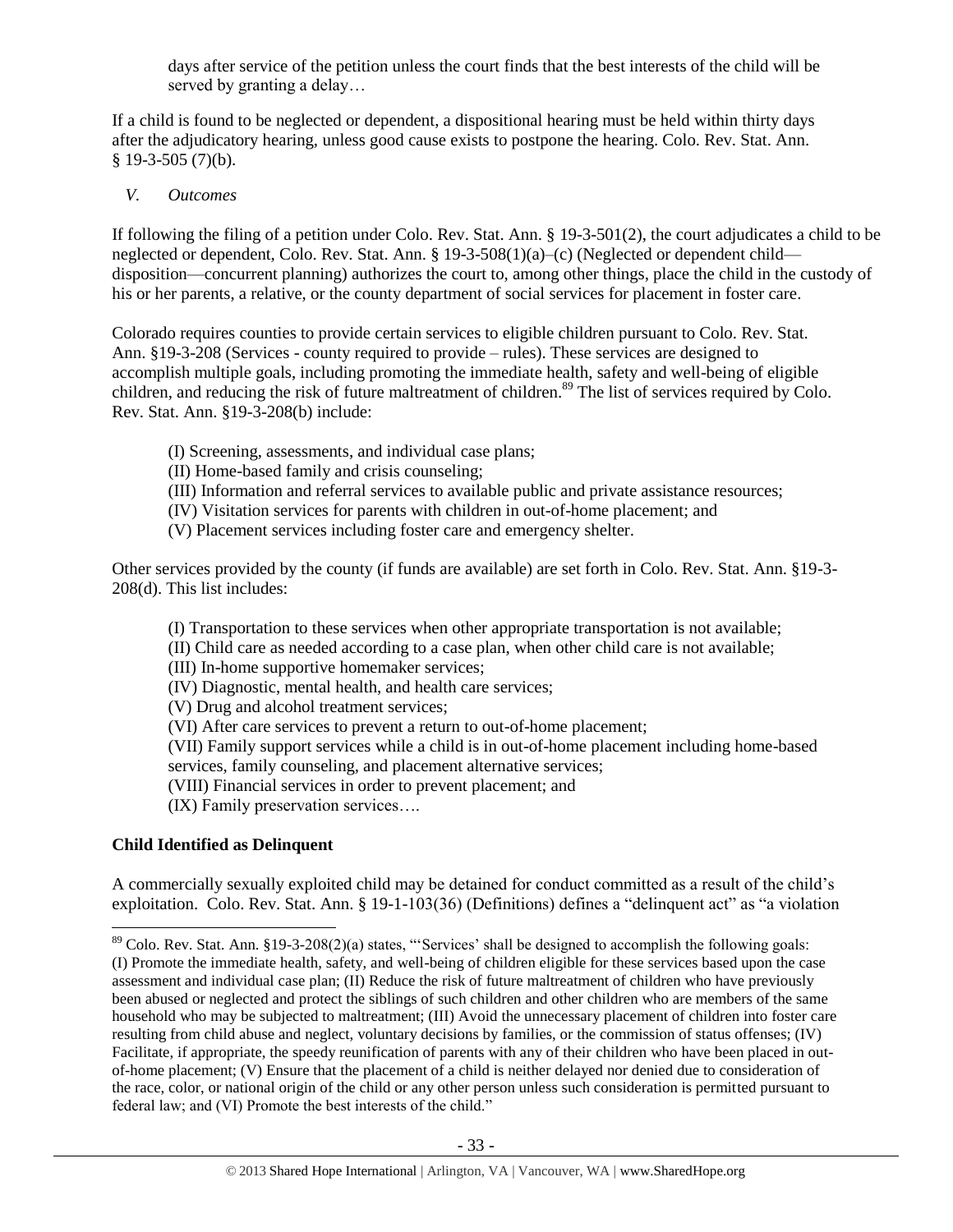days after service of the petition unless the court finds that the best interests of the child will be served by granting a delay…

If a child is found to be neglected or dependent, a dispositional hearing must be held within thirty days after the adjudicatory hearing, unless good cause exists to postpone the hearing. Colo. Rev. Stat. Ann. § 19-3-505 (7)(b).

*V. Outcomes*

If following the filing of a petition under Colo. Rev. Stat. Ann. § 19-3-501(2), the court adjudicates a child to be neglected or dependent, Colo. Rev. Stat. Ann. § 19-3-508(1)(a)–(c) (Neglected or dependent child—disposition—concurrent planning) authorizes the court to, among other things, place the child in the custody of his or her parents, a relative, or the county department of social services for placement in foster care.

Colorado requires counties to provide certain services to eligible children pursuant to Colo. Rev. Stat. Ann. §19-3-208 (Services - county required to provide – rules). These services are designed to accomplish multiple goals, including promoting the immediate health, safety and well-being of eligible children, and reducing the risk of future maltreatment of children.[89] The list of services required by Colo. Rev. Stat. Ann. §19-3-208(b) include:

(I) Screening, assessments, and individual case plans;
(II) Home-based family and crisis counseling;
(III) Information and referral services to available public and private assistance resources;
(IV) Visitation services for parents with children in out-of-home placement; and
(V) Placement services including foster care and emergency shelter.

Other services provided by the county (if funds are available) are set forth in Colo. Rev. Stat. Ann. §19-3-208(d). This list includes:

(I) Transportation to these services when other appropriate transportation is not available;
(II) Child care as needed according to a case plan, when other child care is not available;
(III) In-home supportive homemaker services;
(IV) Diagnostic, mental health, and health care services;
(V) Drug and alcohol treatment services;
(VI) After care services to prevent a return to out-of-home placement;
(VII) Family support services while a child is in out-of-home placement including home-based services, family counseling, and placement alternative services;
(VIII) Financial services in order to prevent placement; and
(IX) Family preservation services….

**Child Identified as Delinquent**

A commercially sexually exploited child may be detained for conduct committed as a result of the child's exploitation. Colo. Rev. Stat. Ann. § 19-1-103(36) (Definitions) defines a "delinquent act" as "a violation

[89] Colo. Rev. Stat. Ann. §19-3-208(2)(a) states, "'Services' shall be designed to accomplish the following goals: (I) Promote the immediate health, safety, and well-being of children eligible for these services based upon the case assessment and individual case plan; (II) Reduce the risk of future maltreatment of children who have previously been abused or neglected and protect the siblings of such children and other children who are members of the same household who may be subjected to maltreatment; (III) Avoid the unnecessary placement of children into foster care resulting from child abuse and neglect, voluntary decisions by families, or the commission of status offenses; (IV) Facilitate, if appropriate, the speedy reunification of parents with any of their children who have been placed in out-of-home placement; (V) Ensure that the placement of a child is neither delayed nor denied due to consideration of the race, color, or national origin of the child or any other person unless such consideration is permitted pursuant to federal law; and (VI) Promote the best interests of the child."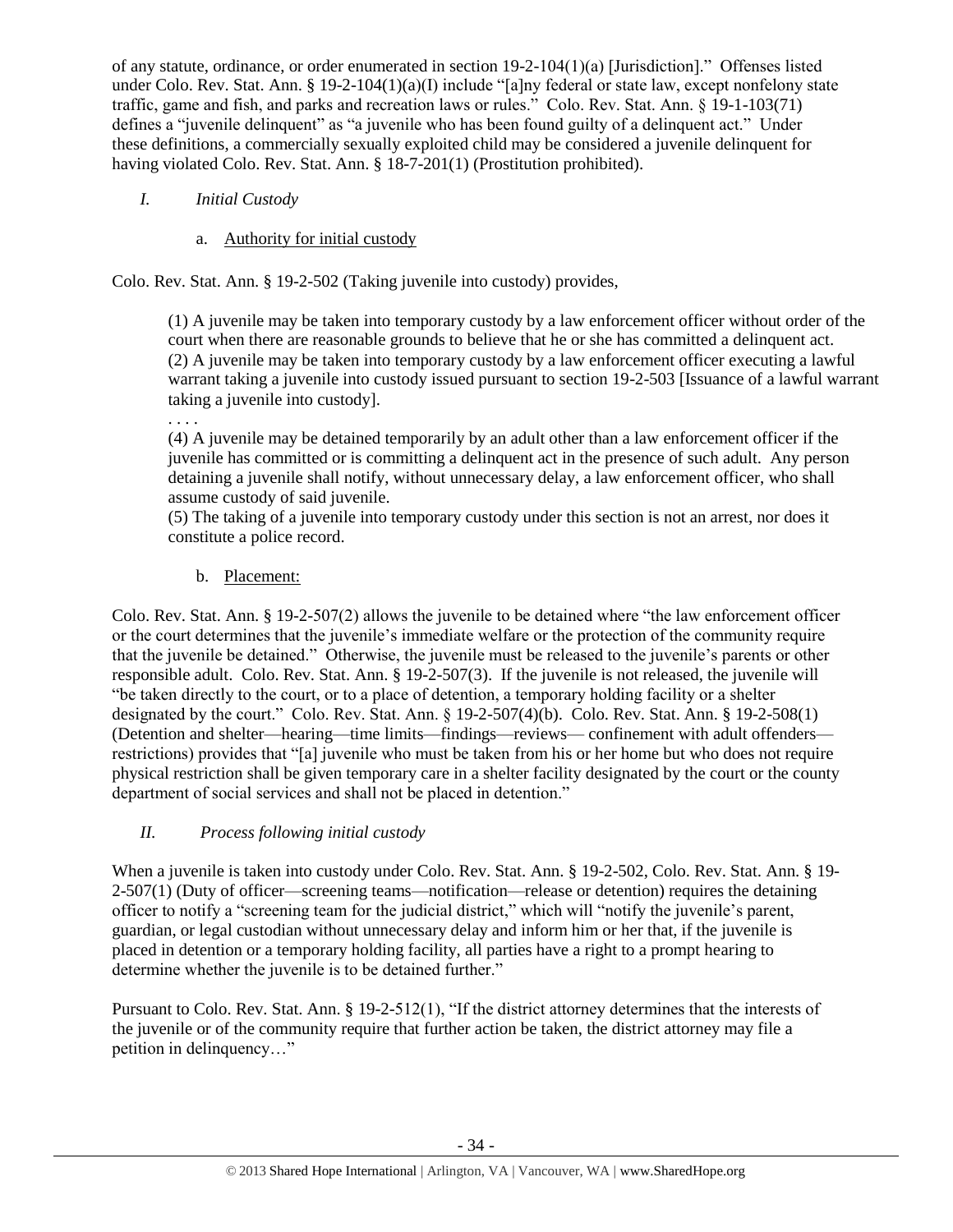of any statute, ordinance, or order enumerated in section 19-2-104(1)(a) [Jurisdiction]." Offenses listed under Colo. Rev. Stat. Ann. § 19-2-104(1)(a)(I) include "[a]ny federal or state law, except nonfelony state traffic, game and fish, and parks and recreation laws or rules." Colo. Rev. Stat. Ann. § 19-1-103(71) defines a "juvenile delinquent" as "a juvenile who has been found guilty of a delinquent act." Under these definitions, a commercially sexually exploited child may be considered a juvenile delinquent for having violated Colo. Rev. Stat. Ann. § 18-7-201(1) (Prostitution prohibited).

*I. Initial Custody*

a. Authority for initial custody

Colo. Rev. Stat. Ann. § 19-2-502 (Taking juvenile into custody) provides,

> (1) A juvenile may be taken into temporary custody by a law enforcement officer without order of the court when there are reasonable grounds to believe that he or she has committed a delinquent act.
> (2) A juvenile may be taken into temporary custody by a law enforcement officer executing a lawful warrant taking a juvenile into custody issued pursuant to section 19-2-503 [Issuance of a lawful warrant taking a juvenile into custody].
> . . . .
> (4) A juvenile may be detained temporarily by an adult other than a law enforcement officer if the juvenile has committed or is committing a delinquent act in the presence of such adult. Any person detaining a juvenile shall notify, without unnecessary delay, a law enforcement officer, who shall assume custody of said juvenile.
> (5) The taking of a juvenile into temporary custody under this section is not an arrest, nor does it constitute a police record.

b. Placement:

Colo. Rev. Stat. Ann. § 19-2-507(2) allows the juvenile to be detained where "the law enforcement officer or the court determines that the juvenile's immediate welfare or the protection of the community require that the juvenile be detained." Otherwise, the juvenile must be released to the juvenile's parents or other responsible adult. Colo. Rev. Stat. Ann. § 19-2-507(3). If the juvenile is not released, the juvenile will "be taken directly to the court, or to a place of detention, a temporary holding facility or a shelter designated by the court." Colo. Rev. Stat. Ann. § 19-2-507(4)(b). Colo. Rev. Stat. Ann. § 19-2-508(1) (Detention and shelter—hearing—time limits—findings—reviews— confinement with adult offenders—restrictions) provides that "[a] juvenile who must be taken from his or her home but who does not require physical restriction shall be given temporary care in a shelter facility designated by the court or the county department of social services and shall not be placed in detention."

*II. Process following initial custody*

When a juvenile is taken into custody under Colo. Rev. Stat. Ann. § 19-2-502, Colo. Rev. Stat. Ann. § 19-2-507(1) (Duty of officer—screening teams—notification—release or detention) requires the detaining officer to notify a "screening team for the judicial district," which will "notify the juvenile's parent, guardian, or legal custodian without unnecessary delay and inform him or her that, if the juvenile is placed in detention or a temporary holding facility, all parties have a right to a prompt hearing to determine whether the juvenile is to be detained further."

Pursuant to Colo. Rev. Stat. Ann. § 19-2-512(1), "If the district attorney determines that the interests of the juvenile or of the community require that further action be taken, the district attorney may file a petition in delinquency…"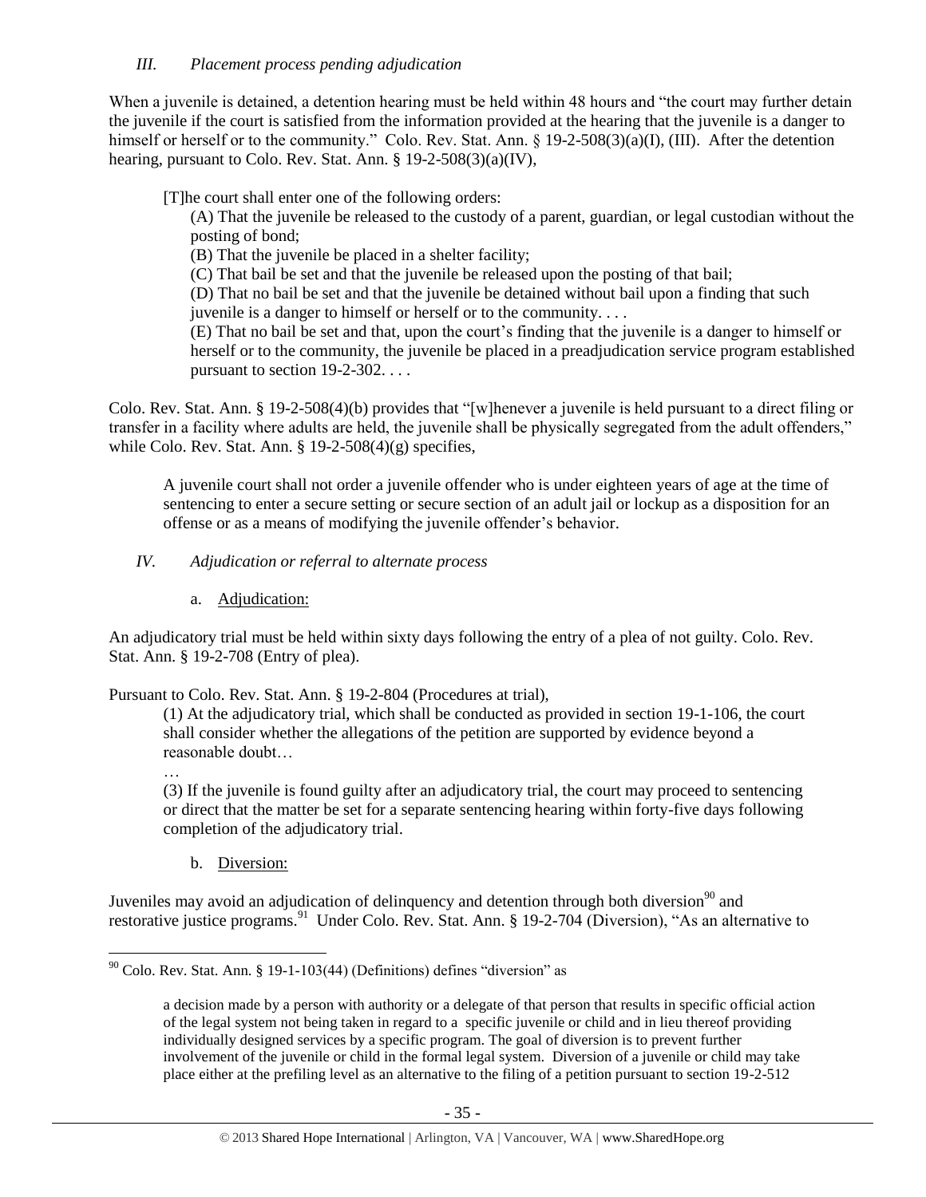*III. Placement process pending adjudication*

When a juvenile is detained, a detention hearing must be held within 48 hours and "the court may further detain the juvenile if the court is satisfied from the information provided at the hearing that the juvenile is a danger to himself or herself or to the community." Colo. Rev. Stat. Ann. § 19-2-508(3)(a)(I), (III). After the detention hearing, pursuant to Colo. Rev. Stat. Ann. § 19-2-508(3)(a)(IV),

> [T]he court shall enter one of the following orders:
>
> (A) That the juvenile be released to the custody of a parent, guardian, or legal custodian without the posting of bond;
>
> (B) That the juvenile be placed in a shelter facility;
>
> (C) That bail be set and that the juvenile be released upon the posting of that bail;
>
> (D) That no bail be set and that the juvenile be detained without bail upon a finding that such juvenile is a danger to himself or herself or to the community. . . .
>
> (E) That no bail be set and that, upon the court's finding that the juvenile is a danger to himself or herself or to the community, the juvenile be placed in a preadjudication service program established pursuant to section 19-2-302. . . .

Colo. Rev. Stat. Ann. § 19-2-508(4)(b) provides that "[w]henever a juvenile is held pursuant to a direct filing or transfer in a facility where adults are held, the juvenile shall be physically segregated from the adult offenders," while Colo. Rev. Stat. Ann. § 19-2-508(4)(g) specifies,

> A juvenile court shall not order a juvenile offender who is under eighteen years of age at the time of sentencing to enter a secure setting or secure section of an adult jail or lockup as a disposition for an offense or as a means of modifying the juvenile offender's behavior.

*IV. Adjudication or referral to alternate process*

a. Adjudication:

An adjudicatory trial must be held within sixty days following the entry of a plea of not guilty. Colo. Rev. Stat. Ann. § 19-2-708 (Entry of plea).

Pursuant to Colo. Rev. Stat. Ann. § 19-2-804 (Procedures at trial),

> (1) At the adjudicatory trial, which shall be conducted as provided in section 19-1-106, the court shall consider whether the allegations of the petition are supported by evidence beyond a reasonable doubt…
>
> …
>
> (3) If the juvenile is found guilty after an adjudicatory trial, the court may proceed to sentencing or direct that the matter be set for a separate sentencing hearing within forty-five days following completion of the adjudicatory trial.

b. Diversion:

Juveniles may avoid an adjudication of delinquency and detention through both diversion[90] and restorative justice programs.[91] Under Colo. Rev. Stat. Ann. § 19-2-704 (Diversion), "As an alternative to

---

[90] Colo. Rev. Stat. Ann. § 19-1-103(44) (Definitions) defines "diversion" as

> a decision made by a person with authority or a delegate of that person that results in specific official action of the legal system not being taken in regard to a specific juvenile or child and in lieu thereof providing individually designed services by a specific program. The goal of diversion is to prevent further involvement of the juvenile or child in the formal legal system. Diversion of a juvenile or child may take place either at the prefiling level as an alternative to the filing of a petition pursuant to section 19-2-512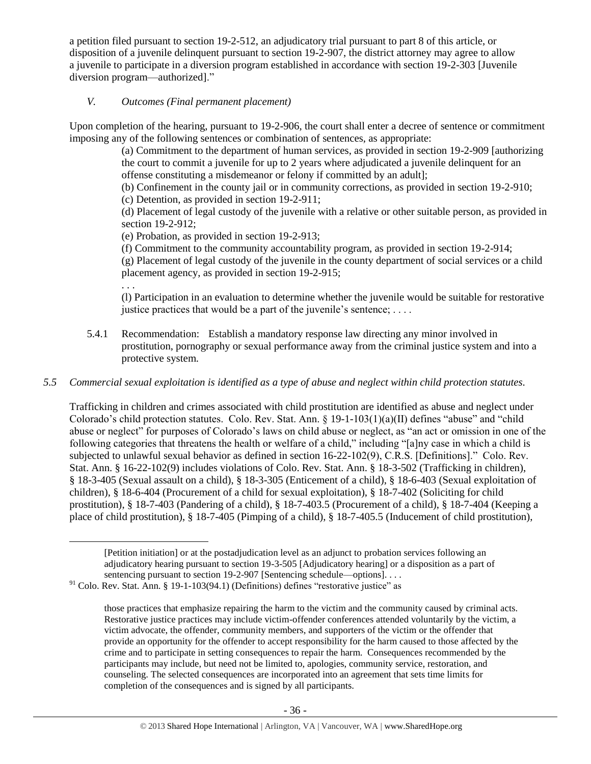a petition filed pursuant to section 19-2-512, an adjudicatory trial pursuant to part 8 of this article, or disposition of a juvenile delinquent pursuant to section 19-2-907, the district attorney may agree to allow a juvenile to participate in a diversion program established in accordance with section 19-2-303 [Juvenile diversion program—authorized]."

*V. Outcomes (Final permanent placement)*

Upon completion of the hearing, pursuant to 19-2-906, the court shall enter a decree of sentence or commitment imposing any of the following sentences or combination of sentences, as appropriate:

> (a) Commitment to the department of human services, as provided in section 19-2-909 [authorizing the court to commit a juvenile for up to 2 years where adjudicated a juvenile delinquent for an offense constituting a misdemeanor or felony if committed by an adult];
> (b) Confinement in the county jail or in community corrections, as provided in section 19-2-910;
> (c) Detention, as provided in section 19-2-911;
> (d) Placement of legal custody of the juvenile with a relative or other suitable person, as provided in section 19-2-912;
> (e) Probation, as provided in section 19-2-913;
> (f) Commitment to the community accountability program, as provided in section 19-2-914;
> (g) Placement of legal custody of the juvenile in the county department of social services or a child placement agency, as provided in section 19-2-915;
> . . .
> (l) Participation in an evaluation to determine whether the juvenile would be suitable for restorative justice practices that would be a part of the juvenile's sentence; . . . .

5.4.1 Recommendation: Establish a mandatory response law directing any minor involved in prostitution, pornography or sexual performance away from the criminal justice system and into a protective system.

*5.5 Commercial sexual exploitation is identified as a type of abuse and neglect within child protection statutes.*

Trafficking in children and crimes associated with child prostitution are identified as abuse and neglect under Colorado's child protection statutes. Colo. Rev. Stat. Ann. § 19-1-103(1)(a)(II) defines "abuse" and "child abuse or neglect" for purposes of Colorado's laws on child abuse or neglect, as "an act or omission in one of the following categories that threatens the health or welfare of a child," including "[a]ny case in which a child is subjected to unlawful sexual behavior as defined in section 16-22-102(9), C.R.S. [Definitions]." Colo. Rev. Stat. Ann. § 16-22-102(9) includes violations of Colo. Rev. Stat. Ann. § 18-3-502 (Trafficking in children), § 18-3-405 (Sexual assault on a child), § 18-3-305 (Enticement of a child), § 18-6-403 (Sexual exploitation of children), § 18-6-404 (Procurement of a child for sexual exploitation), § 18-7-402 (Soliciting for child prostitution), § 18-7-403 (Pandering of a child), § 18-7-403.5 (Procurement of a child), § 18-7-404 (Keeping a place of child prostitution), § 18-7-405 (Pimping of a child), § 18-7-405.5 (Inducement of child prostitution),

---

> [Petition initiation] or at the postadjudication level as an adjunct to probation services following an adjudicatory hearing pursuant to section 19-3-505 [Adjudicatory hearing] or a disposition as a part of sentencing pursuant to section 19-2-907 [Sentencing schedule—options]. . . .

[91] Colo. Rev. Stat. Ann. § 19-1-103(94.1) (Definitions) defines "restorative justice" as

> those practices that emphasize repairing the harm to the victim and the community caused by criminal acts. Restorative justice practices may include victim-offender conferences attended voluntarily by the victim, a victim advocate, the offender, community members, and supporters of the victim or the offender that provide an opportunity for the offender to accept responsibility for the harm caused to those affected by the crime and to participate in setting consequences to repair the harm. Consequences recommended by the participants may include, but need not be limited to, apologies, community service, restoration, and counseling. The selected consequences are incorporated into an agreement that sets time limits for completion of the consequences and is signed by all participants.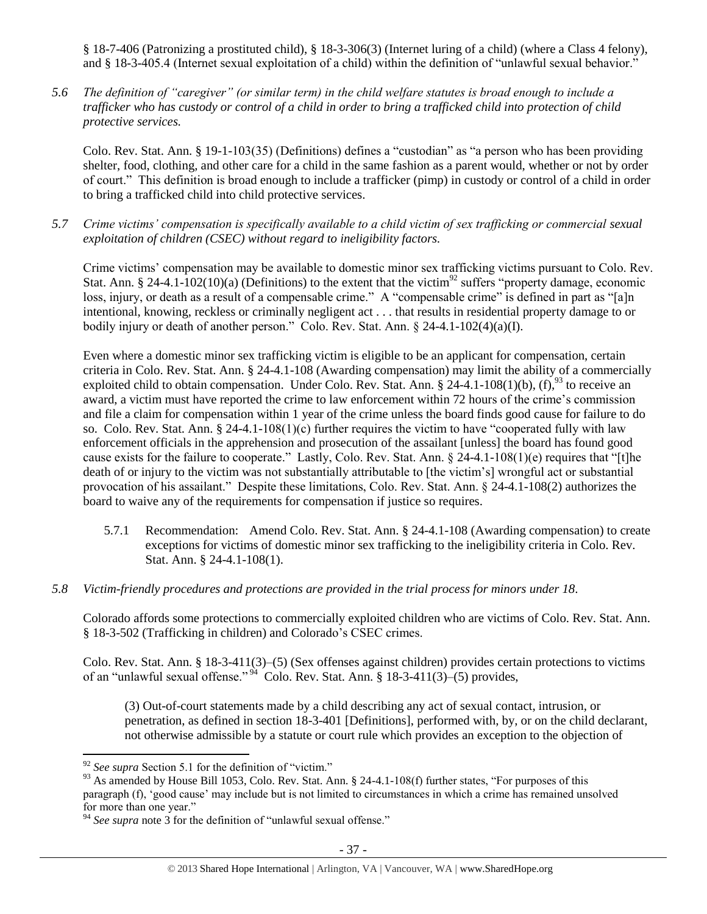§ 18-7-406 (Patronizing a prostituted child), § 18-3-306(3) (Internet luring of a child) (where a Class 4 felony), and § 18-3-405.4 (Internet sexual exploitation of a child) within the definition of "unlawful sexual behavior."

*5.6 The definition of "caregiver" (or similar term) in the child welfare statutes is broad enough to include a trafficker who has custody or control of a child in order to bring a trafficked child into protection of child protective services.*

Colo. Rev. Stat. Ann. § 19-1-103(35) (Definitions) defines a "custodian" as "a person who has been providing shelter, food, clothing, and other care for a child in the same fashion as a parent would, whether or not by order of court." This definition is broad enough to include a trafficker (pimp) in custody or control of a child in order to bring a trafficked child into child protective services.

*5.7 Crime victims' compensation is specifically available to a child victim of sex trafficking or commercial sexual exploitation of children (CSEC) without regard to ineligibility factors.*

Crime victims' compensation may be available to domestic minor sex trafficking victims pursuant to Colo. Rev. Stat. Ann. § 24-4.1-102(10)(a) (Definitions) to the extent that the victim[92] suffers "property damage, economic loss, injury, or death as a result of a compensable crime." A "compensable crime" is defined in part as "[a]n intentional, knowing, reckless or criminally negligent act . . . that results in residential property damage to or bodily injury or death of another person." Colo. Rev. Stat. Ann. § 24-4.1-102(4)(a)(I).

Even where a domestic minor sex trafficking victim is eligible to be an applicant for compensation, certain criteria in Colo. Rev. Stat. Ann. § 24-4.1-108 (Awarding compensation) may limit the ability of a commercially exploited child to obtain compensation. Under Colo. Rev. Stat. Ann. § 24-4.1-108(1)(b), (f),[93] to receive an award, a victim must have reported the crime to law enforcement within 72 hours of the crime's commission and file a claim for compensation within 1 year of the crime unless the board finds good cause for failure to do so. Colo. Rev. Stat. Ann. § 24-4.1-108(1)(c) further requires the victim to have "cooperated fully with law enforcement officials in the apprehension and prosecution of the assailant [unless] the board has found good cause exists for the failure to cooperate." Lastly, Colo. Rev. Stat. Ann. § 24-4.1-108(1)(e) requires that "[t]he death of or injury to the victim was not substantially attributable to [the victim's] wrongful act or substantial provocation of his assailant." Despite these limitations, Colo. Rev. Stat. Ann. § 24-4.1-108(2) authorizes the board to waive any of the requirements for compensation if justice so requires.

5.7.1 Recommendation: Amend Colo. Rev. Stat. Ann. § 24-4.1-108 (Awarding compensation) to create exceptions for victims of domestic minor sex trafficking to the ineligibility criteria in Colo. Rev. Stat. Ann. § 24-4.1-108(1).

*5.8 Victim-friendly procedures and protections are provided in the trial process for minors under 18.*

Colorado affords some protections to commercially exploited children who are victims of Colo. Rev. Stat. Ann. § 18-3-502 (Trafficking in children) and Colorado's CSEC crimes.

Colo. Rev. Stat. Ann. § 18-3-411(3)–(5) (Sex offenses against children) provides certain protections to victims of an "unlawful sexual offense."[94] Colo. Rev. Stat. Ann. § 18-3-411(3)–(5) provides,

> (3) Out-of-court statements made by a child describing any act of sexual contact, intrusion, or penetration, as defined in section 18-3-401 [Definitions], performed with, by, or on the child declarant, not otherwise admissible by a statute or court rule which provides an exception to the objection of

---

[92] *See supra* Section 5.1 for the definition of "victim."

[93] As amended by House Bill 1053, Colo. Rev. Stat. Ann. § 24-4.1-108(f) further states, "For purposes of this paragraph (f), 'good cause' may include but is not limited to circumstances in which a crime has remained unsolved for more than one year."

[94] *See supra* note 3 for the definition of "unlawful sexual offense."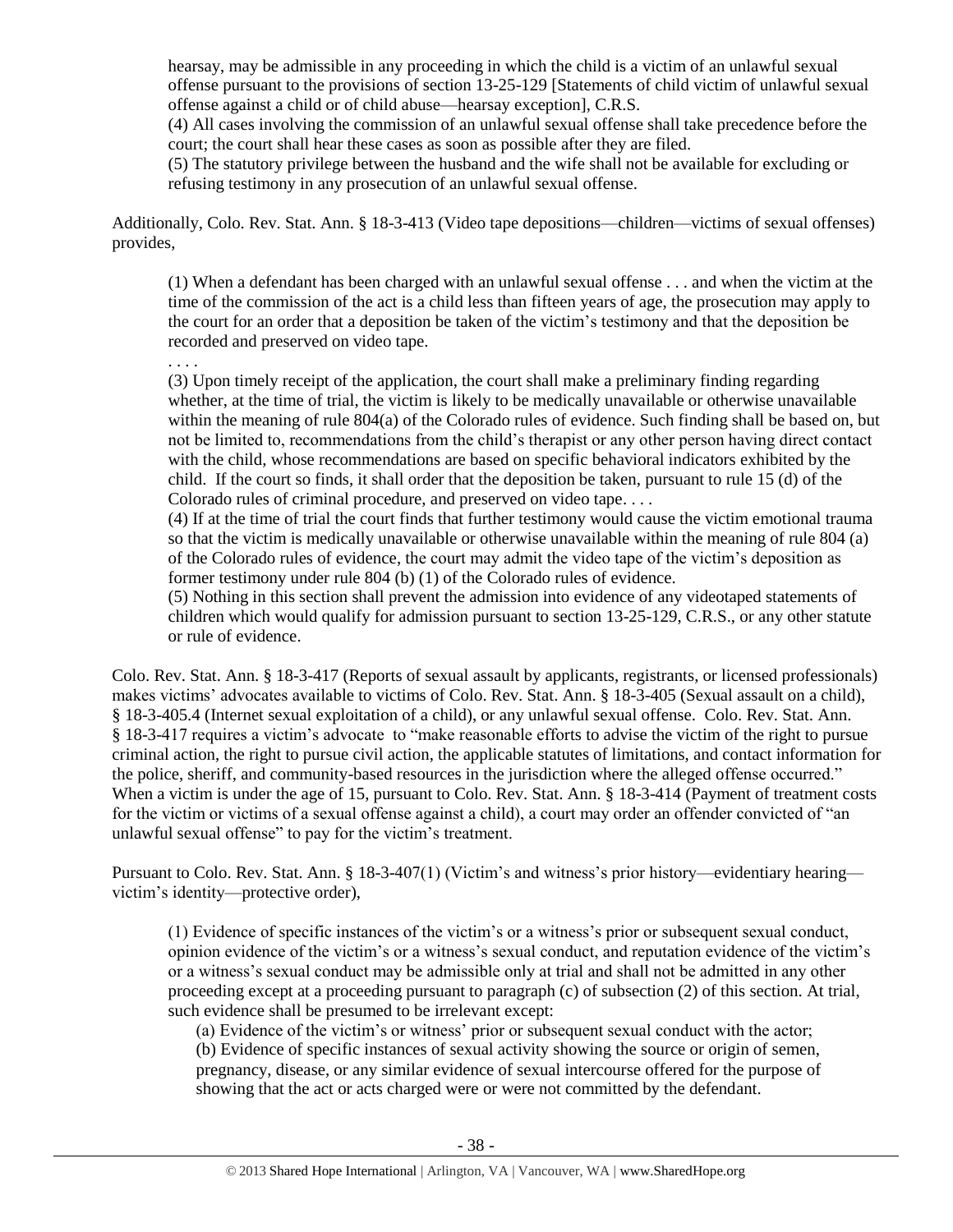hearsay, may be admissible in any proceeding in which the child is a victim of an unlawful sexual offense pursuant to the provisions of section 13-25-129 [Statements of child victim of unlawful sexual offense against a child or of child abuse—hearsay exception], C.R.S.

(4) All cases involving the commission of an unlawful sexual offense shall take precedence before the court; the court shall hear these cases as soon as possible after they are filed.

(5) The statutory privilege between the husband and the wife shall not be available for excluding or refusing testimony in any prosecution of an unlawful sexual offense.

Additionally, Colo. Rev. Stat. Ann. § 18-3-413 (Video tape depositions—children—victims of sexual offenses) provides,

> (1) When a defendant has been charged with an unlawful sexual offense . . . and when the victim at the time of the commission of the act is a child less than fifteen years of age, the prosecution may apply to the court for an order that a deposition be taken of the victim's testimony and that the deposition be recorded and preserved on video tape.
>
> . . . .
>
> (3) Upon timely receipt of the application, the court shall make a preliminary finding regarding whether, at the time of trial, the victim is likely to be medically unavailable or otherwise unavailable within the meaning of rule 804(a) of the Colorado rules of evidence. Such finding shall be based on, but not be limited to, recommendations from the child's therapist or any other person having direct contact with the child, whose recommendations are based on specific behavioral indicators exhibited by the child. If the court so finds, it shall order that the deposition be taken, pursuant to rule 15 (d) of the Colorado rules of criminal procedure, and preserved on video tape. . . .
>
> (4) If at the time of trial the court finds that further testimony would cause the victim emotional trauma so that the victim is medically unavailable or otherwise unavailable within the meaning of rule 804 (a) of the Colorado rules of evidence, the court may admit the video tape of the victim's deposition as former testimony under rule 804 (b) (1) of the Colorado rules of evidence.
>
> (5) Nothing in this section shall prevent the admission into evidence of any videotaped statements of children which would qualify for admission pursuant to section 13-25-129, C.R.S., or any other statute or rule of evidence.

Colo. Rev. Stat. Ann. § 18-3-417 (Reports of sexual assault by applicants, registrants, or licensed professionals) makes victims' advocates available to victims of Colo. Rev. Stat. Ann. § 18-3-405 (Sexual assault on a child), § 18-3-405.4 (Internet sexual exploitation of a child), or any unlawful sexual offense. Colo. Rev. Stat. Ann. § 18-3-417 requires a victim's advocate to "make reasonable efforts to advise the victim of the right to pursue criminal action, the right to pursue civil action, the applicable statutes of limitations, and contact information for the police, sheriff, and community-based resources in the jurisdiction where the alleged offense occurred." When a victim is under the age of 15, pursuant to Colo. Rev. Stat. Ann. § 18-3-414 (Payment of treatment costs for the victim or victims of a sexual offense against a child), a court may order an offender convicted of "an unlawful sexual offense" to pay for the victim's treatment.

Pursuant to Colo. Rev. Stat. Ann. § 18-3-407(1) (Victim's and witness's prior history—evidentiary hearing—victim's identity—protective order),

> (1) Evidence of specific instances of the victim's or a witness's prior or subsequent sexual conduct, opinion evidence of the victim's or a witness's sexual conduct, and reputation evidence of the victim's or a witness's sexual conduct may be admissible only at trial and shall not be admitted in any other proceeding except at a proceeding pursuant to paragraph (c) of subsection (2) of this section. At trial, such evidence shall be presumed to be irrelevant except:
>
> (a) Evidence of the victim's or witness' prior or subsequent sexual conduct with the actor;
>
> (b) Evidence of specific instances of sexual activity showing the source or origin of semen, pregnancy, disease, or any similar evidence of sexual intercourse offered for the purpose of showing that the act or acts charged were or were not committed by the defendant.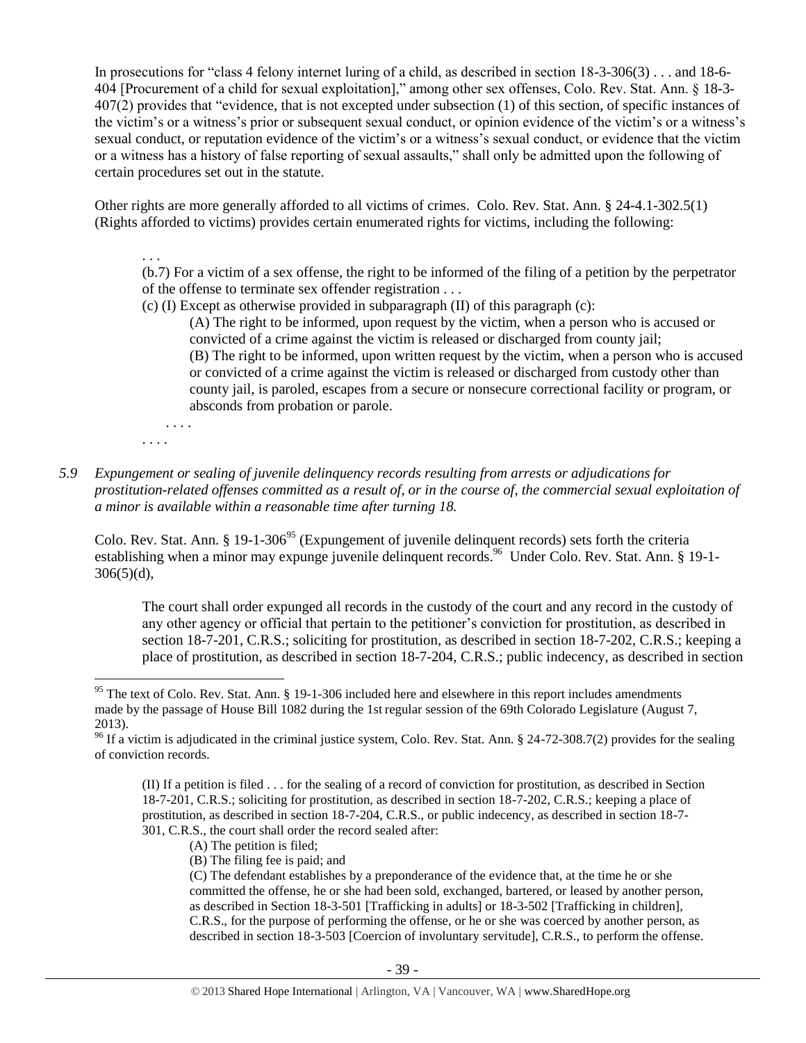In prosecutions for "class 4 felony internet luring of a child, as described in section 18-3-306(3) . . . and 18-6-404 [Procurement of a child for sexual exploitation]," among other sex offenses, Colo. Rev. Stat. Ann. § 18-3-407(2) provides that "evidence, that is not excepted under subsection (1) of this section, of specific instances of the victim's or a witness's prior or subsequent sexual conduct, or opinion evidence of the victim's or a witness's sexual conduct, or reputation evidence of the victim's or a witness's sexual conduct, or evidence that the victim or a witness has a history of false reporting of sexual assaults," shall only be admitted upon the following of certain procedures set out in the statute.

Other rights are more generally afforded to all victims of crimes. Colo. Rev. Stat. Ann. § 24-4.1-302.5(1) (Rights afforded to victims) provides certain enumerated rights for victims, including the following:

> . . .
>
> (b.7) For a victim of a sex offense, the right to be informed of the filing of a petition by the perpetrator of the offense to terminate sex offender registration . . .
>
> (c) (I) Except as otherwise provided in subparagraph (II) of this paragraph (c):
>
> > (A) The right to be informed, upon request by the victim, when a person who is accused or convicted of a crime against the victim is released or discharged from county jail;
> >
> > (B) The right to be informed, upon written request by the victim, when a person who is accused or convicted of a crime against the victim is released or discharged from custody other than county jail, is paroled, escapes from a secure or nonsecure correctional facility or program, or absconds from probation or parole.
> >
> > . . . .
>
> . . . .

*5.9 Expungement or sealing of juvenile delinquency records resulting from arrests or adjudications for prostitution-related offenses committed as a result of, or in the course of, the commercial sexual exploitation of a minor is available within a reasonable time after turning 18.*

Colo. Rev. Stat. Ann. § 19-1-306[95] (Expungement of juvenile delinquent records) sets forth the criteria establishing when a minor may expunge juvenile delinquent records.[96] Under Colo. Rev. Stat. Ann. § 19-1-306(5)(d),

> The court shall order expunged all records in the custody of the court and any record in the custody of any other agency or official that pertain to the petitioner's conviction for prostitution, as described in section 18-7-201, C.R.S.; soliciting for prostitution, as described in section 18-7-202, C.R.S.; keeping a place of prostitution, as described in section 18-7-204, C.R.S.; public indecency, as described in section

---

[95] The text of Colo. Rev. Stat. Ann. § 19-1-306 included here and elsewhere in this report includes amendments made by the passage of House Bill 1082 during the 1st regular session of the 69th Colorado Legislature (August 7, 2013).

[96] If a victim is adjudicated in the criminal justice system, Colo. Rev. Stat. Ann. § 24-72-308.7(2) provides for the sealing of conviction records.

> (II) If a petition is filed . . . for the sealing of a record of conviction for prostitution, as described in Section 18-7-201, C.R.S.; soliciting for prostitution, as described in section 18-7-202, C.R.S.; keeping a place of prostitution, as described in section 18-7-204, C.R.S., or public indecency, as described in section 18-7-301, C.R.S., the court shall order the record sealed after:
>
> > (A) The petition is filed;
> >
> > (B) The filing fee is paid; and
> >
> > (C) The defendant establishes by a preponderance of the evidence that, at the time he or she committed the offense, he or she had been sold, exchanged, bartered, or leased by another person, as described in Section 18-3-501 [Trafficking in adults] or 18-3-502 [Trafficking in children], C.R.S., for the purpose of performing the offense, or he or she was coerced by another person, as described in section 18-3-503 [Coercion of involuntary servitude], C.R.S., to perform the offense.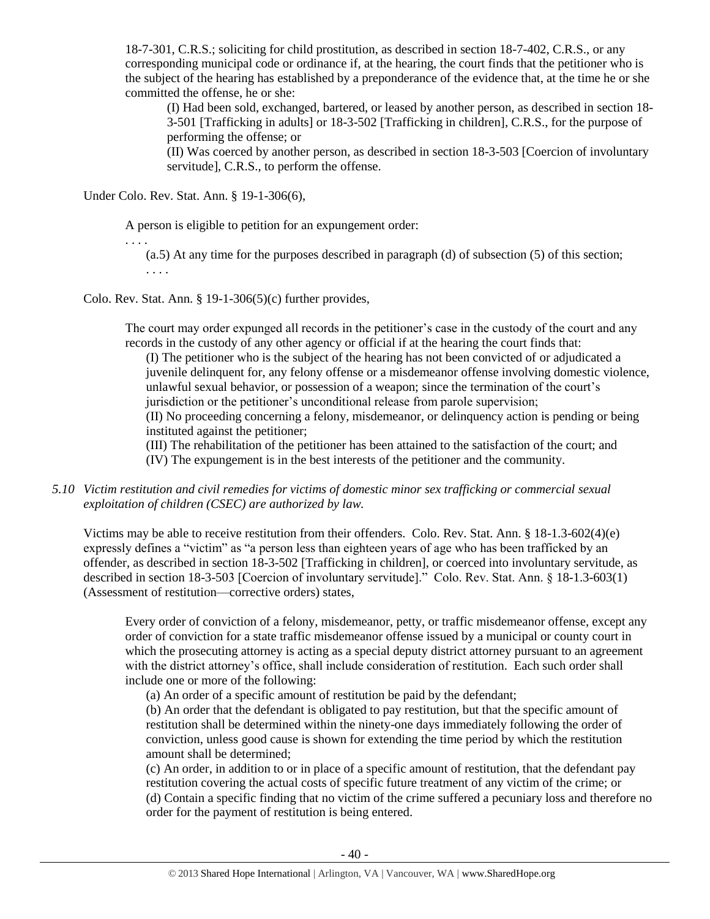18-7-301, C.R.S.; soliciting for child prostitution, as described in section 18-7-402, C.R.S., or any corresponding municipal code or ordinance if, at the hearing, the court finds that the petitioner who is the subject of the hearing has established by a preponderance of the evidence that, at the time he or she committed the offense, he or she:

> (I) Had been sold, exchanged, bartered, or leased by another person, as described in section 18-3-501 [Trafficking in adults] or 18-3-502 [Trafficking in children], C.R.S., for the purpose of performing the offense; or
>
> (II) Was coerced by another person, as described in section 18-3-503 [Coercion of involuntary servitude], C.R.S., to perform the offense.

Under Colo. Rev. Stat. Ann. § 19-1-306(6),

> A person is eligible to petition for an expungement order:
>
> . . . .
>
> (a.5) At any time for the purposes described in paragraph (d) of subsection (5) of this section;
>
> . . . .

Colo. Rev. Stat. Ann. § 19-1-306(5)(c) further provides,

> The court may order expunged all records in the petitioner's case in the custody of the court and any records in the custody of any other agency or official if at the hearing the court finds that:
>
> (I) The petitioner who is the subject of the hearing has not been convicted of or adjudicated a juvenile delinquent for, any felony offense or a misdemeanor offense involving domestic violence, unlawful sexual behavior, or possession of a weapon; since the termination of the court's jurisdiction or the petitioner's unconditional release from parole supervision;
>
> (II) No proceeding concerning a felony, misdemeanor, or delinquency action is pending or being instituted against the petitioner;
>
> (III) The rehabilitation of the petitioner has been attained to the satisfaction of the court; and
>
> (IV) The expungement is in the best interests of the petitioner and the community.

*5.10 Victim restitution and civil remedies for victims of domestic minor sex trafficking or commercial sexual exploitation of children (CSEC) are authorized by law.*

Victims may be able to receive restitution from their offenders. Colo. Rev. Stat. Ann. § 18-1.3-602(4)(e) expressly defines a "victim" as "a person less than eighteen years of age who has been trafficked by an offender, as described in section 18-3-502 [Trafficking in children], or coerced into involuntary servitude, as described in section 18-3-503 [Coercion of involuntary servitude]." Colo. Rev. Stat. Ann. § 18-1.3-603(1) (Assessment of restitution—corrective orders) states,

> Every order of conviction of a felony, misdemeanor, petty, or traffic misdemeanor offense, except any order of conviction for a state traffic misdemeanor offense issued by a municipal or county court in which the prosecuting attorney is acting as a special deputy district attorney pursuant to an agreement with the district attorney's office, shall include consideration of restitution. Each such order shall include one or more of the following:
>
> (a) An order of a specific amount of restitution be paid by the defendant;
>
> (b) An order that the defendant is obligated to pay restitution, but that the specific amount of restitution shall be determined within the ninety-one days immediately following the order of conviction, unless good cause is shown for extending the time period by which the restitution amount shall be determined;
>
> (c) An order, in addition to or in place of a specific amount of restitution, that the defendant pay restitution covering the actual costs of specific future treatment of any victim of the crime; or
>
> (d) Contain a specific finding that no victim of the crime suffered a pecuniary loss and therefore no order for the payment of restitution is being entered.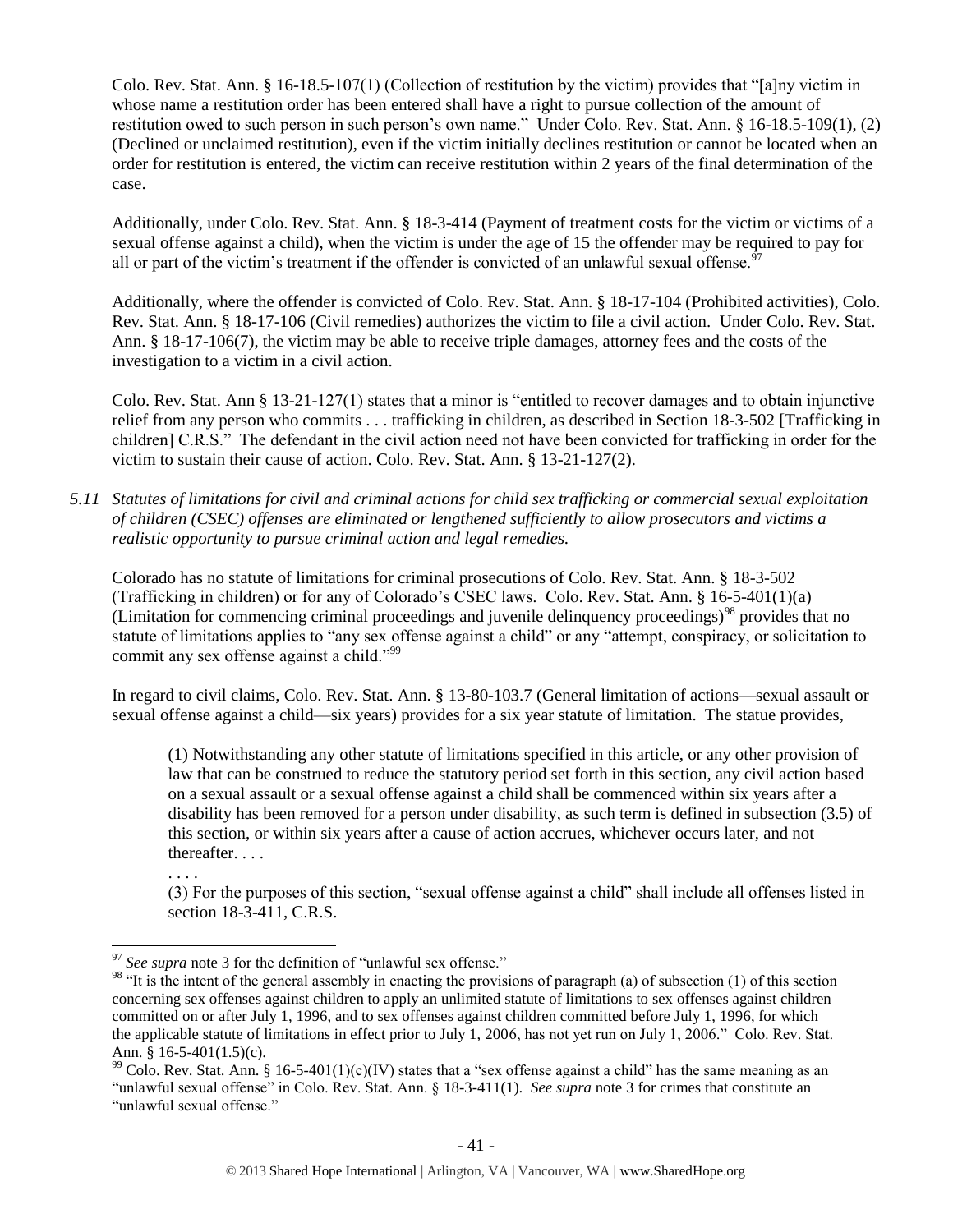Colo. Rev. Stat. Ann. § 16-18.5-107(1) (Collection of restitution by the victim) provides that "[a]ny victim in whose name a restitution order has been entered shall have a right to pursue collection of the amount of restitution owed to such person in such person's own name." Under Colo. Rev. Stat. Ann. § 16-18.5-109(1), (2) (Declined or unclaimed restitution), even if the victim initially declines restitution or cannot be located when an order for restitution is entered, the victim can receive restitution within 2 years of the final determination of the case.

Additionally, under Colo. Rev. Stat. Ann. § 18-3-414 (Payment of treatment costs for the victim or victims of a sexual offense against a child), when the victim is under the age of 15 the offender may be required to pay for all or part of the victim's treatment if the offender is convicted of an unlawful sexual offense.[97]

Additionally, where the offender is convicted of Colo. Rev. Stat. Ann. § 18-17-104 (Prohibited activities), Colo. Rev. Stat. Ann. § 18-17-106 (Civil remedies) authorizes the victim to file a civil action. Under Colo. Rev. Stat. Ann. § 18-17-106(7), the victim may be able to receive triple damages, attorney fees and the costs of the investigation to a victim in a civil action.

Colo. Rev. Stat. Ann § 13-21-127(1) states that a minor is "entitled to recover damages and to obtain injunctive relief from any person who commits . . . trafficking in children, as described in Section 18-3-502 [Trafficking in children] C.R.S." The defendant in the civil action need not have been convicted for trafficking in order for the victim to sustain their cause of action. Colo. Rev. Stat. Ann. § 13-21-127(2).

*5.11 Statutes of limitations for civil and criminal actions for child sex trafficking or commercial sexual exploitation of children (CSEC) offenses are eliminated or lengthened sufficiently to allow prosecutors and victims a realistic opportunity to pursue criminal action and legal remedies.*

Colorado has no statute of limitations for criminal prosecutions of Colo. Rev. Stat. Ann. § 18-3-502 (Trafficking in children) or for any of Colorado's CSEC laws. Colo. Rev. Stat. Ann. § 16-5-401(1)(a) (Limitation for commencing criminal proceedings and juvenile delinquency proceedings)[98] provides that no statute of limitations applies to "any sex offense against a child" or any "attempt, conspiracy, or solicitation to commit any sex offense against a child."[99]

In regard to civil claims, Colo. Rev. Stat. Ann. § 13-80-103.7 (General limitation of actions—sexual assault or sexual offense against a child—six years) provides for a six year statute of limitation. The statue provides,

> (1) Notwithstanding any other statute of limitations specified in this article, or any other provision of law that can be construed to reduce the statutory period set forth in this section, any civil action based on a sexual assault or a sexual offense against a child shall be commenced within six years after a disability has been removed for a person under disability, as such term is defined in subsection (3.5) of this section, or within six years after a cause of action accrues, whichever occurs later, and not thereafter. . . .
>
> . . . .
>
> (3) For the purposes of this section, "sexual offense against a child" shall include all offenses listed in section 18-3-411, C.R.S.

---

[97] *See supra* note 3 for the definition of "unlawful sex offense."

[98] "It is the intent of the general assembly in enacting the provisions of paragraph (a) of subsection (1) of this section concerning sex offenses against children to apply an unlimited statute of limitations to sex offenses against children committed on or after July 1, 1996, and to sex offenses against children committed before July 1, 1996, for which the applicable statute of limitations in effect prior to July 1, 2006, has not yet run on July 1, 2006." Colo. Rev. Stat. Ann. § 16-5-401(1.5)(c).

[99] Colo. Rev. Stat. Ann. § 16-5-401(1)(c)(IV) states that a "sex offense against a child" has the same meaning as an "unlawful sexual offense" in Colo. Rev. Stat. Ann. § 18-3-411(1). *See supra* note 3 for crimes that constitute an "unlawful sexual offense."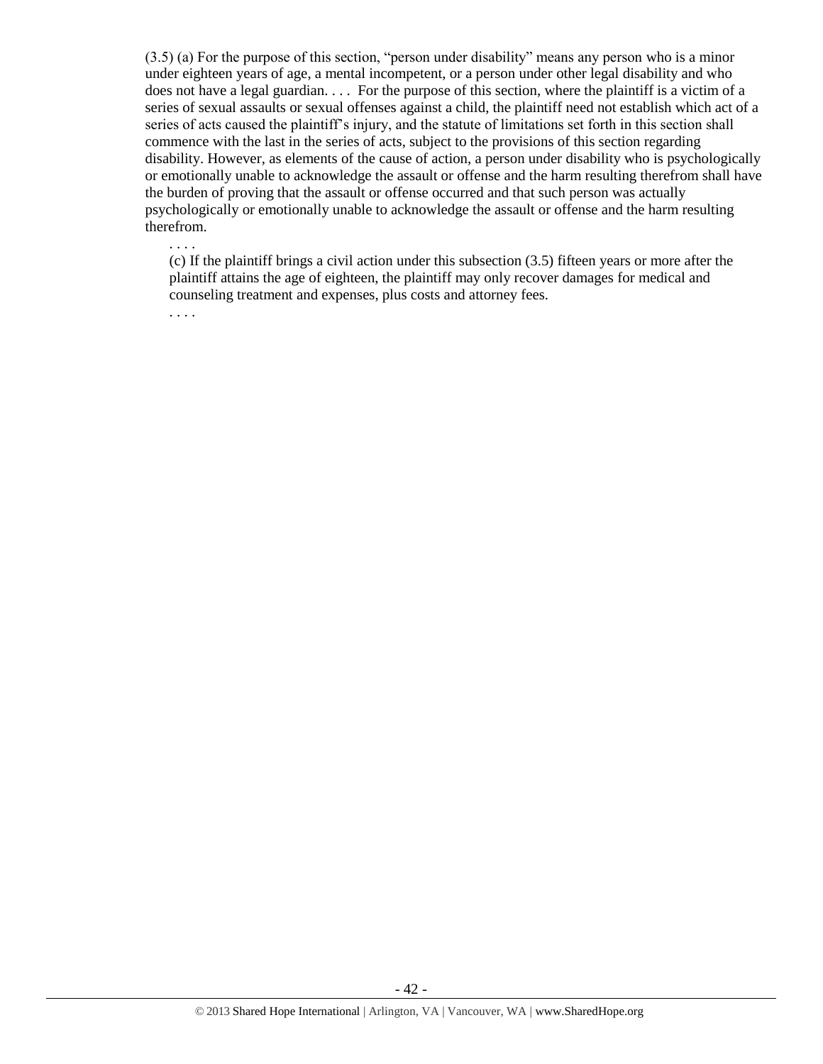(3.5) (a) For the purpose of this section, "person under disability" means any person who is a minor under eighteen years of age, a mental incompetent, or a person under other legal disability and who does not have a legal guardian. . . . For the purpose of this section, where the plaintiff is a victim of a series of sexual assaults or sexual offenses against a child, the plaintiff need not establish which act of a series of acts caused the plaintiff's injury, and the statute of limitations set forth in this section shall commence with the last in the series of acts, subject to the provisions of this section regarding disability. However, as elements of the cause of action, a person under disability who is psychologically or emotionally unable to acknowledge the assault or offense and the harm resulting therefrom shall have the burden of proving that the assault or offense occurred and that such person was actually psychologically or emotionally unable to acknowledge the assault or offense and the harm resulting therefrom.

. . . .

(c) If the plaintiff brings a civil action under this subsection (3.5) fifteen years or more after the plaintiff attains the age of eighteen, the plaintiff may only recover damages for medical and counseling treatment and expenses, plus costs and attorney fees.

. . . .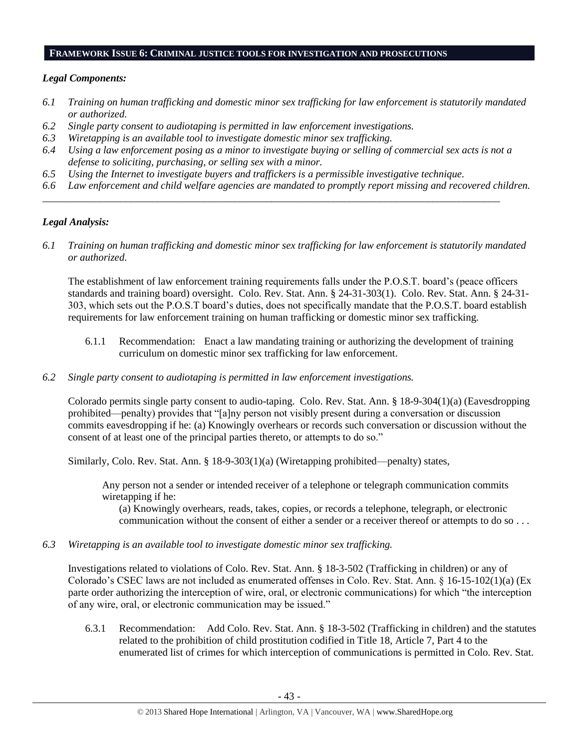## FRAMEWORK ISSUE 6: CRIMINAL JUSTICE TOOLS FOR INVESTIGATION AND PROSECUTIONS

### *Legal Components:*

*6.1 Training on human trafficking and domestic minor sex trafficking for law enforcement is statutorily mandated or authorized.*
*6.2 Single party consent to audiotaping is permitted in law enforcement investigations.*
*6.3 Wiretapping is an available tool to investigate domestic minor sex trafficking.*
*6.4 Using a law enforcement posing as a minor to investigate buying or selling of commercial sex acts is not a defense to soliciting, purchasing, or selling sex with a minor.*
*6.5 Using the Internet to investigate buyers and traffickers is a permissible investigative technique.*
*6.6 Law enforcement and child welfare agencies are mandated to promptly report missing and recovered children.*

---

### *Legal Analysis:*

*6.1 Training on human trafficking and domestic minor sex trafficking for law enforcement is statutorily mandated or authorized.*

The establishment of law enforcement training requirements falls under the P.O.S.T. board's (peace officers standards and training board) oversight. Colo. Rev. Stat. Ann. § 24-31-303(1). Colo. Rev. Stat. Ann. § 24-31-303, which sets out the P.O.S.T board's duties, does not specifically mandate that the P.O.S.T. board establish requirements for law enforcement training on human trafficking or domestic minor sex trafficking.

6.1.1 Recommendation: Enact a law mandating training or authorizing the development of training curriculum on domestic minor sex trafficking for law enforcement.

*6.2 Single party consent to audiotaping is permitted in law enforcement investigations.*

Colorado permits single party consent to audio-taping. Colo. Rev. Stat. Ann. § 18-9-304(1)(a) (Eavesdropping prohibited—penalty) provides that "[a]ny person not visibly present during a conversation or discussion commits eavesdropping if he: (a) Knowingly overhears or records such conversation or discussion without the consent of at least one of the principal parties thereto, or attempts to do so."

Similarly, Colo. Rev. Stat. Ann. § 18-9-303(1)(a) (Wiretapping prohibited—penalty) states,

> Any person not a sender or intended receiver of a telephone or telegraph communication commits wiretapping if he:
> (a) Knowingly overhears, reads, takes, copies, or records a telephone, telegraph, or electronic communication without the consent of either a sender or a receiver thereof or attempts to do so . . .

*6.3 Wiretapping is an available tool to investigate domestic minor sex trafficking.*

Investigations related to violations of Colo. Rev. Stat. Ann. § 18-3-502 (Trafficking in children) or any of Colorado's CSEC laws are not included as enumerated offenses in Colo. Rev. Stat. Ann. § 16-15-102(1)(a) (Ex parte order authorizing the interception of wire, oral, or electronic communications) for which "the interception of any wire, oral, or electronic communication may be issued."

6.3.1 Recommendation: Add Colo. Rev. Stat. Ann. § 18-3-502 (Trafficking in children) and the statutes related to the prohibition of child prostitution codified in Title 18, Article 7, Part 4 to the enumerated list of crimes for which interception of communications is permitted in Colo. Rev. Stat.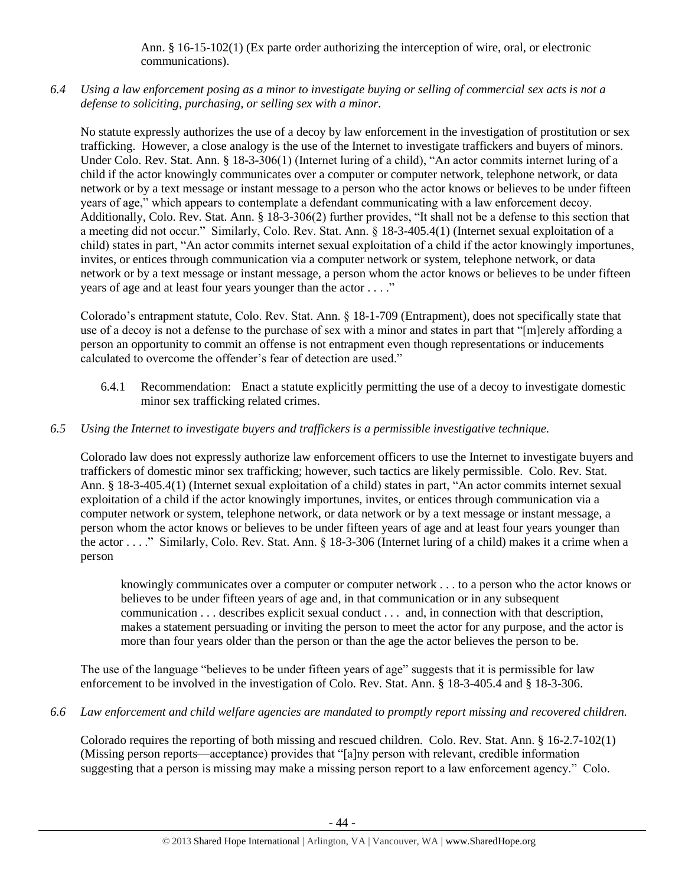Ann. § 16-15-102(1) (Ex parte order authorizing the interception of wire, oral, or electronic communications).

*6.4 Using a law enforcement posing as a minor to investigate buying or selling of commercial sex acts is not a defense to soliciting, purchasing, or selling sex with a minor.*

No statute expressly authorizes the use of a decoy by law enforcement in the investigation of prostitution or sex trafficking. However, a close analogy is the use of the Internet to investigate traffickers and buyers of minors. Under Colo. Rev. Stat. Ann. § 18-3-306(1) (Internet luring of a child), "An actor commits internet luring of a child if the actor knowingly communicates over a computer or computer network, telephone network, or data network or by a text message or instant message to a person who the actor knows or believes to be under fifteen years of age," which appears to contemplate a defendant communicating with a law enforcement decoy. Additionally, Colo. Rev. Stat. Ann. § 18-3-306(2) further provides, "It shall not be a defense to this section that a meeting did not occur." Similarly, Colo. Rev. Stat. Ann. § 18-3-405.4(1) (Internet sexual exploitation of a child) states in part, "An actor commits internet sexual exploitation of a child if the actor knowingly importunes, invites, or entices through communication via a computer network or system, telephone network, or data network or by a text message or instant message, a person whom the actor knows or believes to be under fifteen years of age and at least four years younger than the actor . . . ."

Colorado's entrapment statute, Colo. Rev. Stat. Ann. § 18-1-709 (Entrapment), does not specifically state that use of a decoy is not a defense to the purchase of sex with a minor and states in part that "[m]erely affording a person an opportunity to commit an offense is not entrapment even though representations or inducements calculated to overcome the offender's fear of detection are used."

6.4.1 Recommendation: Enact a statute explicitly permitting the use of a decoy to investigate domestic minor sex trafficking related crimes.

*6.5 Using the Internet to investigate buyers and traffickers is a permissible investigative technique.*

Colorado law does not expressly authorize law enforcement officers to use the Internet to investigate buyers and traffickers of domestic minor sex trafficking; however, such tactics are likely permissible. Colo. Rev. Stat. Ann. § 18-3-405.4(1) (Internet sexual exploitation of a child) states in part, "An actor commits internet sexual exploitation of a child if the actor knowingly importunes, invites, or entices through communication via a computer network or system, telephone network, or data network or by a text message or instant message, a person whom the actor knows or believes to be under fifteen years of age and at least four years younger than the actor . . . ." Similarly, Colo. Rev. Stat. Ann. § 18-3-306 (Internet luring of a child) makes it a crime when a person

> knowingly communicates over a computer or computer network . . . to a person who the actor knows or believes to be under fifteen years of age and, in that communication or in any subsequent communication . . . describes explicit sexual conduct . . . and, in connection with that description, makes a statement persuading or inviting the person to meet the actor for any purpose, and the actor is more than four years older than the person or than the age the actor believes the person to be.

The use of the language "believes to be under fifteen years of age" suggests that it is permissible for law enforcement to be involved in the investigation of Colo. Rev. Stat. Ann. § 18-3-405.4 and § 18-3-306.

*6.6 Law enforcement and child welfare agencies are mandated to promptly report missing and recovered children.*

Colorado requires the reporting of both missing and rescued children. Colo. Rev. Stat. Ann. § 16-2.7-102(1) (Missing person reports—acceptance) provides that "[a]ny person with relevant, credible information suggesting that a person is missing may make a missing person report to a law enforcement agency." Colo.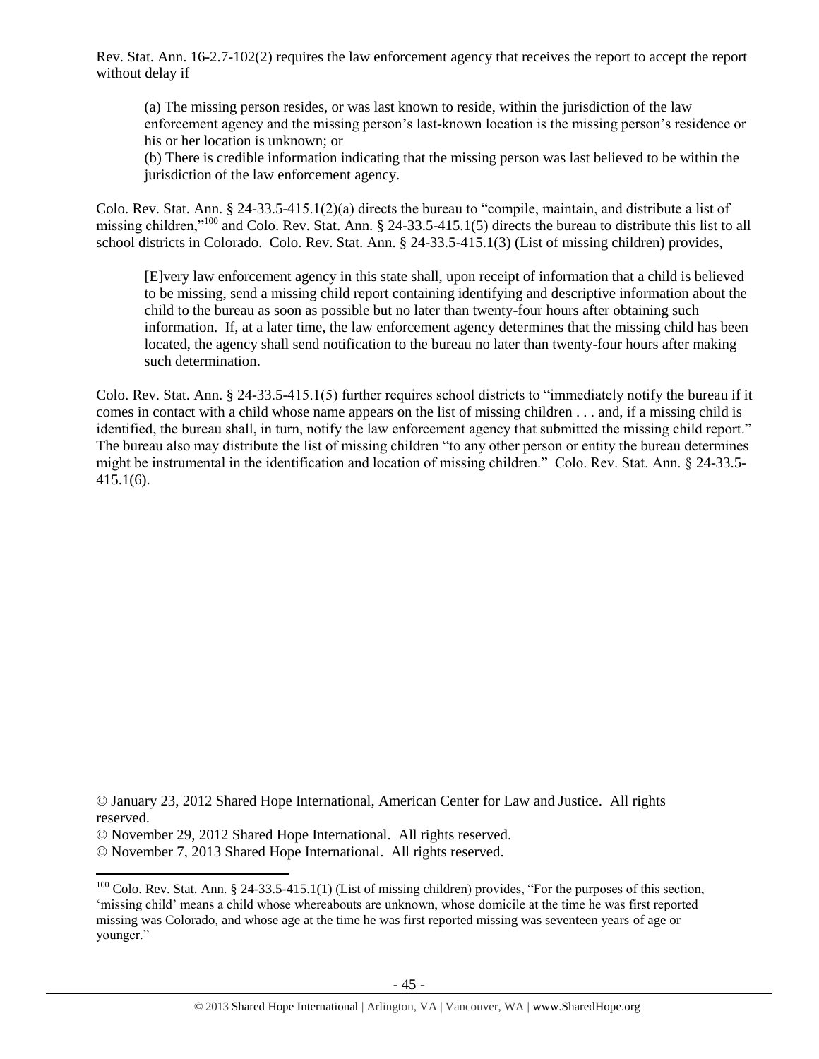Rev. Stat. Ann. 16-2.7-102(2) requires the law enforcement agency that receives the report to accept the report without delay if

> (a) The missing person resides, or was last known to reside, within the jurisdiction of the law enforcement agency and the missing person's last-known location is the missing person's residence or his or her location is unknown; or
> (b) There is credible information indicating that the missing person was last believed to be within the jurisdiction of the law enforcement agency.

Colo. Rev. Stat. Ann. § 24-33.5-415.1(2)(a) directs the bureau to "compile, maintain, and distribute a list of missing children,"[100] and Colo. Rev. Stat. Ann. § 24-33.5-415.1(5) directs the bureau to distribute this list to all school districts in Colorado. Colo. Rev. Stat. Ann. § 24-33.5-415.1(3) (List of missing children) provides,

> [E]very law enforcement agency in this state shall, upon receipt of information that a child is believed to be missing, send a missing child report containing identifying and descriptive information about the child to the bureau as soon as possible but no later than twenty-four hours after obtaining such information. If, at a later time, the law enforcement agency determines that the missing child has been located, the agency shall send notification to the bureau no later than twenty-four hours after making such determination.

Colo. Rev. Stat. Ann. § 24-33.5-415.1(5) further requires school districts to "immediately notify the bureau if it comes in contact with a child whose name appears on the list of missing children . . . and, if a missing child is identified, the bureau shall, in turn, notify the law enforcement agency that submitted the missing child report." The bureau also may distribute the list of missing children "to any other person or entity the bureau determines might be instrumental in the identification and location of missing children." Colo. Rev. Stat. Ann. § 24-33.5-415.1(6).

© January 23, 2012 Shared Hope International, American Center for Law and Justice. All rights reserved.
© November 29, 2012 Shared Hope International. All rights reserved.
© November 7, 2013 Shared Hope International. All rights reserved.

[100] Colo. Rev. Stat. Ann. § 24-33.5-415.1(1) (List of missing children) provides, "For the purposes of this section, 'missing child' means a child whose whereabouts are unknown, whose domicile at the time he was first reported missing was Colorado, and whose age at the time he was first reported missing was seventeen years of age or younger."